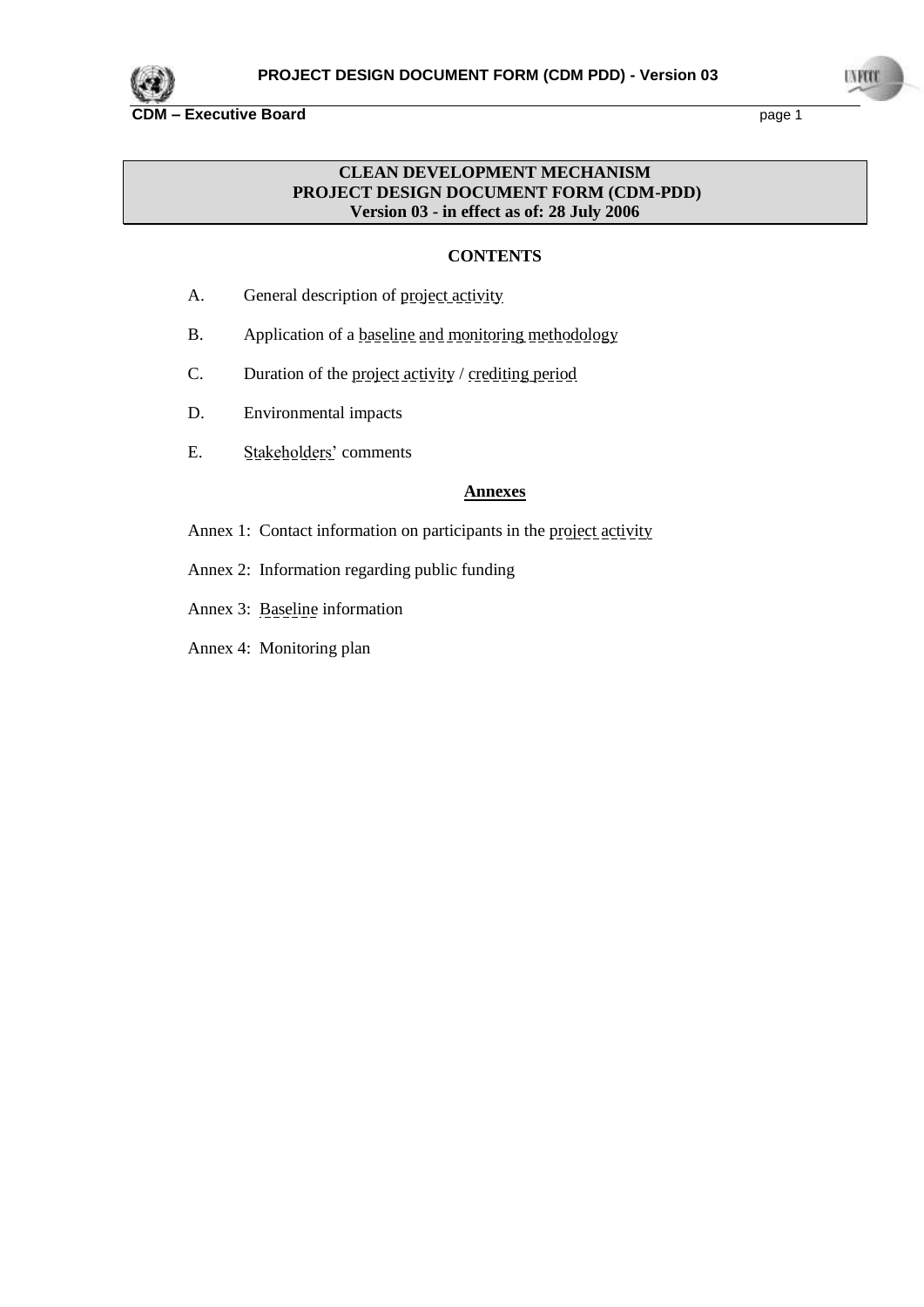**CLEAN DEVELOPMENT MECHANISM**
**PROJECT DESIGN DOCUMENT FORM (CDM-PDD)**
**Version 03 - in effect as of: 28 July 2006**

## CONTENTS

A. General description of project activity

B. Application of a baseline and monitoring methodology

C. Duration of the project activity / crediting period

D. Environmental impacts

E. Stakeholders' comments

## Annexes

Annex 1: Contact information on participants in the project activity

Annex 2: Information regarding public funding

Annex 3: Baseline information

Annex 4: Monitoring plan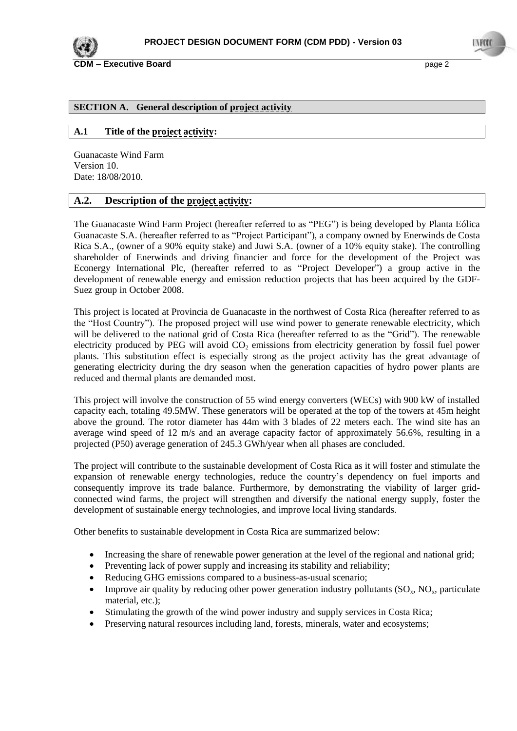## SECTION A. General description of project activity

### A.1 Title of the project activity:

Guanacaste Wind Farm
Version 10.
Date: 18/08/2010.

### A.2. Description of the project activity:

The Guanacaste Wind Farm Project (hereafter referred to as "PEG") is being developed by Planta Eólica Guanacaste S.A. (hereafter referred to as "Project Participant"), a company owned by Enerwinds de Costa Rica S.A., (owner of a 90% equity stake) and Juwi S.A. (owner of a 10% equity stake). The controlling shareholder of Enerwinds and driving financier and force for the development of the Project was Econergy International Plc, (hereafter referred to as "Project Developer") a group active in the development of renewable energy and emission reduction projects that has been acquired by the GDF-Suez group in October 2008.

This project is located at Provincia de Guanacaste in the northwest of Costa Rica (hereafter referred to as the "Host Country"). The proposed project will use wind power to generate renewable electricity, which will be delivered to the national grid of Costa Rica (hereafter referred to as the "Grid"). The renewable electricity produced by PEG will avoid $CO_2$ emissions from electricity generation by fossil fuel power plants. This substitution effect is especially strong as the project activity has the great advantage of generating electricity during the dry season when the generation capacities of hydro power plants are reduced and thermal plants are demanded most.

This project will involve the construction of 55 wind energy converters (WECs) with 900 kW of installed capacity each, totaling 49.5MW. These generators will be operated at the top of the towers at 45m height above the ground. The rotor diameter has 44m with 3 blades of 22 meters each. The wind site has an average wind speed of 12 m/s and an average capacity factor of approximately 56.6%, resulting in a projected (P50) average generation of 245.3 GWh/year when all phases are concluded.

The project will contribute to the sustainable development of Costa Rica as it will foster and stimulate the expansion of renewable energy technologies, reduce the country's dependency on fuel imports and consequently improve its trade balance. Furthermore, by demonstrating the viability of larger grid-connected wind farms, the project will strengthen and diversify the national energy supply, foster the development of sustainable energy technologies, and improve local living standards.

Other benefits to sustainable development in Costa Rica are summarized below:

- Increasing the share of renewable power generation at the level of the regional and national grid;
- Preventing lack of power supply and increasing its stability and reliability;
- Reducing GHG emissions compared to a business-as-usual scenario;
- Improve air quality by reducing other power generation industry pollutants ($SO_x$, $NO_x$, particulate material, etc.);
- Stimulating the growth of the wind power industry and supply services in Costa Rica;
- Preserving natural resources including land, forests, minerals, water and ecosystems;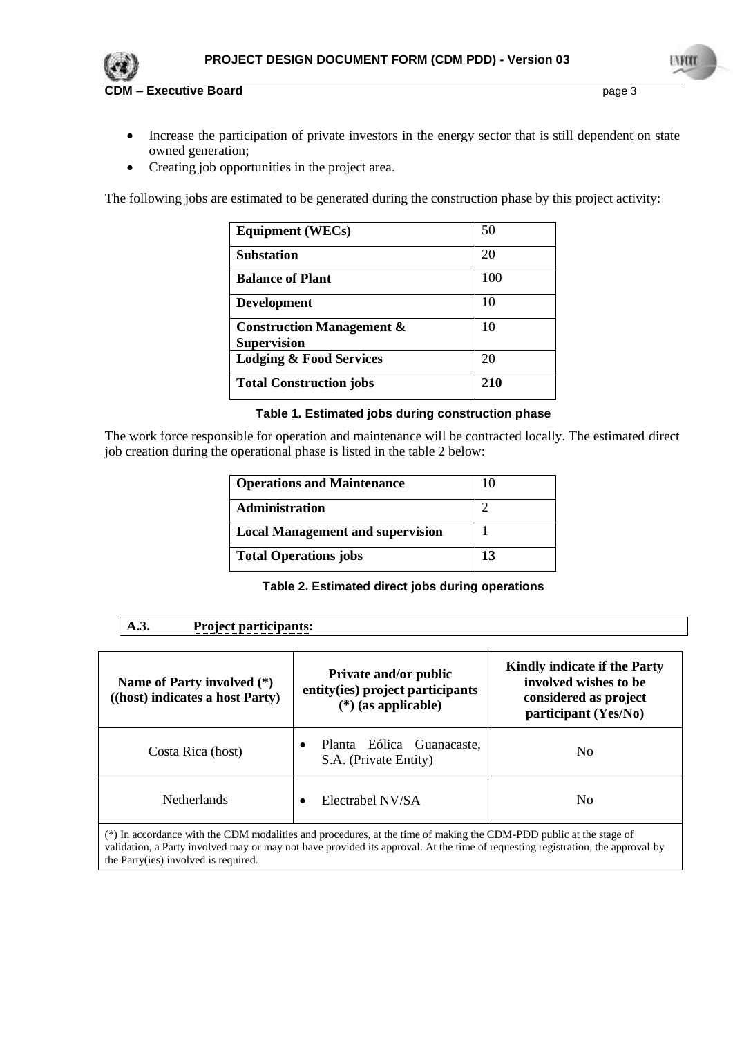- Increase the participation of private investors in the energy sector that is still dependent on state owned generation;
- Creating job opportunities in the project area.

The following jobs are estimated to be generated during the construction phase by this project activity:

| **Equipment (WECs)** | 50 |
|---|---|
| **Substation** | 20 |
| **Balance of Plant** | 100 |
| **Development** | 10 |
| **Construction Management & Supervision** | 10 |
| **Lodging & Food Services** | 20 |
| **Total Construction jobs** | **210** |

**Table 1. Estimated jobs during construction phase**

The work force responsible for operation and maintenance will be contracted locally. The estimated direct job creation during the operational phase is listed in the table 2 below:

| **Operations and Maintenance** | 10 |
|---|---|
| **Administration** | 2 |
| **Local Management and supervision** | 1 |
| **Total Operations jobs** | **13** |

**Table 2. Estimated direct jobs during operations**

### A.3. Project participants:

| Name of Party involved (*) ((host) indicates a host Party) | Private and/or public entity(ies) project participants (*) (as applicable) | Kindly indicate if the Party involved wishes to be considered as project participant (Yes/No) |
|---|---|---|
| Costa Rica (host) | • Planta Eólica Guanacaste, S.A. (Private Entity) | No |
| Netherlands | • Electrabel NV/SA | No |

(*) In accordance with the CDM modalities and procedures, at the time of making the CDM-PDD public at the stage of validation, a Party involved may or may not have provided its approval. At the time of requesting registration, the approval by the Party(ies) involved is required.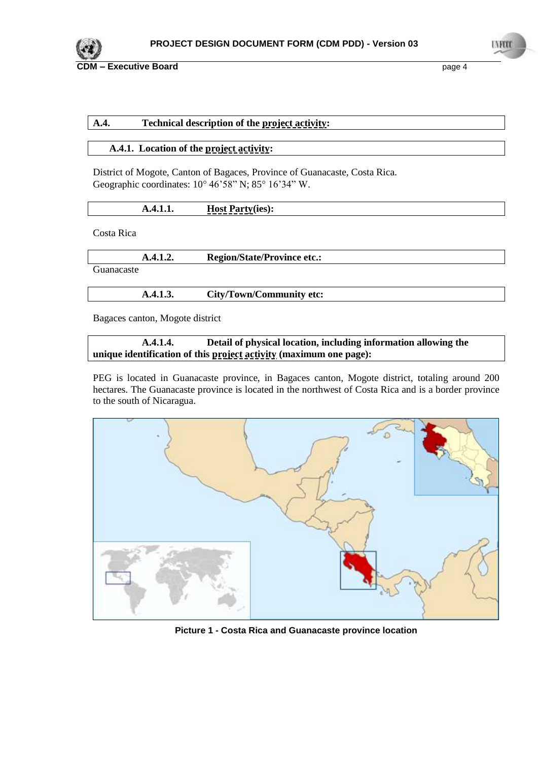### A.4. Technical description of the project activity:

#### A.4.1. Location of the project activity:

District of Mogote, Canton of Bagaces, Province of Guanacaste, Costa Rica.
Geographic coordinates: 10° 46'58" N; 85° 16'34" W.

##### A.4.1.1. Host Party(ies):

Costa Rica

##### A.4.1.2. Region/State/Province etc.:

Guanacaste

##### A.4.1.3. City/Town/Community etc:

Bagaces canton, Mogote district

##### A.4.1.4. Detail of physical location, including information allowing the unique identification of this project activity (maximum one page):

PEG is located in Guanacaste province, in Bagaces canton, Mogote district, totaling around 200 hectares. The Guanacaste province is located in the northwest of Costa Rica and is a border province to the south of Nicaragua.

**Picture 1 - Costa Rica and Guanacaste province location**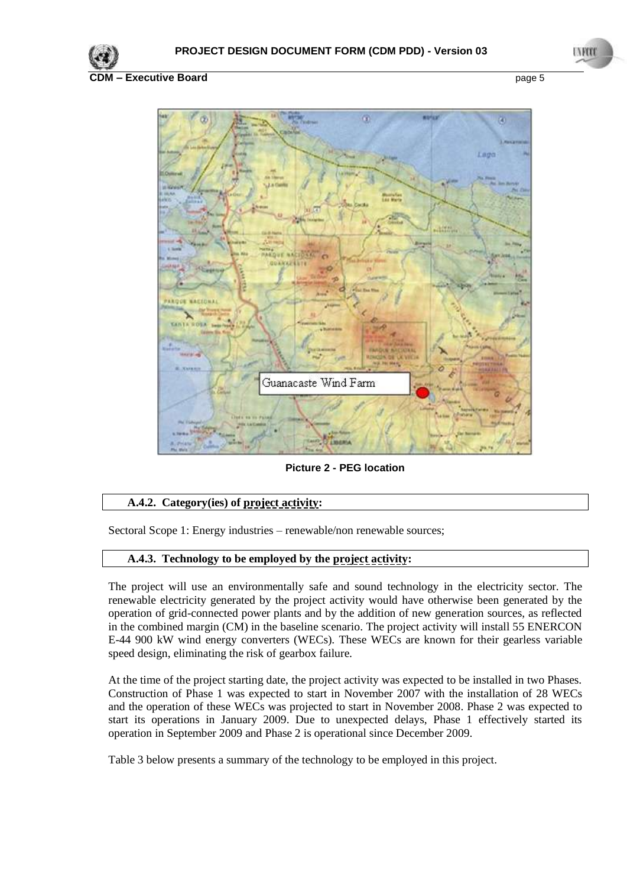Picture 2 - PEG location

### A.4.2. Category(ies) of project activity:

Sectoral Scope 1: Energy industries – renewable/non renewable sources;

### A.4.3. Technology to be employed by the project activity:

The project will use an environmentally safe and sound technology in the electricity sector. The renewable electricity generated by the project activity would have otherwise been generated by the operation of grid-connected power plants and by the addition of new generation sources, as reflected in the combined margin (CM) in the baseline scenario. The project activity will install 55 ENERCON E-44 900 kW wind energy converters (WECs). These WECs are known for their gearless variable speed design, eliminating the risk of gearbox failure.

At the time of the project starting date, the project activity was expected to be installed in two Phases. Construction of Phase 1 was expected to start in November 2007 with the installation of 28 WECs and the operation of these WECs was projected to start in November 2008. Phase 2 was expected to start its operations in January 2009. Due to unexpected delays, Phase 1 effectively started its operation in September 2009 and Phase 2 is operational since December 2009.

Table 3 below presents a summary of the technology to be employed in this project.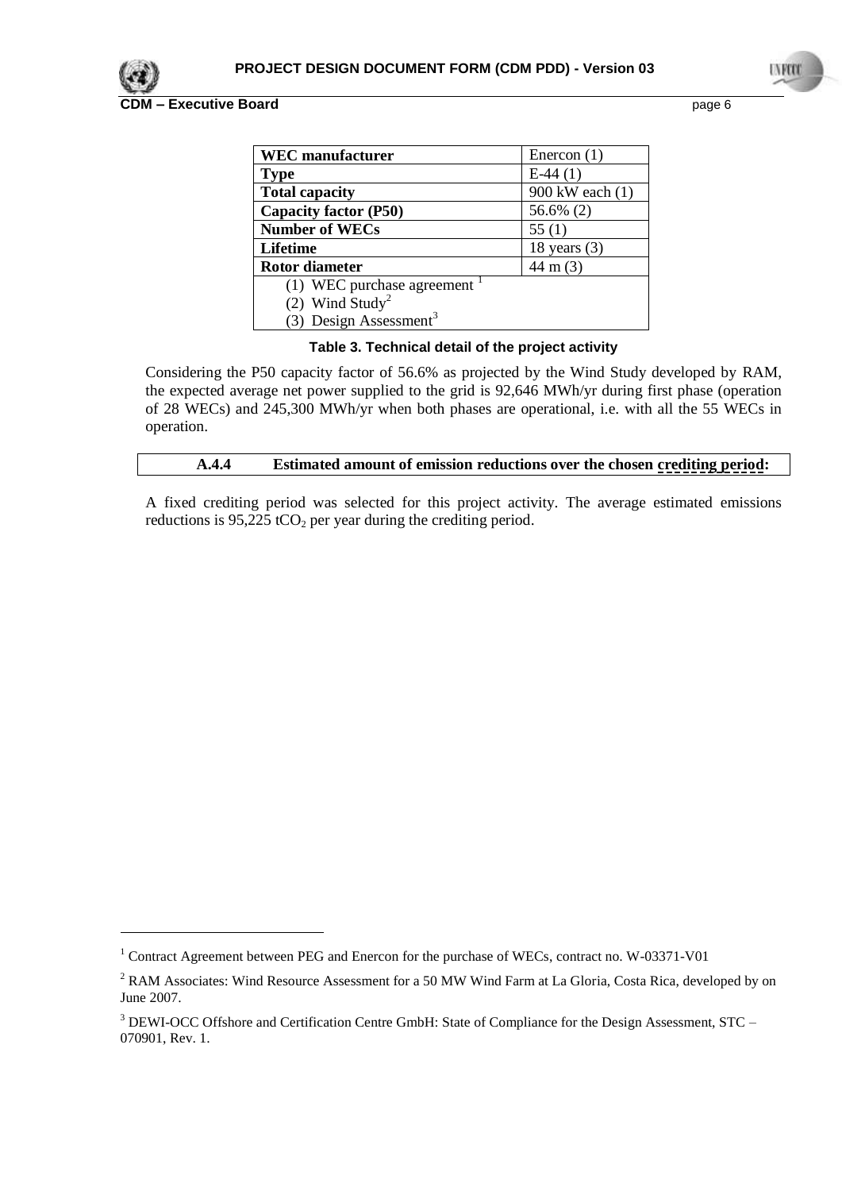| WEC manufacturer | Enercon (1) |
| --- | --- |
| **Type** | E-44 (1) |
| **Total capacity** | 900 kW each (1) |
| **Capacity factor (P50)** | 56.6% (2) |
| **Number of WECs** | 55 (1) |
| **Lifetime** | 18 years (3) |
| **Rotor diameter** | 44 m (3) |
| (1) WEC purchase agreement [1] | |
| (2) Wind Study[2] | |
| (3) Design Assessment[3] | |

**Table 3. Technical detail of the project activity**

Considering the P50 capacity factor of 56.6% as projected by the Wind Study developed by RAM, the expected average net power supplied to the grid is 92,646 MWh/yr during first phase (operation of 28 WECs) and 245,300 MWh/yr when both phases are operational, i.e. with all the 55 WECs in operation.

### A.4.4 Estimated amount of emission reductions over the chosen crediting period:

A fixed crediting period was selected for this project activity. The average estimated emissions reductions is 95,225 $tCO_2$ per year during the crediting period.

[1] Contract Agreement between PEG and Enercon for the purchase of WECs, contract no. W-03371-V01

[2] RAM Associates: Wind Resource Assessment for a 50 MW Wind Farm at La Gloria, Costa Rica, developed by on June 2007.

[3] DEWI-OCC Offshore and Certification Centre GmbH: State of Compliance for the Design Assessment, STC – 070901, Rev. 1.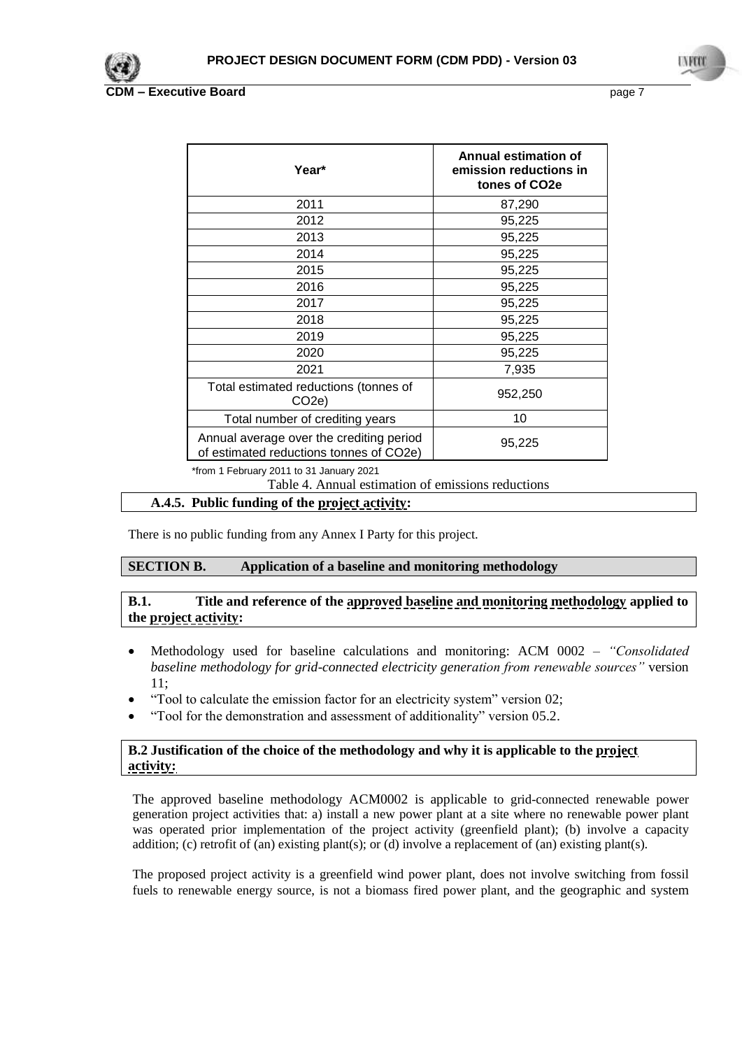| Year* | Annual estimation of emission reductions in tonnes of CO2e |
|---|---|
| 2011 | 87,290 |
| 2012 | 95,225 |
| 2013 | 95,225 |
| 2014 | 95,225 |
| 2015 | 95,225 |
| 2016 | 95,225 |
| 2017 | 95,225 |
| 2018 | 95,225 |
| 2019 | 95,225 |
| 2020 | 95,225 |
| 2021 | 7,935 |
| Total estimated reductions (tonnes of CO2e) | 952,250 |
| Total number of crediting years | 10 |
| Annual average over the crediting period of estimated reductions tonnes of CO2e) | 95,225 |

*from 1 February 2011 to 31 January 2021

Table 4. Annual estimation of emissions reductions

### A.4.5. Public funding of the project activity:

There is no public funding from any Annex I Party for this project.

## SECTION B. Application of a baseline and monitoring methodology

### B.1. Title and reference of the approved baseline and monitoring methodology applied to the project activity:

- Methodology used for baseline calculations and monitoring: ACM 0002 – *"Consolidated baseline methodology for grid-connected electricity generation from renewable sources"* version 11;
- "Tool to calculate the emission factor for an electricity system" version 02;
- "Tool for the demonstration and assessment of additionality" version 05.2.

### B.2 Justification of the choice of the methodology and why it is applicable to the project activity:

The approved baseline methodology ACM0002 is applicable to grid-connected renewable power generation project activities that: a) install a new power plant at a site where no renewable power plant was operated prior implementation of the project activity (greenfield plant); (b) involve a capacity addition; (c) retrofit of (an) existing plant(s); or (d) involve a replacement of (an) existing plant(s).

The proposed project activity is a greenfield wind power plant, does not involve switching from fossil fuels to renewable energy source, is not a biomass fired power plant, and the geographic and system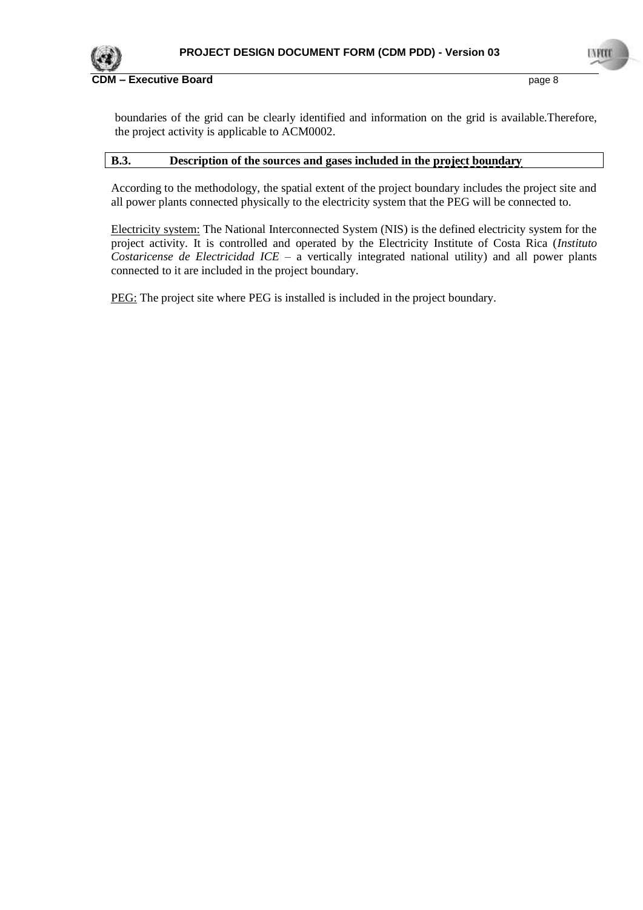boundaries of the grid can be clearly identified and information on the grid is available.Therefore, the project activity is applicable to ACM0002.

### B.3. Description of the sources and gases included in the project boundary

According to the methodology, the spatial extent of the project boundary includes the project site and all power plants connected physically to the electricity system that the PEG will be connected to.

Electricity system: The National Interconnected System (NIS) is the defined electricity system for the project activity. It is controlled and operated by the Electricity Institute of Costa Rica (*Instituto Costaricense de Electricidad ICE* – a vertically integrated national utility) and all power plants connected to it are included in the project boundary.

PEG: The project site where PEG is installed is included in the project boundary.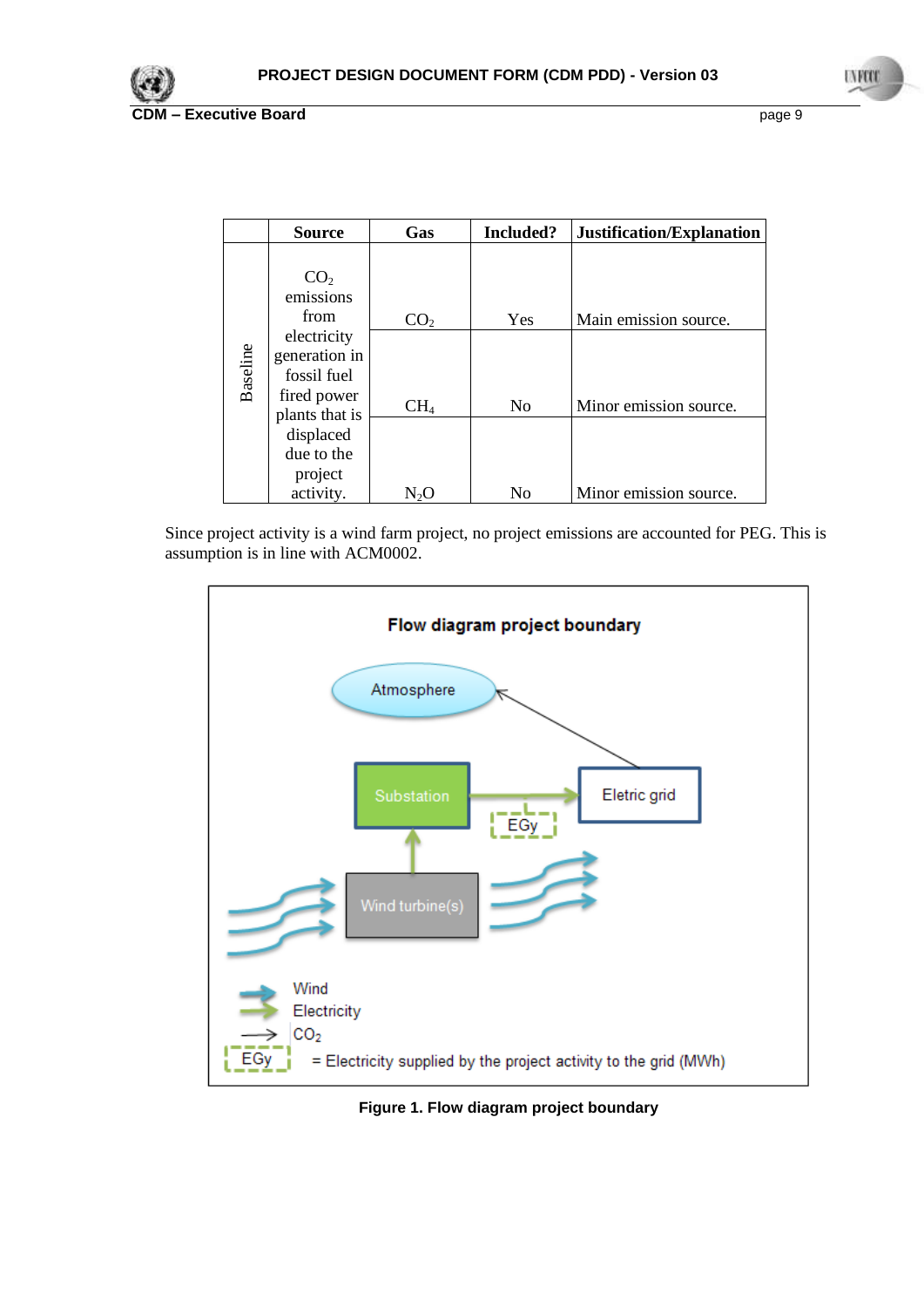| | Source | Gas | Included? | Justification/Explanation |
|---|---|---|---|---|
| Baseline | $CO_2$ emissions from electricity generation in fossil fuel fired power plants that is displaced due to the project activity. | $CO_2$ | Yes | Main emission source. |
| | | $CH_4$ | No | Minor emission source. |
| | | $N_2O$ | No | Minor emission source. |

Since project activity is a wind farm project, no project emissions are accounted for PEG. This is assumption is in line with ACM0002.

**Figure 1. Flow diagram project boundary**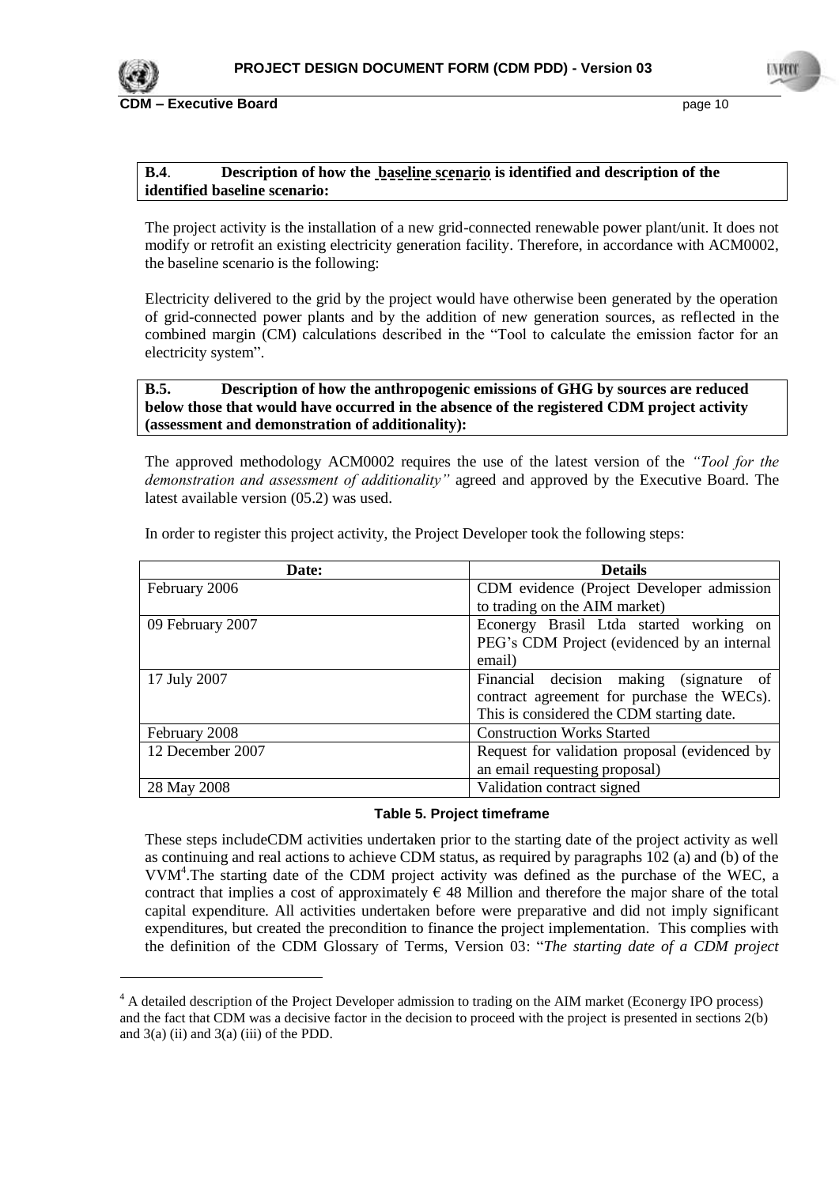**B.4. Description of how the baseline scenario is identified and description of the identified baseline scenario:**

The project activity is the installation of a new grid-connected renewable power plant/unit. It does not modify or retrofit an existing electricity generation facility. Therefore, in accordance with ACM0002, the baseline scenario is the following:

Electricity delivered to the grid by the project would have otherwise been generated by the operation of grid-connected power plants and by the addition of new generation sources, as reflected in the combined margin (CM) calculations described in the "Tool to calculate the emission factor for an electricity system".

**B.5. Description of how the anthropogenic emissions of GHG by sources are reduced below those that would have occurred in the absence of the registered CDM project activity (assessment and demonstration of additionality):**

The approved methodology ACM0002 requires the use of the latest version of the *"Tool for the demonstration and assessment of additionality"* agreed and approved by the Executive Board. The latest available version (05.2) was used.

In order to register this project activity, the Project Developer took the following steps:

| Date: | Details |
|---|---|
| February 2006 | CDM evidence (Project Developer admission to trading on the AIM market) |
| 09 February 2007 | Econergy Brasil Ltda started working on PEG's CDM Project (evidenced by an internal email) |
| 17 July 2007 | Financial decision making (signature of contract agreement for purchase the WECs). This is considered the CDM starting date. |
| February 2008 | Construction Works Started |
| 12 December 2007 | Request for validation proposal (evidenced by an email requesting proposal) |
| 28 May 2008 | Validation contract signed |

**Table 5. Project timeframe**

These steps includeCDM activities undertaken prior to the starting date of the project activity as well as continuing and real actions to achieve CDM status, as required by paragraphs 102 (a) and (b) of the VVM[4].The starting date of the CDM project activity was defined as the purchase of the WEC, a contract that implies a cost of approximately € 48 Million and therefore the major share of the total capital expenditure. All activities undertaken before were preparative and did not imply significant expenditures, but created the precondition to finance the project implementation. This complies with the definition of the CDM Glossary of Terms, Version 03: "*The starting date of a CDM project*

[4] A detailed description of the Project Developer admission to trading on the AIM market (Econergy IPO process) and the fact that CDM was a decisive factor in the decision to proceed with the project is presented in sections 2(b) and 3(a) (ii) and 3(a) (iii) of the PDD.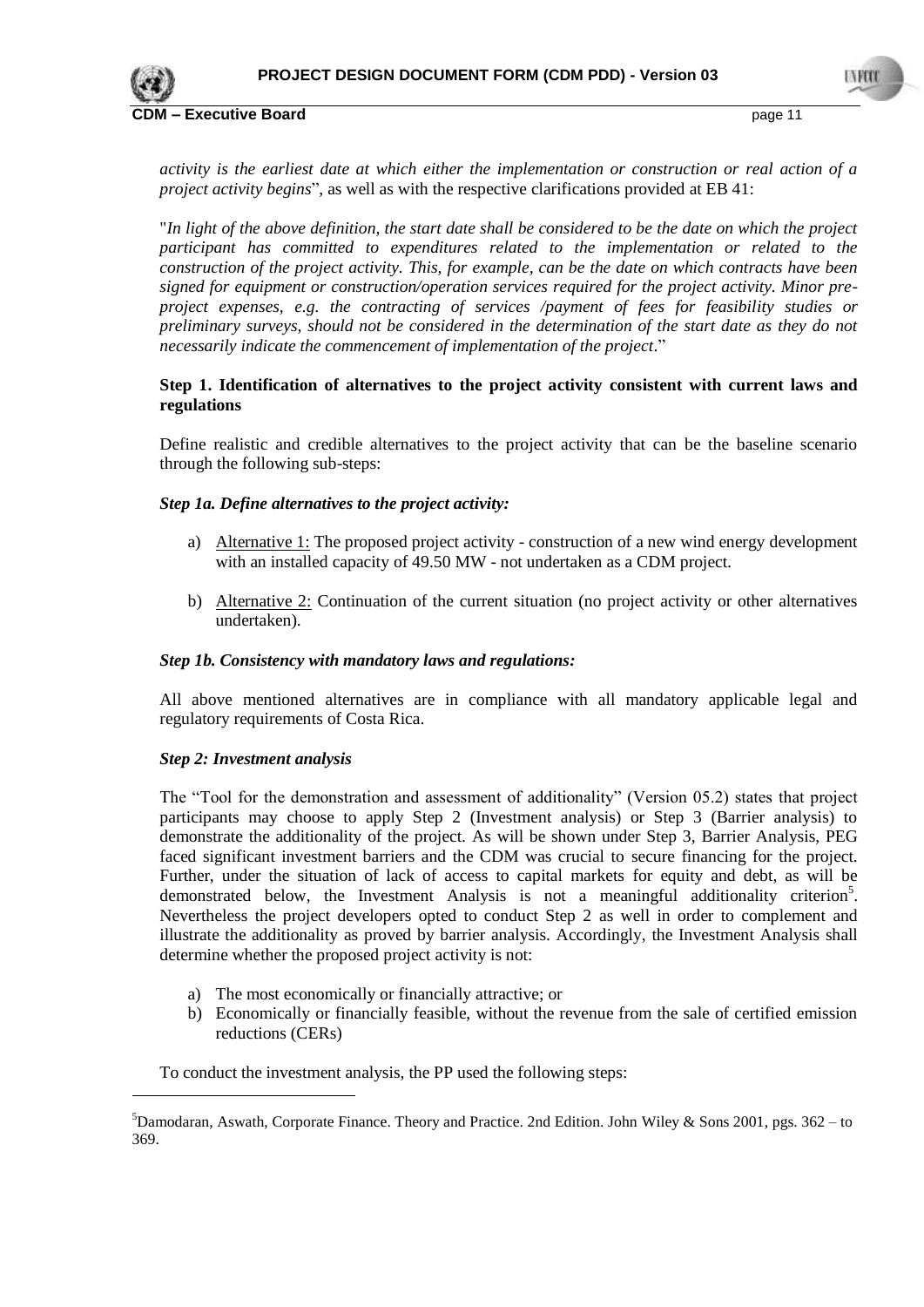*activity is the earliest date at which either the implementation or construction or real action of a project activity begins*", as well as with the respective clarifications provided at EB 41:

"*In light of the above definition, the start date shall be considered to be the date on which the project participant has committed to expenditures related to the implementation or related to the construction of the project activity. This, for example, can be the date on which contracts have been signed for equipment or construction/operation services required for the project activity. Minor pre-project expenses, e.g. the contracting of services /payment of fees for feasibility studies or preliminary surveys, should not be considered in the determination of the start date as they do not necessarily indicate the commencement of implementation of the project*."

**Step 1. Identification of alternatives to the project activity consistent with current laws and regulations**

Define realistic and credible alternatives to the project activity that can be the baseline scenario through the following sub-steps:

***Step 1a. Define alternatives to the project activity:***

a) Alternative 1: The proposed project activity - construction of a new wind energy development with an installed capacity of 49.50 MW - not undertaken as a CDM project.

b) Alternative 2: Continuation of the current situation (no project activity or other alternatives undertaken).

***Step 1b. Consistency with mandatory laws and regulations:***

All above mentioned alternatives are in compliance with all mandatory applicable legal and regulatory requirements of Costa Rica.

***Step 2: Investment analysis***

The "Tool for the demonstration and assessment of additionality" (Version 05.2) states that project participants may choose to apply Step 2 (Investment analysis) or Step 3 (Barrier analysis) to demonstrate the additionality of the project. As will be shown under Step 3, Barrier Analysis, PEG faced significant investment barriers and the CDM was crucial to secure financing for the project. Further, under the situation of lack of access to capital markets for equity and debt, as will be demonstrated below, the Investment Analysis is not a meaningful additionality criterion[5]. Nevertheless the project developers opted to conduct Step 2 as well in order to complement and illustrate the additionality as proved by barrier analysis. Accordingly, the Investment Analysis shall determine whether the proposed project activity is not:

a) The most economically or financially attractive; or
b) Economically or financially feasible, without the revenue from the sale of certified emission reductions (CERs)

To conduct the investment analysis, the PP used the following steps:

[5]Damodaran, Aswath, Corporate Finance. Theory and Practice. 2nd Edition. John Wiley & Sons 2001, pgs. 362 – to 369.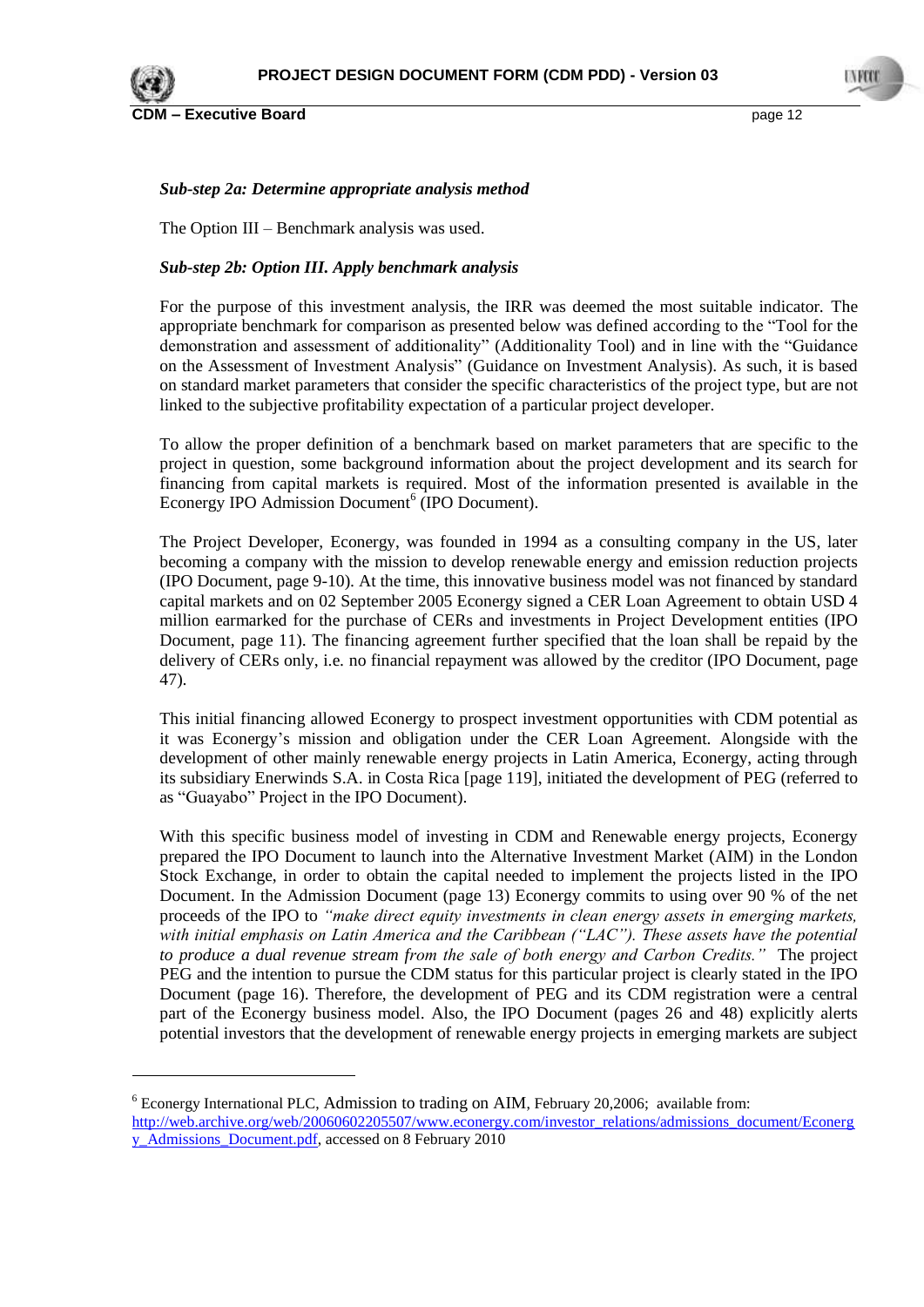***Sub-step 2a: Determine appropriate analysis method***

The Option III – Benchmark analysis was used.

***Sub-step 2b: Option III. Apply benchmark analysis***

For the purpose of this investment analysis, the IRR was deemed the most suitable indicator. The appropriate benchmark for comparison as presented below was defined according to the "Tool for the demonstration and assessment of additionality" (Additionality Tool) and in line with the "Guidance on the Assessment of Investment Analysis" (Guidance on Investment Analysis). As such, it is based on standard market parameters that consider the specific characteristics of the project type, but are not linked to the subjective profitability expectation of a particular project developer.

To allow the proper definition of a benchmark based on market parameters that are specific to the project in question, some background information about the project development and its search for financing from capital markets is required. Most of the information presented is available in the Econergy IPO Admission Document[6] (IPO Document).

The Project Developer, Econergy, was founded in 1994 as a consulting company in the US, later becoming a company with the mission to develop renewable energy and emission reduction projects (IPO Document, page 9-10). At the time, this innovative business model was not financed by standard capital markets and on 02 September 2005 Econergy signed a CER Loan Agreement to obtain USD 4 million earmarked for the purchase of CERs and investments in Project Development entities (IPO Document, page 11). The financing agreement further specified that the loan shall be repaid by the delivery of CERs only, i.e. no financial repayment was allowed by the creditor (IPO Document, page 47).

This initial financing allowed Econergy to prospect investment opportunities with CDM potential as it was Econergy's mission and obligation under the CER Loan Agreement. Alongside with the development of other mainly renewable energy projects in Latin America, Econergy, acting through its subsidiary Enerwinds S.A. in Costa Rica [page 119], initiated the development of PEG (referred to as "Guayabo" Project in the IPO Document).

With this specific business model of investing in CDM and Renewable energy projects, Econergy prepared the IPO Document to launch into the Alternative Investment Market (AIM) in the London Stock Exchange, in order to obtain the capital needed to implement the projects listed in the IPO Document. In the Admission Document (page 13) Econergy commits to using over 90 % of the net proceeds of the IPO to *"make direct equity investments in clean energy assets in emerging markets, with initial emphasis on Latin America and the Caribbean ("LAC"). These assets have the potential to produce a dual revenue stream from the sale of both energy and Carbon Credits."* The project PEG and the intention to pursue the CDM status for this particular project is clearly stated in the IPO Document (page 16). Therefore, the development of PEG and its CDM registration were a central part of the Econergy business model. Also, the IPO Document (pages 26 and 48) explicitly alerts potential investors that the development of renewable energy projects in emerging markets are subject

---

[6] Econergy International PLC, Admission to trading on AIM, February 20,2006; available from: http://web.archive.org/web/20060602205507/www.econergy.com/investor_relations/admissions_document/Econergy_Admissions_Document.pdf, accessed on 8 February 2010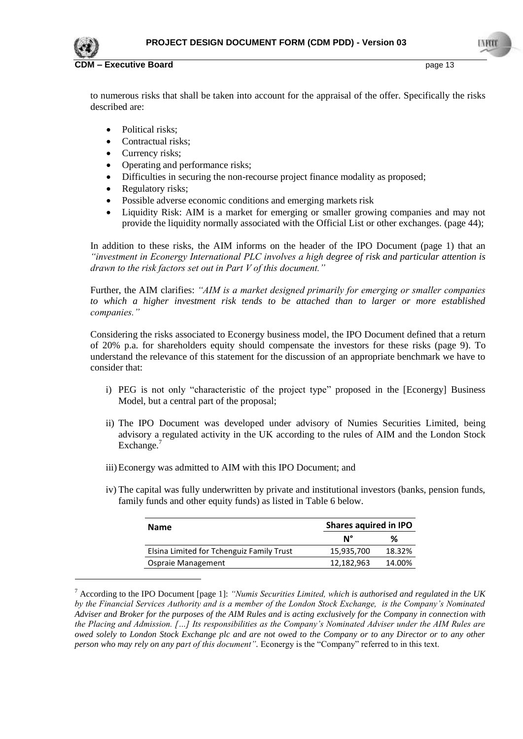to numerous risks that shall be taken into account for the appraisal of the offer. Specifically the risks described are:

- Political risks;
- Contractual risks;
- Currency risks;
- Operating and performance risks;
- Difficulties in securing the non-recourse project finance modality as proposed;
- Regulatory risks;
- Possible adverse economic conditions and emerging markets risk
- Liquidity Risk: AIM is a market for emerging or smaller growing companies and may not provide the liquidity normally associated with the Official List or other exchanges. (page 44);

In addition to these risks, the AIM informs on the header of the IPO Document (page 1) that an *"investment in Econergy International PLC involves a high degree of risk and particular attention is drawn to the risk factors set out in Part V of this document."*

Further, the AIM clarifies: *"AIM is a market designed primarily for emerging or smaller companies to which a higher investment risk tends to be attached than to larger or more established companies."*

Considering the risks associated to Econergy business model, the IPO Document defined that a return of 20% p.a. for shareholders equity should compensate the investors for these risks (page 9). To understand the relevance of this statement for the discussion of an appropriate benchmark we have to consider that:

i) PEG is not only "characteristic of the project type" proposed in the [Econergy] Business Model, but a central part of the proposal;

ii) The IPO Document was developed under advisory of Numies Securities Limited, being advisory a regulated activity in the UK according to the rules of AIM and the London Stock Exchange.[7]

iii) Econergy was admitted to AIM with this IPO Document; and

iv) The capital was fully underwritten by private and institutional investors (banks, pension funds, family funds and other equity funds) as listed in Table 6 below.

| Name | Shares aquired in IPO | |
|---|---|---|
| | N° | % |
| Elsina Limited for Tchenguiz Family Trust | 15,935,700 | 18.32% |
| Ospraie Management | 12,182,963 | 14.00% |

[7] According to the IPO Document [page 1]: *"Numis Securities Limited, which is authorised and regulated in the UK by the Financial Services Authority and is a member of the London Stock Exchange, is the Company's Nominated Adviser and Broker for the purposes of the AIM Rules and is acting exclusively for the Company in connection with the Placing and Admission. […] Its responsibilities as the Company's Nominated Adviser under the AIM Rules are owed solely to London Stock Exchange plc and are not owed to the Company or to any Director or to any other person who may rely on any part of this document"*. Econergy is the "Company" referred to in this text.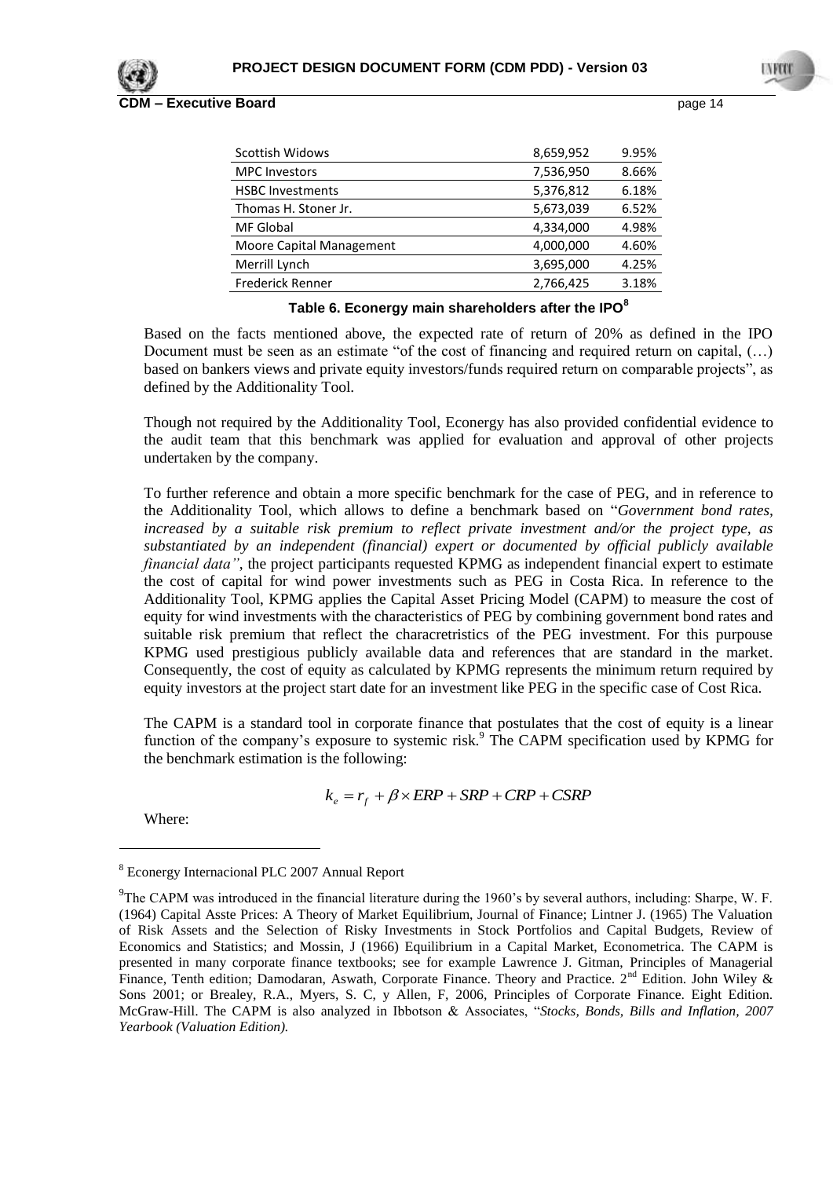| | | |
|---|---|---|
| Scottish Widows | 8,659,952 | 9.95% |
| MPC Investors | 7,536,950 | 8.66% |
| HSBC Investments | 5,376,812 | 6.18% |
| Thomas H. Stoner Jr. | 5,673,039 | 6.52% |
| MF Global | 4,334,000 | 4.98% |
| Moore Capital Management | 4,000,000 | 4.60% |
| Merrill Lynch | 3,695,000 | 4.25% |
| Frederick Renner | 2,766,425 | 3.18% |

**Table 6. Econergy main shareholders after the IPO[8]**

Based on the facts mentioned above, the expected rate of return of 20% as defined in the IPO Document must be seen as an estimate "of the cost of financing and required return on capital, (…) based on bankers views and private equity investors/funds required return on comparable projects", as defined by the Additionality Tool.

Though not required by the Additionality Tool, Econergy has also provided confidential evidence to the audit team that this benchmark was applied for evaluation and approval of other projects undertaken by the company.

To further reference and obtain a more specific benchmark for the case of PEG, and in reference to the Additionality Tool, which allows to define a benchmark based on "*Government bond rates, increased by a suitable risk premium to reflect private investment and/or the project type, as substantiated by an independent (financial) expert or documented by official publicly available financial data"*, the project participants requested KPMG as independent financial expert to estimate the cost of capital for wind power investments such as PEG in Costa Rica. In reference to the Additionality Tool, KPMG applies the Capital Asset Pricing Model (CAPM) to measure the cost of equity for wind investments with the characteristics of PEG by combining government bond rates and suitable risk premium that reflect the characretristics of the PEG investment. For this purpouse KPMG used prestigious publicly available data and references that are standard in the market. Consequently, the cost of equity as calculated by KPMG represents the minimum return required by equity investors at the project start date for an investment like PEG in the specific case of Cost Rica.

The CAPM is a standard tool in corporate finance that postulates that the cost of equity is a linear function of the company's exposure to systemic risk.[9] The CAPM specification used by KPMG for the benchmark estimation is the following:

$$k_e = r_f + \beta \times ERP + SRP + CRP + CSRP$$

Where:

---

[8] Econergy Internacional PLC 2007 Annual Report

[9] The CAPM was introduced in the financial literature during the 1960's by several authors, including: Sharpe, W. F. (1964) Capital Asste Prices: A Theory of Market Equilibrium, Journal of Finance; Lintner J. (1965) The Valuation of Risk Assets and the Selection of Risky Investments in Stock Portfolios and Capital Budgets, Review of Economics and Statistics; and Mossin, J (1966) Equilibrium in a Capital Market, Econometrica. The CAPM is presented in many corporate finance textbooks; see for example Lawrence J. Gitman, Principles of Managerial Finance, Tenth edition; Damodaran, Aswath, Corporate Finance. Theory and Practice. 2nd Edition. John Wiley & Sons 2001; or Brealey, R.A., Myers, S. C, y Allen, F, 2006, Principles of Corporate Finance. Eight Edition. McGraw-Hill. The CAPM is also analyzed in Ibbotson & Associates, "*Stocks, Bonds, Bills and Inflation, 2007 Yearbook (Valuation Edition).*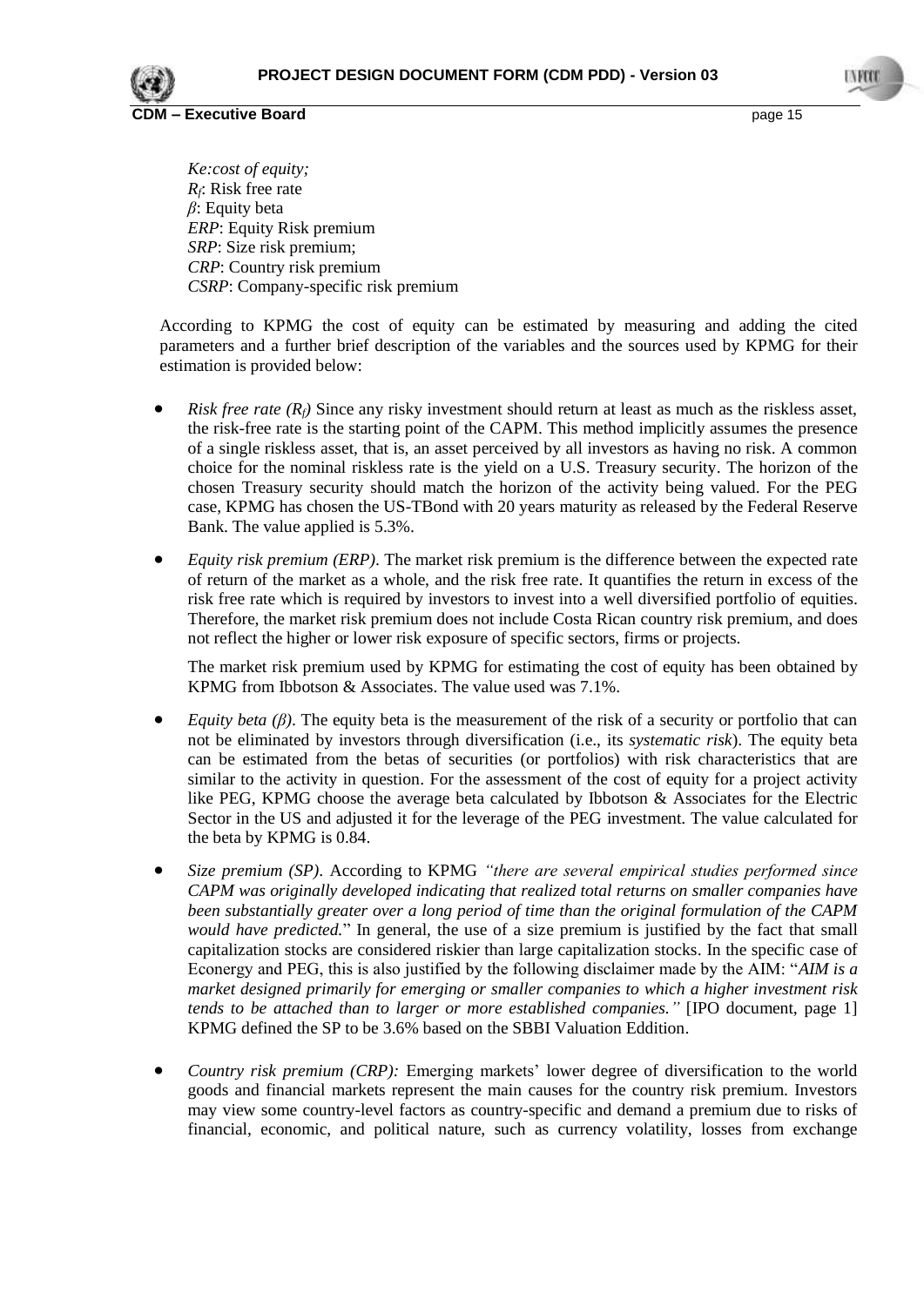*Ke:cost of equity;*
$R_f$: Risk free rate
$\beta$: Equity beta
*ERP*: Equity Risk premium
*SRP*: Size risk premium;
*CRP*: Country risk premium
*CSRP*: Company-specific risk premium

According to KPMG the cost of equity can be estimated by measuring and adding the cited parameters and a further brief description of the variables and the sources used by KPMG for their estimation is provided below:

- *Risk free rate ($R_f$)* Since any risky investment should return at least as much as the riskless asset, the risk-free rate is the starting point of the CAPM. This method implicitly assumes the presence of a single riskless asset, that is, an asset perceived by all investors as having no risk. A common choice for the nominal riskless rate is the yield on a U.S. Treasury security. The horizon of the chosen Treasury security should match the horizon of the activity being valued. For the PEG case, KPMG has chosen the US-TBond with 20 years maturity as released by the Federal Reserve Bank. The value applied is 5.3%.

- *Equity risk premium (ERP)*. The market risk premium is the difference between the expected rate of return of the market as a whole, and the risk free rate. It quantifies the return in excess of the risk free rate which is required by investors to invest into a well diversified portfolio of equities. Therefore, the market risk premium does not include Costa Rican country risk premium, and does not reflect the higher or lower risk exposure of specific sectors, firms or projects.

  The market risk premium used by KPMG for estimating the cost of equity has been obtained by KPMG from Ibbotson & Associates. The value used was 7.1%.

- *Equity beta ($\beta$)*. The equity beta is the measurement of the risk of a security or portfolio that can not be eliminated by investors through diversification (i.e., its *systematic risk*). The equity beta can be estimated from the betas of securities (or portfolios) with risk characteristics that are similar to the activity in question. For the assessment of the cost of equity for a project activity like PEG, KPMG choose the average beta calculated by Ibbotson & Associates for the Electric Sector in the US and adjusted it for the leverage of the PEG investment. The value calculated for the beta by KPMG is 0.84.

- *Size premium (SP)*. According to KPMG *"there are several empirical studies performed since CAPM was originally developed indicating that realized total returns on smaller companies have been substantially greater over a long period of time than the original formulation of the CAPM would have predicted.*" In general, the use of a size premium is justified by the fact that small capitalization stocks are considered riskier than large capitalization stocks. In the specific case of Econergy and PEG, this is also justified by the following disclaimer made by the AIM: "*AIM is a market designed primarily for emerging or smaller companies to which a higher investment risk tends to be attached than to larger or more established companies."* [IPO document, page 1] KPMG defined the SP to be 3.6% based on the SBBI Valuation Eddition.

- *Country risk premium (CRP):* Emerging markets' lower degree of diversification to the world goods and financial markets represent the main causes for the country risk premium. Investors may view some country-level factors as country-specific and demand a premium due to risks of financial, economic, and political nature, such as currency volatility, losses from exchange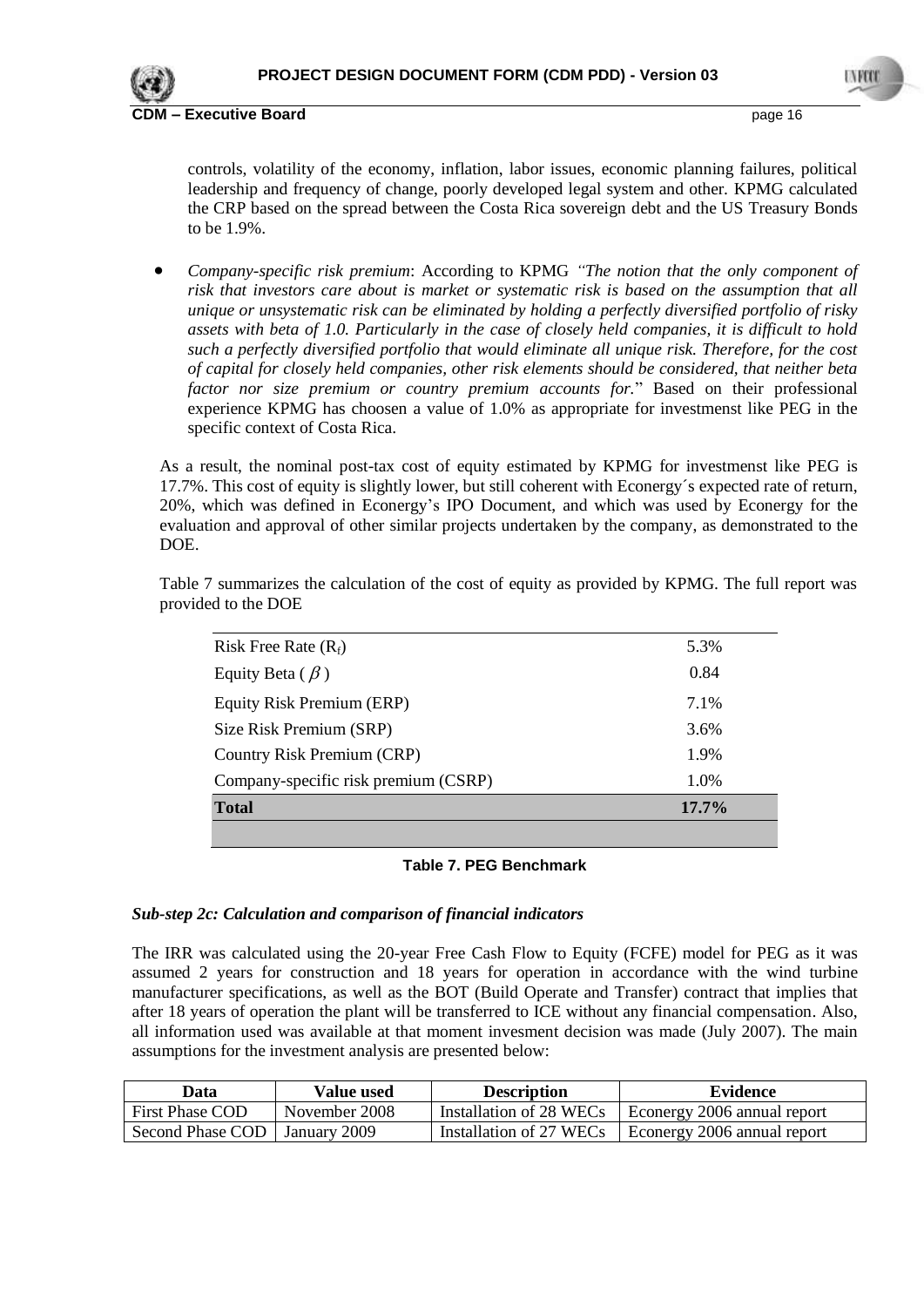controls, volatility of the economy, inflation, labor issues, economic planning failures, political leadership and frequency of change, poorly developed legal system and other. KPMG calculated the CRP based on the spread between the Costa Rica sovereign debt and the US Treasury Bonds to be 1.9%.

- *Company-specific risk premium*: According to KPMG *"The notion that the only component of risk that investors care about is market or systematic risk is based on the assumption that all unique or unsystematic risk can be eliminated by holding a perfectly diversified portfolio of risky assets with beta of 1.0. Particularly in the case of closely held companies, it is difficult to hold such a perfectly diversified portfolio that would eliminate all unique risk. Therefore, for the cost of capital for closely held companies, other risk elements should be considered, that neither beta factor nor size premium or country premium accounts for.*" Based on their professional experience KPMG has choosen a value of 1.0% as appropriate for investmenst like PEG in the specific context of Costa Rica.

As a result, the nominal post-tax cost of equity estimated by KPMG for investmenst like PEG is 17.7%. This cost of equity is slightly lower, but still coherent with Econergy´s expected rate of return, 20%, which was defined in Econergy's IPO Document, and which was used by Econergy for the evaluation and approval of other similar projects undertaken by the company, as demonstrated to the DOE.

Table 7 summarizes the calculation of the cost of equity as provided by KPMG. The full report was provided to the DOE

| | |
|---|---|
| Risk Free Rate ($R_f$) | 5.3% |
| Equity Beta ( $\beta$ ) | 0.84 |
| Equity Risk Premium (ERP) | 7.1% |
| Size Risk Premium (SRP) | 3.6% |
| Country Risk Premium (CRP) | 1.9% |
| Company-specific risk premium (CSRP) | 1.0% |
| **Total** | **17.7%** |

**Table 7. PEG Benchmark**

***Sub-step 2c: Calculation and comparison of financial indicators***

The IRR was calculated using the 20-year Free Cash Flow to Equity (FCFE) model for PEG as it was assumed 2 years for construction and 18 years for operation in accordance with the wind turbine manufacturer specifications, as well as the BOT (Build Operate and Transfer) contract that implies that after 18 years of operation the plant will be transferred to ICE without any financial compensation. Also, all information used was available at that moment invesment decision was made (July 2007). The main assumptions for the investment analysis are presented below:

| Data | Value used | Description | Evidence |
|---|---|---|---|
| First Phase COD | November 2008 | Installation of 28 WECs | Econergy 2006 annual report |
| Second Phase COD | January 2009 | Installation of 27 WECs | Econergy 2006 annual report |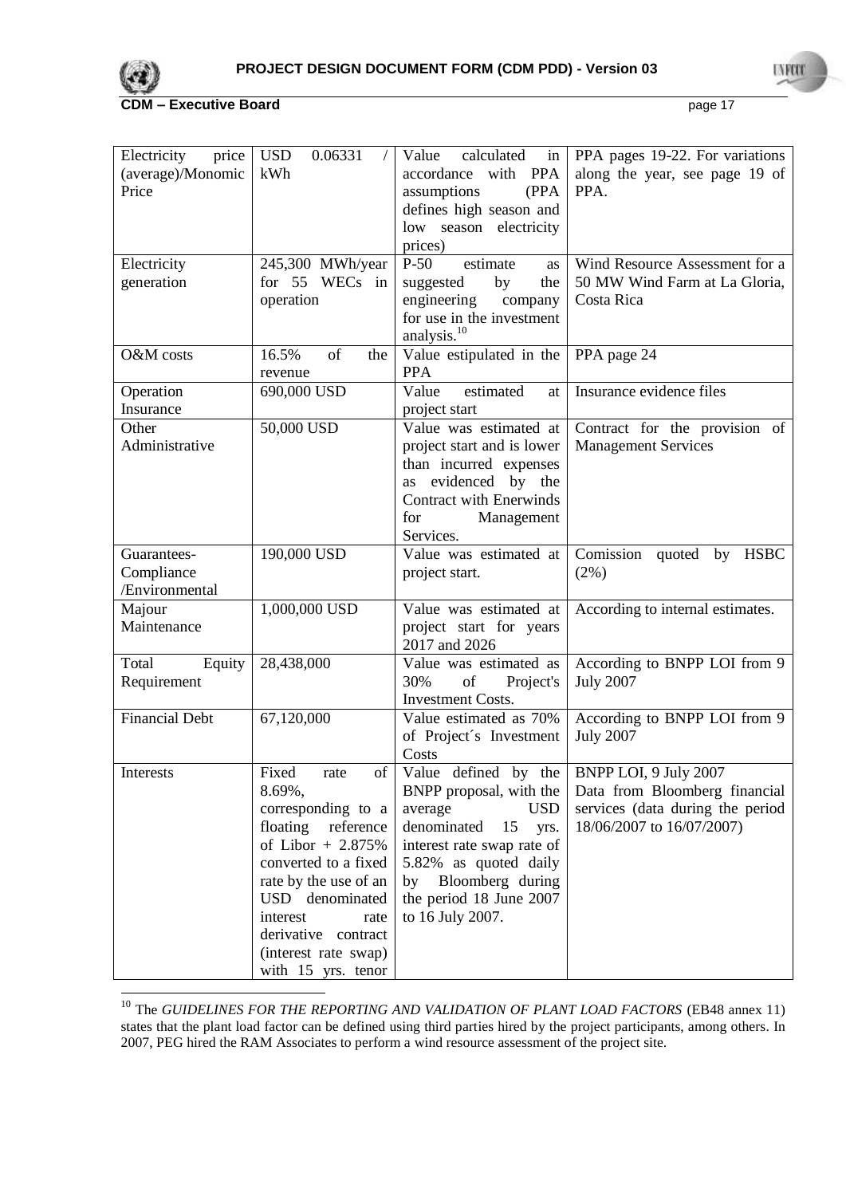| Electricity price (average)/Monomic Price | USD 0.06331 / kWh | Value calculated in accordance with PPA assumptions (PPA defines high season and low season electricity prices) | PPA pages 19-22. For variations along the year, see page 19 of PPA. |
|---|---|---|---|
| Electricity generation | 245,300 MWh/year for 55 WECs in operation | P-50 estimate as suggested by the engineering company for use in the investment analysis.[10] | Wind Resource Assessment for a 50 MW Wind Farm at La Gloria, Costa Rica |
| O&M costs | 16.5% of the revenue | Value estipulated in the PPA | PPA page 24 |
| Operation Insurance | 690,000 USD | Value estimated at project start | Insurance evidence files |
| Other Administrative | 50,000 USD | Value was estimated at project start and is lower than incurred expenses as evidenced by the Contract with Enerwinds for Management Services. | Contract for the provision of Management Services |
| Guarantees-Compliance /Environmental | 190,000 USD | Value was estimated at project start. | Comission quoted by HSBC (2%) |
| Majour Maintenance | 1,000,000 USD | Value was estimated at project start for years 2017 and 2026 | According to internal estimates. |
| Total Equity Requirement | 28,438,000 | Value was estimated as 30% of Project's Investment Costs. | According to BNPP LOI from 9 July 2007 |
| Financial Debt | 67,120,000 | Value estimated as 70% of Project´s Investment Costs | According to BNPP LOI from 9 July 2007 |
| Interests | Fixed rate of 8.69%, corresponding to a floating reference of Libor + 2.875% converted to a fixed rate by the use of an USD denominated interest rate derivative contract (interest rate swap) with 15 yrs. tenor | Value defined by the BNPP proposal, with the average USD denominated 15 yrs. interest rate swap rate of 5.82% as quoted daily by Bloomberg during the period 18 June 2007 to 16 July 2007. | BNPP LOI, 9 July 2007<br>Data from Bloomberg financial services (data during the period 18/06/2007 to 16/07/2007) |

[10] The *GUIDELINES FOR THE REPORTING AND VALIDATION OF PLANT LOAD FACTORS* (EB48 annex 11) states that the plant load factor can be defined using third parties hired by the project participants, among others. In 2007, PEG hired the RAM Associates to perform a wind resource assessment of the project site.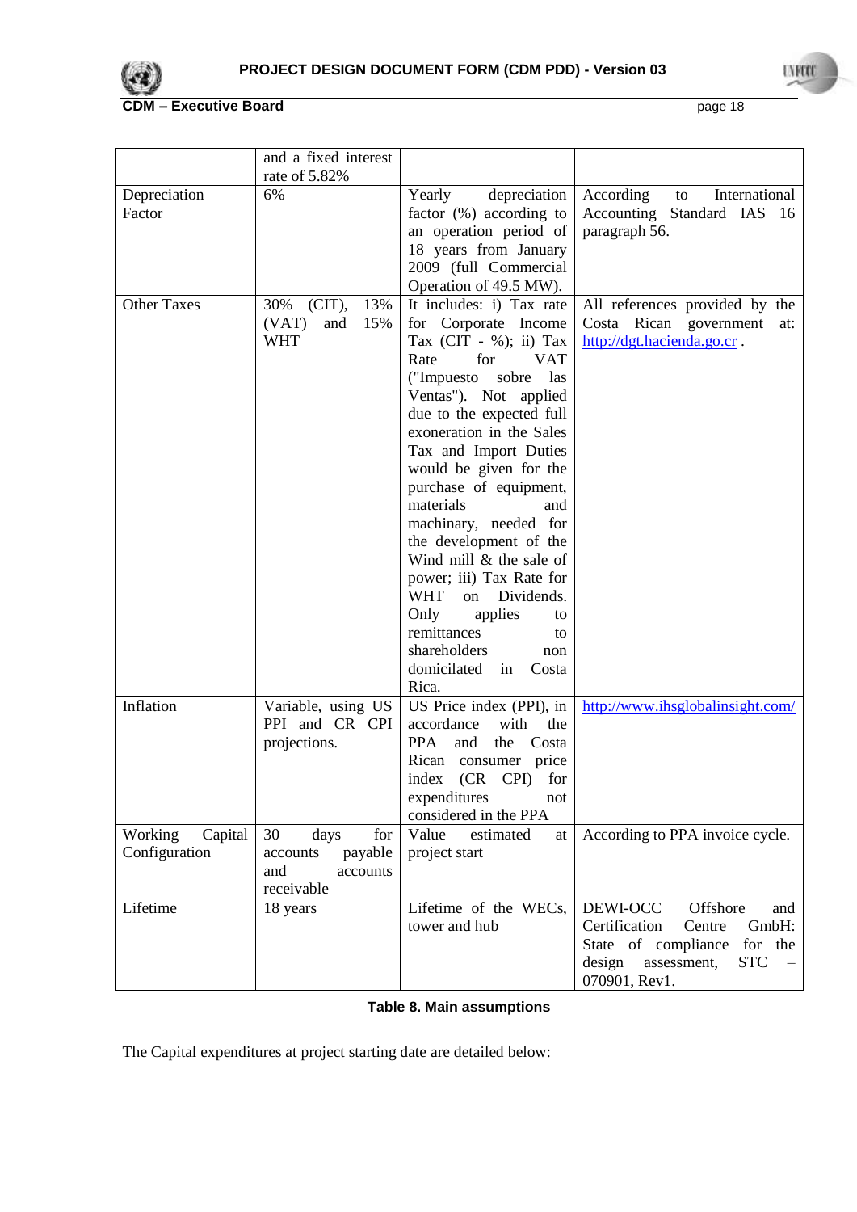| | | | |
|---|---|---|---|
| | and a fixed interest rate of 5.82% | | |
| Depreciation Factor | 6% | Yearly depreciation factor (%) according to an operation period of 18 years from January 2009 (full Commercial Operation of 49.5 MW). | According to International Accounting Standard IAS 16 paragraph 56. |
| Other Taxes | 30% (CIT), 13% (VAT) and 15% WHT | It includes: i) Tax rate for Corporate Income Tax (CIT - %); ii) Tax Rate for VAT ("Impuesto sobre las Ventas"). Not applied due to the expected full exoneration in the Sales Tax and Import Duties would be given for the purchase of equipment, materials and machinary, needed for the development of the Wind mill & the sale of power; iii) Tax Rate for WHT on Dividends. Only applies to remittances to shareholders non domiciled in Costa Rica. | All references provided by the Costa Rican government at: http://dgt.hacienda.go.cr . |
| Inflation | Variable, using US PPI and CR CPI projections. | US Price index (PPI), in accordance with the PPA and the Costa Rican consumer price index (CR CPI) for expenditures not considered in the PPA | http://www.ihsglobalinsight.com/ |
| Working Capital Configuration | 30 days for accounts payable and accounts receivable | Value estimated at project start | According to PPA invoice cycle. |
| Lifetime | 18 years | Lifetime of the WECs, tower and hub | DEWI-OCC Offshore and Certification Centre GmbH: State of compliance for the design assessment, STC – 070901, Rev1. |

**Table 8. Main assumptions**

The Capital expenditures at project starting date are detailed below: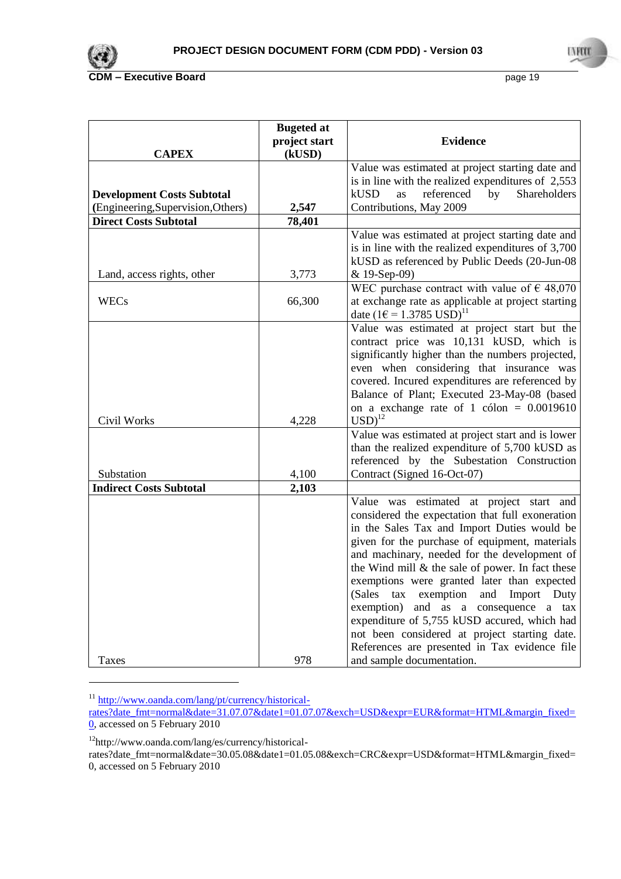| CAPEX | Bugeted at project start (kUSD) | Evidence |
|---|---|---|
| **Development Costs Subtotal** (Engineering,Supervision,Others) | **2,547** | Value was estimated at project starting date and is in line with the realized expenditures of 2,553 kUSD as referenced by Shareholders Contributions, May 2009 |
| **Direct Costs Subtotal** | **78,401** | |
| Land, access rights, other | 3,773 | Value was estimated at project starting date and is in line with the realized expenditures of 3,700 kUSD as referenced by Public Deeds (20-Jun-08 & 19-Sep-09) |
| WECs | 66,300 | WEC purchase contract with value of € 48,070 at exchange rate as applicable at project starting date (1€ = 1.3785 USD)[11] |
| Civil Works | 4,228 | Value was estimated at project start but the contract price was 10,131 kUSD, which is significantly higher than the numbers projected, even when considering that insurance was covered. Incured expenditures are referenced by Balance of Plant; Executed 23-May-08 (based on a exchange rate of 1 cólon = 0.0019610 USD)[12] |
| Substation | 4,100 | Value was estimated at project start and is lower than the realized expenditure of 5,700 kUSD as referenced by the Subestation Construction Contract (Signed 16-Oct-07) |
| **Indirect Costs Subtotal** | **2,103** | |
| Taxes | 978 | Value was estimated at project start and considered the expectation that full exoneration in the Sales Tax and Import Duties would be given for the purchase of equipment, materials and machinary, needed for the development of the Wind mill & the sale of power. In fact these exemptions were granted later than expected (Sales tax exemption and Import Duty exemption) and as a consequence a tax expenditure of 5,755 kUSD accured, which had not been considered at project starting date. References are presented in Tax evidence file and sample documentation. |

[11] http://www.oanda.com/lang/pt/currency/historical-rates?date_fmt=normal&date=31.07.07&date1=01.07.07&exch=USD&expr=EUR&format=HTML&margin_fixed=0, accessed on 5 February 2010

[12] http://www.oanda.com/lang/es/currency/historical-rates?date_fmt=normal&date=30.05.08&date1=01.05.08&exch=CRC&expr=USD&format=HTML&margin_fixed=0, accessed on 5 February 2010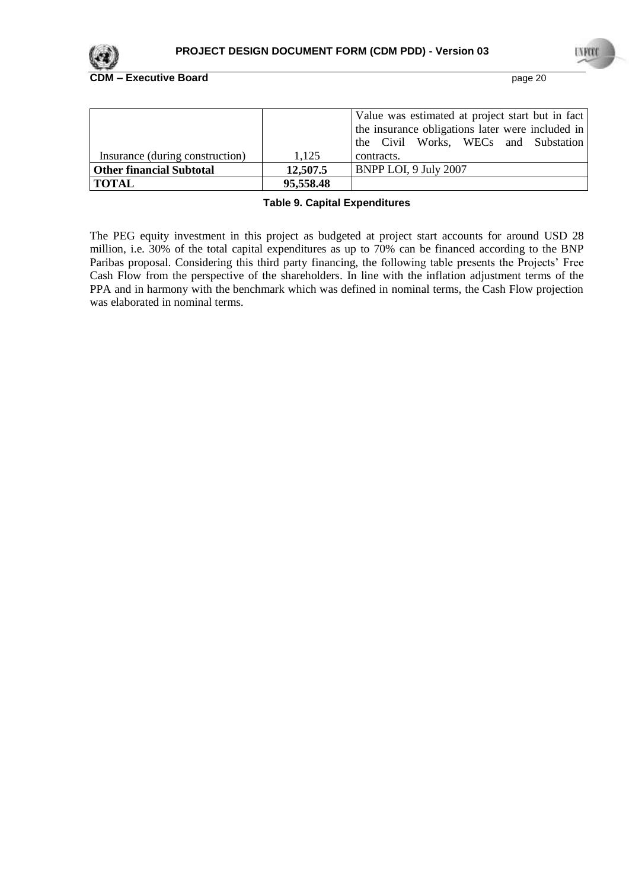| | | |
|---|---|---|
| Insurance (during construction) | 1,125 | Value was estimated at project start but in fact the insurance obligations later were included in the Civil Works, WECs and Substation contracts. |
| **Other financial Subtotal** | **12,507.5** | BNPP LOI, 9 July 2007 |
| **TOTAL** | **95,558.48** | |

**Table 9. Capital Expenditures**

The PEG equity investment in this project as budgeted at project start accounts for around USD 28 million, i.e. 30% of the total capital expenditures as up to 70% can be financed according to the BNP Paribas proposal. Considering this third party financing, the following table presents the Projects' Free Cash Flow from the perspective of the shareholders. In line with the inflation adjustment terms of the PPA and in harmony with the benchmark which was defined in nominal terms, the Cash Flow projection was elaborated in nominal terms.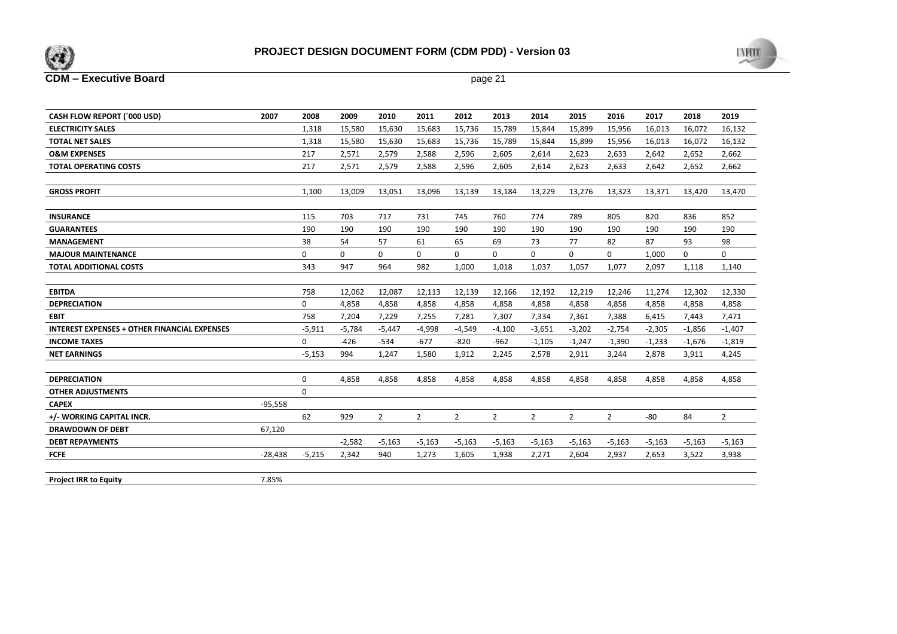| CASH FLOW REPORT (´000 USD) | 2007 | 2008 | 2009 | 2010 | 2011 | 2012 | 2013 | 2014 | 2015 | 2016 | 2017 | 2018 | 2019 |
|---|---|---|---|---|---|---|---|---|---|---|---|---|---|
| **ELECTRICITY SALES** | | 1,318 | 15,580 | 15,630 | 15,683 | 15,736 | 15,789 | 15,844 | 15,899 | 15,956 | 16,013 | 16,072 | 16,132 |
| **TOTAL NET SALES** | | 1,318 | 15,580 | 15,630 | 15,683 | 15,736 | 15,789 | 15,844 | 15,899 | 15,956 | 16,013 | 16,072 | 16,132 |
| **O&M EXPENSES** | | 217 | 2,571 | 2,579 | 2,588 | 2,596 | 2,605 | 2,614 | 2,623 | 2,633 | 2,642 | 2,652 | 2,662 |
| **TOTAL OPERATING COSTS** | | 217 | 2,571 | 2,579 | 2,588 | 2,596 | 2,605 | 2,614 | 2,623 | 2,633 | 2,642 | 2,652 | 2,662 |
| | | | | | | | | | | | | | |
| **GROSS PROFIT** | | 1,100 | 13,009 | 13,051 | 13,096 | 13,139 | 13,184 | 13,229 | 13,276 | 13,323 | 13,371 | 13,420 | 13,470 |
| | | | | | | | | | | | | | |
| **INSURANCE** | | 115 | 703 | 717 | 731 | 745 | 760 | 774 | 789 | 805 | 820 | 836 | 852 |
| **GUARANTEES** | | 190 | 190 | 190 | 190 | 190 | 190 | 190 | 190 | 190 | 190 | 190 | 190 |
| **MANAGEMENT** | | 38 | 54 | 57 | 61 | 65 | 69 | 73 | 77 | 82 | 87 | 93 | 98 |
| **MAJOUR MAINTENANCE** | | 0 | 0 | 0 | 0 | 0 | 0 | 0 | 0 | 0 | 1,000 | 0 | 0 |
| **TOTAL ADDITIONAL COSTS** | | 343 | 947 | 964 | 982 | 1,000 | 1,018 | 1,037 | 1,057 | 1,077 | 2,097 | 1,118 | 1,140 |
| | | | | | | | | | | | | | |
| **EBITDA** | | 758 | 12,062 | 12,087 | 12,113 | 12,139 | 12,166 | 12,192 | 12,219 | 12,246 | 11,274 | 12,302 | 12,330 |
| **DEPRECIATION** | | 0 | 4,858 | 4,858 | 4,858 | 4,858 | 4,858 | 4,858 | 4,858 | 4,858 | 4,858 | 4,858 | 4,858 |
| **EBIT** | | 758 | 7,204 | 7,229 | 7,255 | 7,281 | 7,307 | 7,334 | 7,361 | 7,388 | 6,415 | 7,443 | 7,471 |
| **INTEREST EXPENSES + OTHER FINANCIAL EXPENSES** | | -5,911 | -5,784 | -5,447 | -4,998 | -4,549 | -4,100 | -3,651 | -3,202 | -2,754 | -2,305 | -1,856 | -1,407 |
| **INCOME TAXES** | | 0 | -426 | -534 | -677 | -820 | -962 | -1,105 | -1,247 | -1,390 | -1,233 | -1,676 | -1,819 |
| **NET EARNINGS** | | -5,153 | 994 | 1,247 | 1,580 | 1,912 | 2,245 | 2,578 | 2,911 | 3,244 | 2,878 | 3,911 | 4,245 |
| | | | | | | | | | | | | | |
| **DEPRECIATION** | | 0 | 4,858 | 4,858 | 4,858 | 4,858 | 4,858 | 4,858 | 4,858 | 4,858 | 4,858 | 4,858 | 4,858 |
| **OTHER ADJUSTMENTS** | | 0 | | | | | | | | | | | |
| **CAPEX** | -95,558 | | | | | | | | | | | | |
| **+/- WORKING CAPITAL INCR.** | | 62 | 929 | 2 | 2 | 2 | 2 | 2 | 2 | 2 | -80 | 84 | 2 |
| **DRAWDOWN OF DEBT** | 67,120 | | | | | | | | | | | | |
| **DEBT REPAYMENTS** | | | -2,582 | -5,163 | -5,163 | -5,163 | -5,163 | -5,163 | -5,163 | -5,163 | -5,163 | -5,163 | -5,163 |
| **FCFE** | -28,438 | -5,215 | 2,342 | 940 | 1,273 | 1,605 | 1,938 | 2,271 | 2,604 | 2,937 | 2,653 | 3,522 | 3,938 |
| | | | | | | | | | | | | | |
| **Project IRR to Equity** | 7.85% | | | | | | | | | | | | |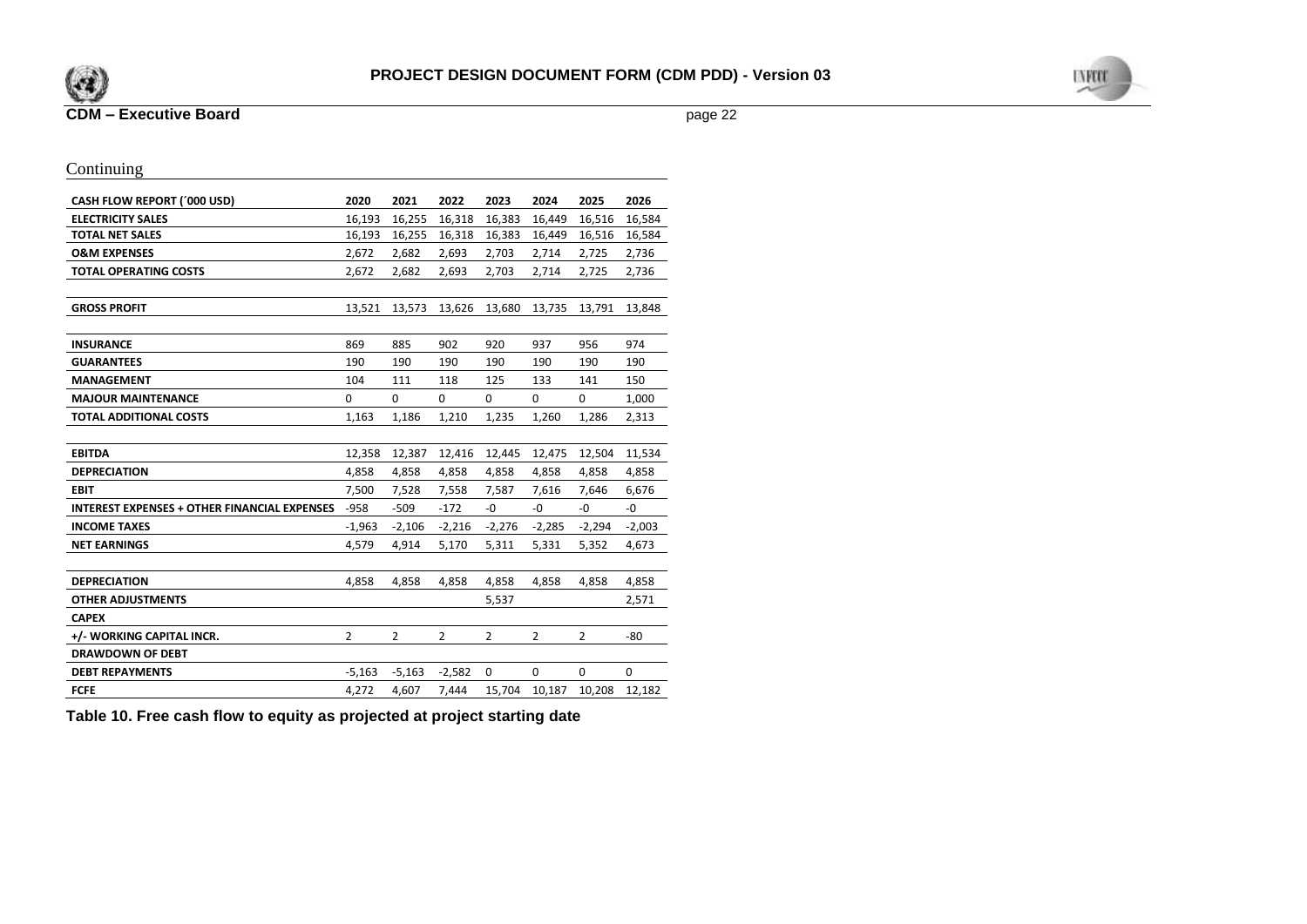Continuing

| CASH FLOW REPORT (´000 USD) | 2020 | 2021 | 2022 | 2023 | 2024 | 2025 | 2026 |
|---|---|---|---|---|---|---|---|
| ELECTRICITY SALES | 16,193 | 16,255 | 16,318 | 16,383 | 16,449 | 16,516 | 16,584 |
| TOTAL NET SALES | 16,193 | 16,255 | 16,318 | 16,383 | 16,449 | 16,516 | 16,584 |
| O&M EXPENSES | 2,672 | 2,682 | 2,693 | 2,703 | 2,714 | 2,725 | 2,736 |
| TOTAL OPERATING COSTS | 2,672 | 2,682 | 2,693 | 2,703 | 2,714 | 2,725 | 2,736 |
| | | | | | | | |
| GROSS PROFIT | 13,521 | 13,573 | 13,626 | 13,680 | 13,735 | 13,791 | 13,848 |
| | | | | | | | |
| INSURANCE | 869 | 885 | 902 | 920 | 937 | 956 | 974 |
| GUARANTEES | 190 | 190 | 190 | 190 | 190 | 190 | 190 |
| MANAGEMENT | 104 | 111 | 118 | 125 | 133 | 141 | 150 |
| MAJOUR MAINTENANCE | 0 | 0 | 0 | 0 | 0 | 0 | 1,000 |
| TOTAL ADDITIONAL COSTS | 1,163 | 1,186 | 1,210 | 1,235 | 1,260 | 1,286 | 2,313 |
| | | | | | | | |
| EBITDA | 12,358 | 12,387 | 12,416 | 12,445 | 12,475 | 12,504 | 11,534 |
| DEPRECIATION | 4,858 | 4,858 | 4,858 | 4,858 | 4,858 | 4,858 | 4,858 |
| EBIT | 7,500 | 7,528 | 7,558 | 7,587 | 7,616 | 7,646 | 6,676 |
| INTEREST EXPENSES + OTHER FINANCIAL EXPENSES | -958 | -509 | -172 | -0 | -0 | -0 | -0 |
| INCOME TAXES | -1,963 | -2,106 | -2,216 | -2,276 | -2,285 | -2,294 | -2,003 |
| NET EARNINGS | 4,579 | 4,914 | 5,170 | 5,311 | 5,331 | 5,352 | 4,673 |
| | | | | | | | |
| DEPRECIATION | 4,858 | 4,858 | 4,858 | 4,858 | 4,858 | 4,858 | 4,858 |
| OTHER ADJUSTMENTS | | | | 5,537 | | | 2,571 |
| CAPEX | | | | | | | |
| +/- WORKING CAPITAL INCR. | 2 | 2 | 2 | 2 | 2 | 2 | -80 |
| DRAWDOWN OF DEBT | | | | | | | |
| DEBT REPAYMENTS | -5,163 | -5,163 | -2,582 | 0 | 0 | 0 | 0 |
| FCFE | 4,272 | 4,607 | 7,444 | 15,704 | 10,187 | 10,208 | 12,182 |

**Table 10. Free cash flow to equity as projected at project starting date**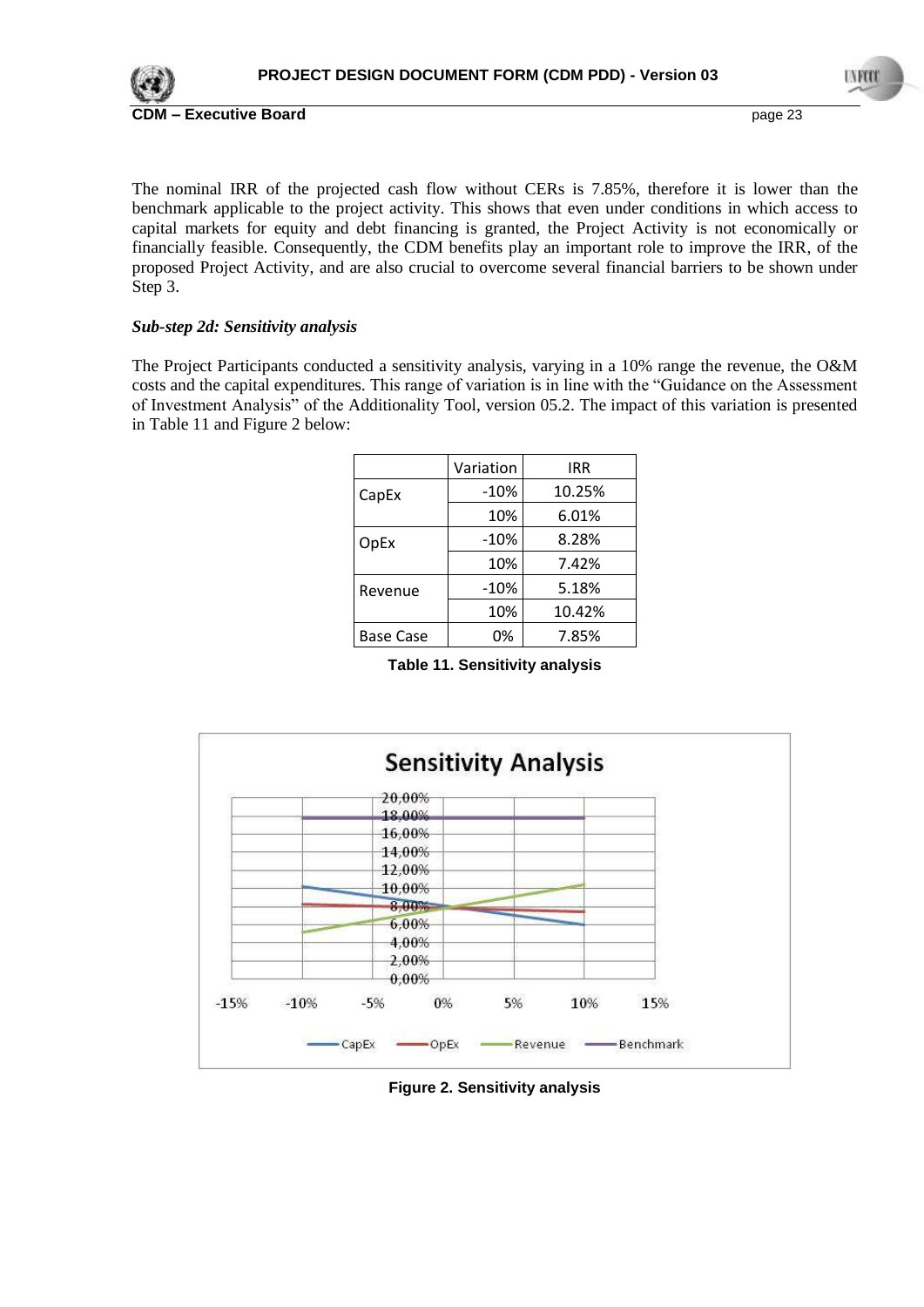The nominal IRR of the projected cash flow without CERs is 7.85%, therefore it is lower than the benchmark applicable to the project activity. This shows that even under conditions in which access to capital markets for equity and debt financing is granted, the Project Activity is not economically or financially feasible. Consequently, the CDM benefits play an important role to improve the IRR, of the proposed Project Activity, and are also crucial to overcome several financial barriers to be shown under Step 3.

***Sub-step 2d: Sensitivity analysis***

The Project Participants conducted a sensitivity analysis, varying in a 10% range the revenue, the O&M costs and the capital expenditures. This range of variation is in line with the "Guidance on the Assessment of Investment Analysis" of the Additionality Tool, version 05.2. The impact of this variation is presented in Table 11 and Figure 2 below:

| | Variation | IRR |
|---|---|---|
| CapEx | -10% | 10.25% |
| | 10% | 6.01% |
| OpEx | -10% | 8.28% |
| | 10% | 7.42% |
| Revenue | -10% | 5.18% |
| | 10% | 10.42% |
| Base Case | 0% | 7.85% |

**Table 11. Sensitivity analysis**

**Figure 2. Sensitivity analysis**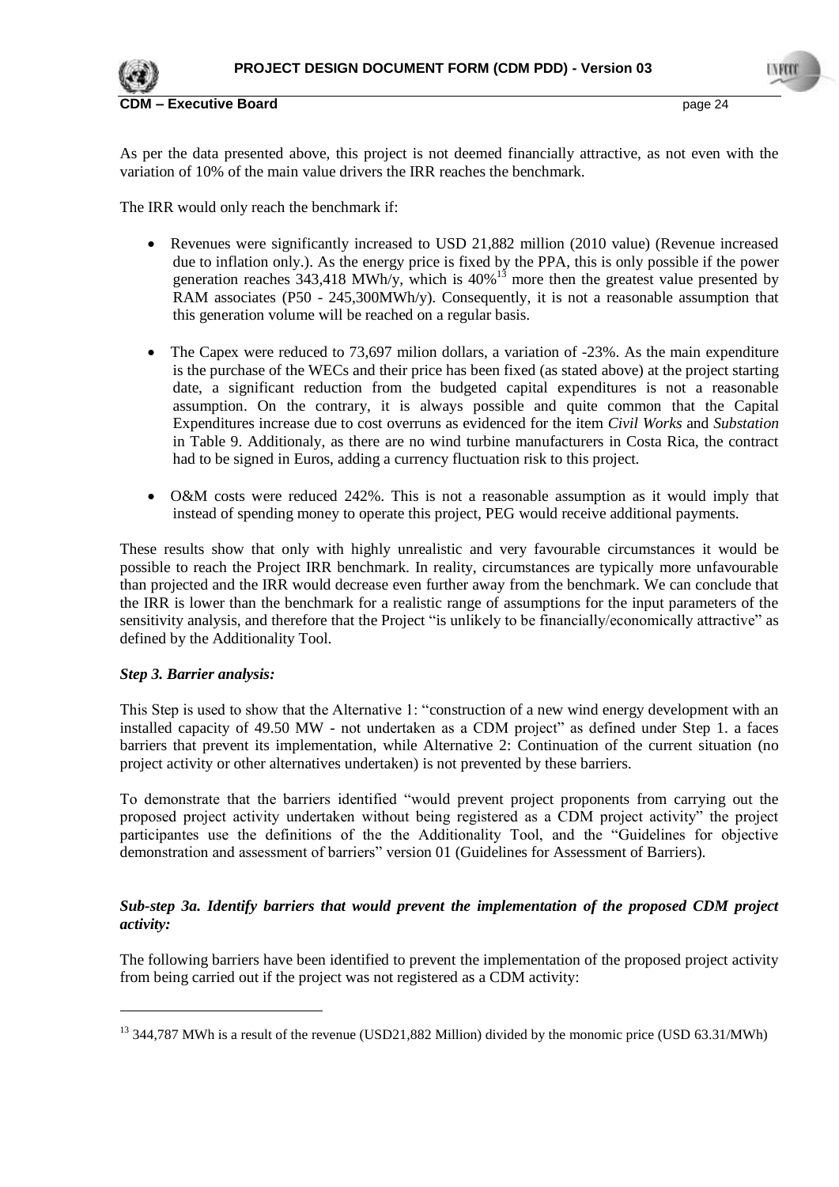As per the data presented above, this project is not deemed financially attractive, as not even with the variation of 10% of the main value drivers the IRR reaches the benchmark.

The IRR would only reach the benchmark if:

- Revenues were significantly increased to USD 21,882 million (2010 value) (Revenue increased due to inflation only.). As the energy price is fixed by the PPA, this is only possible if the power generation reaches 343,418 MWh/y, which is 40%[13] more then the greatest value presented by RAM associates (P50 - 245,300MWh/y). Consequently, it is not a reasonable assumption that this generation volume will be reached on a regular basis.
- The Capex were reduced to 73,697 milion dollars, a variation of -23%. As the main expenditure is the purchase of the WECs and their price has been fixed (as stated above) at the project starting date, a significant reduction from the budgeted capital expenditures is not a reasonable assumption. On the contrary, it is always possible and quite common that the Capital Expenditures increase due to cost overruns as evidenced for the item *Civil Works* and *Substation* in Table 9. Additionaly, as there are no wind turbine manufacturers in Costa Rica, the contract had to be signed in Euros, adding a currency fluctuation risk to this project.
- O&M costs were reduced 242%. This is not a reasonable assumption as it would imply that instead of spending money to operate this project, PEG would receive additional payments.

These results show that only with highly unrealistic and very favourable circumstances it would be possible to reach the Project IRR benchmark. In reality, circumstances are typically more unfavourable than projected and the IRR would decrease even further away from the benchmark. We can conclude that the IRR is lower than the benchmark for a realistic range of assumptions for the input parameters of the sensitivity analysis, and therefore that the Project "is unlikely to be financially/economically attractive" as defined by the Additionality Tool.

### *Step 3. Barrier analysis:*

This Step is used to show that the Alternative 1: "construction of a new wind energy development with an installed capacity of 49.50 MW - not undertaken as a CDM project" as defined under Step 1. a faces barriers that prevent its implementation, while Alternative 2: Continuation of the current situation (no project activity or other alternatives undertaken) is not prevented by these barriers.

To demonstrate that the barriers identified "would prevent project proponents from carrying out the proposed project activity undertaken without being registered as a CDM project activity" the project participantes use the definitions of the the Additionality Tool, and the "Guidelines for objective demonstration and assessment of barriers" version 01 (Guidelines for Assessment of Barriers).

### *Sub-step 3a. Identify barriers that would prevent the implementation of the proposed CDM project activity:*

The following barriers have been identified to prevent the implementation of the proposed project activity from being carried out if the project was not registered as a CDM activity:

---

[13] 344,787 MWh is a result of the revenue (USD21,882 Million) divided by the monomic price (USD 63.31/MWh)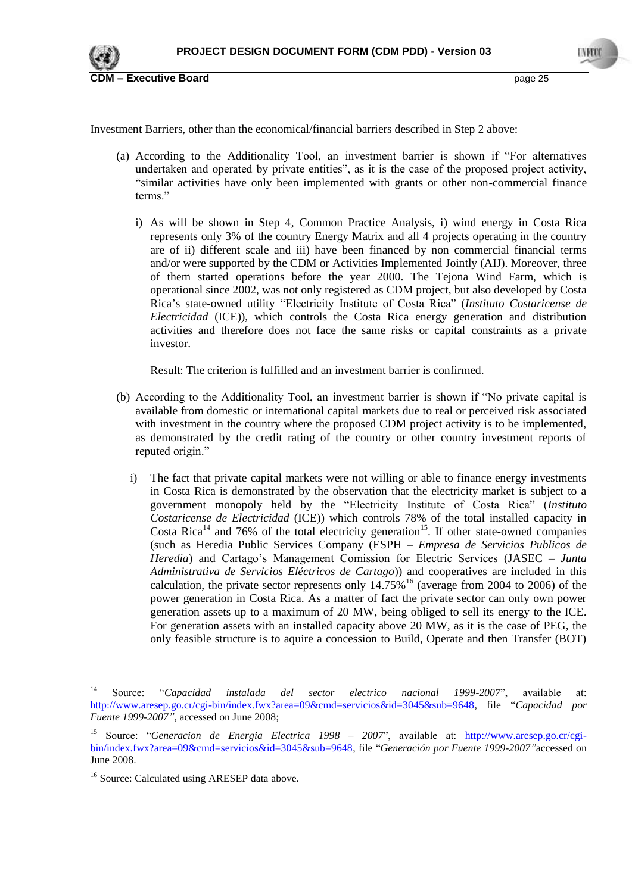Investment Barriers, other than the economical/financial barriers described in Step 2 above:

(a) According to the Additionality Tool, an investment barrier is shown if "For alternatives undertaken and operated by private entities", as it is the case of the proposed project activity, "similar activities have only been implemented with grants or other non-commercial finance terms."

  i) As will be shown in Step 4, Common Practice Analysis, i) wind energy in Costa Rica represents only 3% of the country Energy Matrix and all 4 projects operating in the country are of ii) different scale and iii) have been financed by non commercial financial terms and/or were supported by the CDM or Activities Implemented Jointly (AIJ). Moreover, three of them started operations before the year 2000. The Tejona Wind Farm, which is operational since 2002, was not only registered as CDM project, but also developed by Costa Rica's state-owned utility "Electricity Institute of Costa Rica" (*Instituto Costaricense de Electricidad* (ICE)), which controls the Costa Rica energy generation and distribution activities and therefore does not face the same risks or capital constraints as a private investor.

  Result: The criterion is fulfilled and an investment barrier is confirmed.

(b) According to the Additionality Tool, an investment barrier is shown if "No private capital is available from domestic or international capital markets due to real or perceived risk associated with investment in the country where the proposed CDM project activity is to be implemented, as demonstrated by the credit rating of the country or other country investment reports of reputed origin."

  i) The fact that private capital markets were not willing or able to finance energy investments in Costa Rica is demonstrated by the observation that the electricity market is subject to a government monopoly held by the "Electricity Institute of Costa Rica" (*Instituto Costaricense de Electricidad* (ICE)) which controls 78% of the total installed capacity in Costa Rica[14] and 76% of the total electricity generation[15]. If other state-owned companies (such as Heredia Public Services Company (ESPH – *Empresa de Servicios Publicos de Heredia*) and Cartago's Management Comission for Electric Services (JASEC – *Junta Administrativa de Servicios Eléctricos de Cartago*)) and cooperatives are included in this calculation, the private sector represents only 14.75%[16] (average from 2004 to 2006) of the power generation in Costa Rica. As a matter of fact the private sector can only own power generation assets up to a maximum of 20 MW, being obliged to sell its energy to the ICE. For generation assets with an installed capacity above 20 MW, as it is the case of PEG, the only feasible structure is to aquire a concession to Build, Operate and then Transfer (BOT)

---

[14] Source: "*Capacidad instalada del sector electrico nacional 1999-2007*", available at: http://www.aresep.go.cr/cgi-bin/index.fwx?area=09&cmd=servicios&id=3045&sub=9648, file "*Capacidad por Fuente 1999-2007",* accessed on June 2008;

[15] Source: "*Generacion de Energia Electrica 1998 – 2007*", available at: http://www.aresep.go.cr/cgi-bin/index.fwx?area=09&cmd=servicios&id=3045&sub=9648, file "*Generación por Fuente 1999-2007"*accessed on June 2008.

[16] Source: Calculated using ARESEP data above.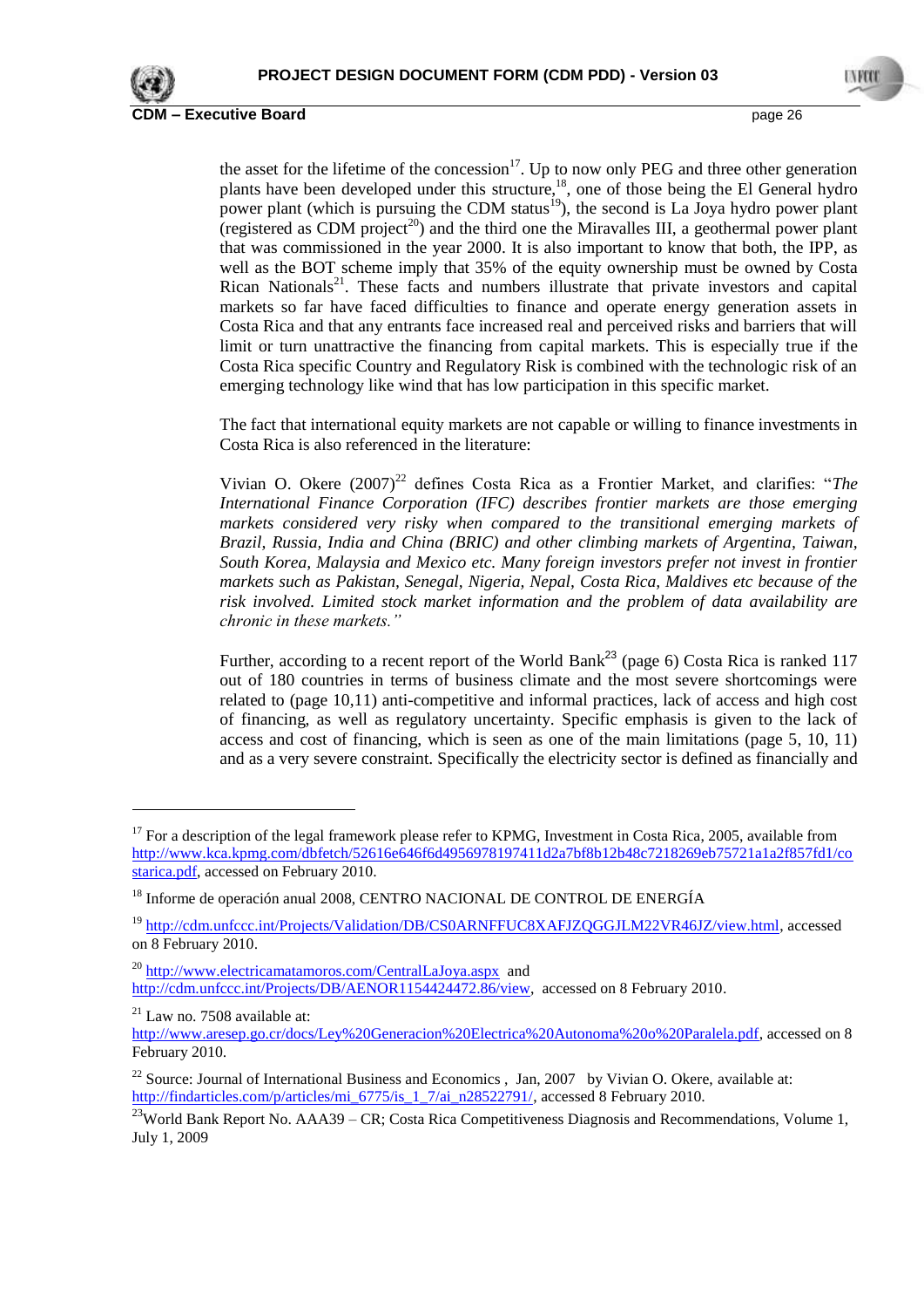the asset for the lifetime of the concession[17]. Up to now only PEG and three other generation plants have been developed under this structure,[18], one of those being the El General hydro power plant (which is pursuing the CDM status[19]), the second is La Joya hydro power plant (registered as CDM project[20]) and the third one the Miravalles III, a geothermal power plant that was commissioned in the year 2000. It is also important to know that both, the IPP, as well as the BOT scheme imply that 35% of the equity ownership must be owned by Costa Rican Nationals[21]. These facts and numbers illustrate that private investors and capital markets so far have faced difficulties to finance and operate energy generation assets in Costa Rica and that any entrants face increased real and perceived risks and barriers that will limit or turn unattractive the financing from capital markets. This is especially true if the Costa Rica specific Country and Regulatory Risk is combined with the technologic risk of an emerging technology like wind that has low participation in this specific market.

The fact that international equity markets are not capable or willing to finance investments in Costa Rica is also referenced in the literature:

Vivian O. Okere (2007)[22] defines Costa Rica as a Frontier Market, and clarifies: "*The International Finance Corporation (IFC) describes frontier markets are those emerging markets considered very risky when compared to the transitional emerging markets of Brazil, Russia, India and China (BRIC) and other climbing markets of Argentina, Taiwan, South Korea, Malaysia and Mexico etc. Many foreign investors prefer not invest in frontier markets such as Pakistan, Senegal, Nigeria, Nepal, Costa Rica, Maldives etc because of the risk involved. Limited stock market information and the problem of data availability are chronic in these markets.*"

Further, according to a recent report of the World Bank[23] (page 6) Costa Rica is ranked 117 out of 180 countries in terms of business climate and the most severe shortcomings were related to (page 10,11) anti-competitive and informal practices, lack of access and high cost of financing, as well as regulatory uncertainty. Specific emphasis is given to the lack of access and cost of financing, which is seen as one of the main limitations (page 5, 10, 11) and as a very severe constraint. Specifically the electricity sector is defined as financially and

---

[17] For a description of the legal framework please refer to KPMG, Investment in Costa Rica, 2005, available from http://www.kca.kpmg.com/dbfetch/52616e646f6d4956978197411d2a7bf8b12b48c7218269eb75721a1a2f857fd1/costarica.pdf, accessed on February 2010.

[18] Informe de operación anual 2008, CENTRO NACIONAL DE CONTROL DE ENERGÍA

[19] http://cdm.unfccc.int/Projects/Validation/DB/CS0ARNFFUC8XAFJZQGGJLM22VR46JZ/view.html, accessed on 8 February 2010.

[20] http://www.electricamatamoros.com/CentralLaJoya.aspx and http://cdm.unfccc.int/Projects/DB/AENOR1154424472.86/view, accessed on 8 February 2010.

[21] Law no. 7508 available at: http://www.aresep.go.cr/docs/Ley%20Generacion%20Electrica%20Autonoma%20o%20Paralela.pdf, accessed on 8 February 2010.

[22] Source: Journal of International Business and Economics , Jan, 2007 by Vivian O. Okere, available at: http://findarticles.com/p/articles/mi_6775/is_1_7/ai_n28522791/, accessed 8 February 2010.

[23] World Bank Report No. AAA39 – CR; Costa Rica Competitiveness Diagnosis and Recommendations, Volume 1, July 1, 2009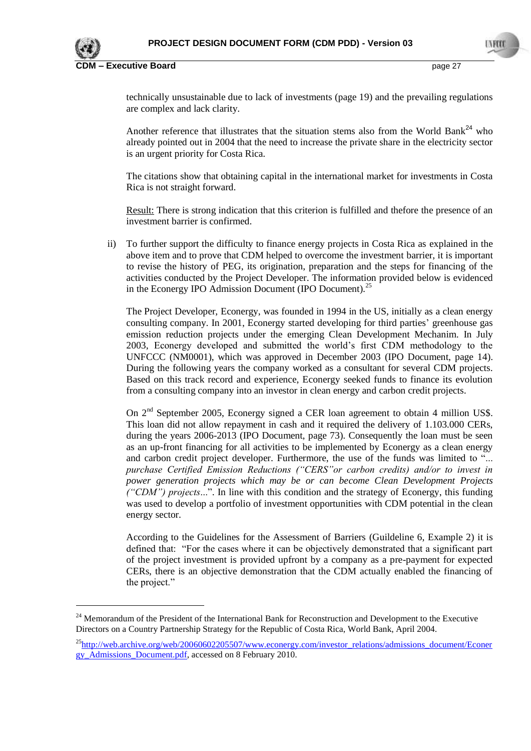technically unsustainable due to lack of investments (page 19) and the prevailing regulations are complex and lack clarity.

Another reference that illustrates that the situation stems also from the World Bank[24] who already pointed out in 2004 that the need to increase the private share in the electricity sector is an urgent priority for Costa Rica.

The citations show that obtaining capital in the international market for investments in Costa Rica is not straight forward.

Result: There is strong indication that this criterion is fulfilled and thefore the presence of an investment barrier is confirmed.

ii) To further support the difficulty to finance energy projects in Costa Rica as explained in the above item and to prove that CDM helped to overcome the investment barrier, it is important to revise the history of PEG, its origination, preparation and the steps for financing of the activities conducted by the Project Developer. The information provided below is evidenced in the Econergy IPO Admission Document (IPO Document).[25]

The Project Developer, Econergy, was founded in 1994 in the US, initially as a clean energy consulting company. In 2001, Econergy started developing for third parties' greenhouse gas emission reduction projects under the emerging Clean Development Mechanim. In July 2003, Econergy developed and submitted the world's first CDM methodology to the UNFCCC (NM0001), which was approved in December 2003 (IPO Document, page 14). During the following years the company worked as a consultant for several CDM projects. Based on this track record and experience, Econergy seeked funds to finance its evolution from a consulting company into an investor in clean energy and carbon credit projects.

On 2nd September 2005, Econergy signed a CER loan agreement to obtain 4 million US$. This loan did not allow repayment in cash and it required the delivery of 1.103.000 CERs, during the years 2006-2013 (IPO Document, page 73). Consequently the loan must be seen as an up-front financing for all activities to be implemented by Econergy as a clean energy and carbon credit project developer. Furthermore, the use of the funds was limited to "*... purchase Certified Emission Reductions ("CERS"or carbon credits) and/or to invest in power generation projects which may be or can become Clean Development Projects ("CDM") projects...*". In line with this condition and the strategy of Econergy, this funding was used to develop a portfolio of investment opportunities with CDM potential in the clean energy sector.

According to the Guidelines for the Assessment of Barriers (Guildeline 6, Example 2) it is defined that: "For the cases where it can be objectively demonstrated that a significant part of the project investment is provided upfront by a company as a pre-payment for expected CERs, there is an objective demonstration that the CDM actually enabled the financing of the project."

---

[24] Memorandum of the President of the International Bank for Reconstruction and Development to the Executive Directors on a Country Partnership Strategy for the Republic of Costa Rica, World Bank, April 2004.

[25] http://web.archive.org/web/20060602205507/www.econergy.com/investor_relations/admissions_document/Econergy_Admissions_Document.pdf, accessed on 8 February 2010.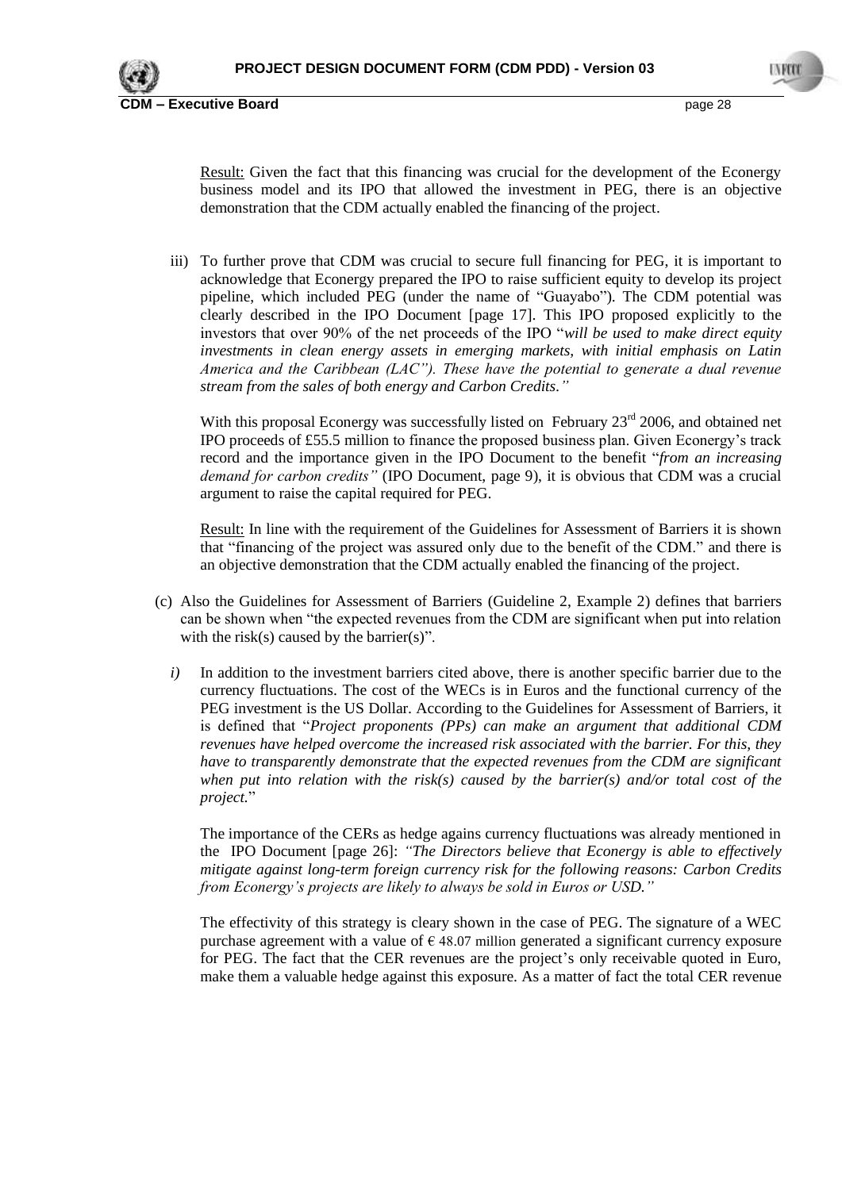Result: Given the fact that this financing was crucial for the development of the Econergy business model and its IPO that allowed the investment in PEG, there is an objective demonstration that the CDM actually enabled the financing of the project.

iii) To further prove that CDM was crucial to secure full financing for PEG, it is important to acknowledge that Econergy prepared the IPO to raise sufficient equity to develop its project pipeline, which included PEG (under the name of "Guayabo"). The CDM potential was clearly described in the IPO Document [page 17]. This IPO proposed explicitly to the investors that over 90% of the net proceeds of the IPO "*will be used to make direct equity investments in clean energy assets in emerging markets, with initial emphasis on Latin America and the Caribbean (LAC"). These have the potential to generate a dual revenue stream from the sales of both energy and Carbon Credits."*

With this proposal Econergy was successfully listed on February 23rd 2006, and obtained net IPO proceeds of £55.5 million to finance the proposed business plan. Given Econergy's track record and the importance given in the IPO Document to the benefit "*from an increasing demand for carbon credits"* (IPO Document, page 9), it is obvious that CDM was a crucial argument to raise the capital required for PEG.

Result: In line with the requirement of the Guidelines for Assessment of Barriers it is shown that "financing of the project was assured only due to the benefit of the CDM." and there is an objective demonstration that the CDM actually enabled the financing of the project.

(c) Also the Guidelines for Assessment of Barriers (Guideline 2, Example 2) defines that barriers can be shown when "the expected revenues from the CDM are significant when put into relation with the risk(s) caused by the barrier(s)".

*i)* In addition to the investment barriers cited above, there is another specific barrier due to the currency fluctuations. The cost of the WECs is in Euros and the functional currency of the PEG investment is the US Dollar. According to the Guidelines for Assessment of Barriers, it is defined that "*Project proponents (PPs) can make an argument that additional CDM revenues have helped overcome the increased risk associated with the barrier. For this, they have to transparently demonstrate that the expected revenues from the CDM are significant when put into relation with the risk(s) caused by the barrier(s) and/or total cost of the project.*"

The importance of the CERs as hedge agains currency fluctuations was already mentioned in the IPO Document [page 26]: *"The Directors believe that Econergy is able to effectively mitigate against long-term foreign currency risk for the following reasons: Carbon Credits from Econergy's projects are likely to always be sold in Euros or USD."*

The effectivity of this strategy is cleary shown in the case of PEG. The signature of a WEC purchase agreement with a value of € 48.07 million generated a significant currency exposure for PEG. The fact that the CER revenues are the project's only receivable quoted in Euro, make them a valuable hedge against this exposure. As a matter of fact the total CER revenue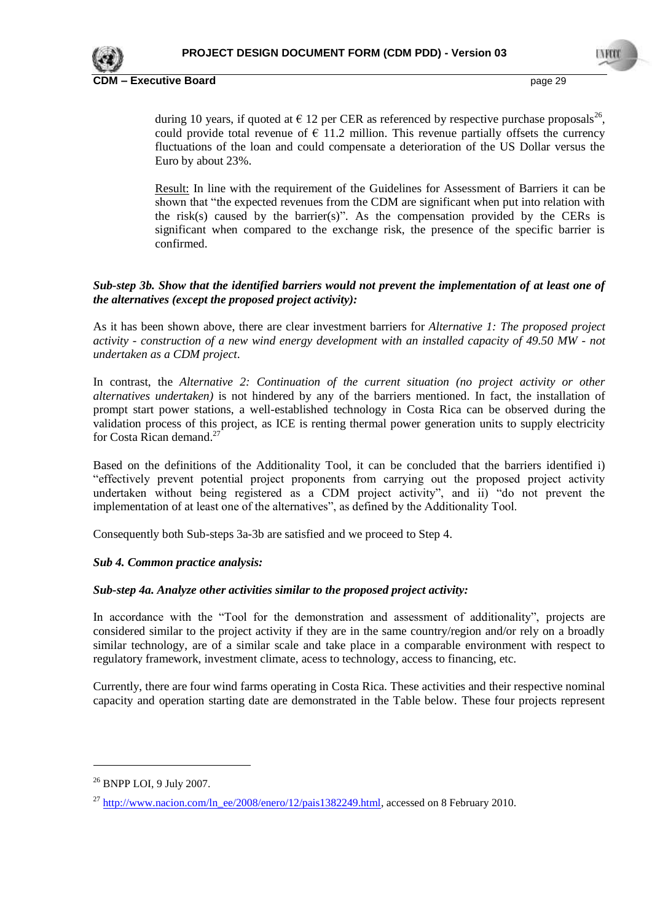during 10 years, if quoted at € 12 per CER as referenced by respective purchase proposals[26], could provide total revenue of € 11.2 million. This revenue partially offsets the currency fluctuations of the loan and could compensate a deterioration of the US Dollar versus the Euro by about 23%.

Result: In line with the requirement of the Guidelines for Assessment of Barriers it can be shown that "the expected revenues from the CDM are significant when put into relation with the risk(s) caused by the barrier(s)". As the compensation provided by the CERs is significant when compared to the exchange risk, the presence of the specific barrier is confirmed.

***Sub-step 3b. Show that the identified barriers would not prevent the implementation of at least one of the alternatives (except the proposed project activity):***

As it has been shown above, there are clear investment barriers for *Alternative 1: The proposed project activity - construction of a new wind energy development with an installed capacity of 49.50 MW - not undertaken as a CDM project*.

In contrast, the *Alternative 2: Continuation of the current situation (no project activity or other alternatives undertaken)* is not hindered by any of the barriers mentioned. In fact, the installation of prompt start power stations, a well-established technology in Costa Rica can be observed during the validation process of this project, as ICE is renting thermal power generation units to supply electricity for Costa Rican demand.[27]

Based on the definitions of the Additionality Tool, it can be concluded that the barriers identified i) "effectively prevent potential project proponents from carrying out the proposed project activity undertaken without being registered as a CDM project activity", and ii) "do not prevent the implementation of at least one of the alternatives", as defined by the Additionality Tool.

Consequently both Sub-steps 3a-3b are satisfied and we proceed to Step 4.

***Sub 4. Common practice analysis:***

***Sub-step 4a. Analyze other activities similar to the proposed project activity:***

In accordance with the "Tool for the demonstration and assessment of additionality", projects are considered similar to the project activity if they are in the same country/region and/or rely on a broadly similar technology, are of a similar scale and take place in a comparable environment with respect to regulatory framework, investment climate, acess to technology, access to financing, etc.

Currently, there are four wind farms operating in Costa Rica. These activities and their respective nominal capacity and operation starting date are demonstrated in the Table below. These four projects represent

---

[26] BNPP LOI, 9 July 2007.

[27] http://www.nacion.com/ln_ee/2008/enero/12/pais1382249.html, accessed on 8 February 2010.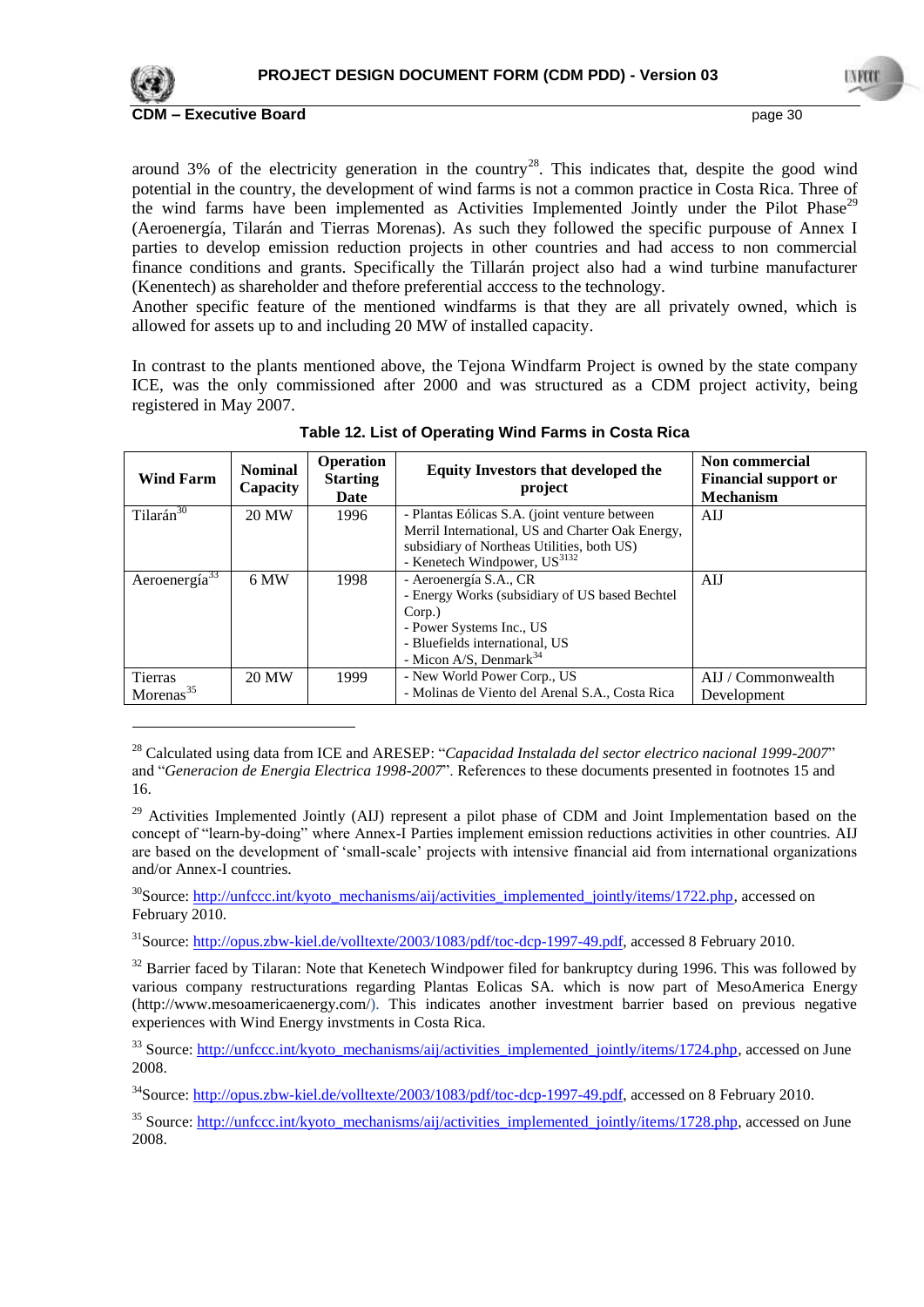around 3% of the electricity generation in the country[28]. This indicates that, despite the good wind potential in the country, the development of wind farms is not a common practice in Costa Rica. Three of the wind farms have been implemented as Activities Implemented Jointly under the Pilot Phase[29] (Aeroenergía, Tilarán and Tierras Morenas). As such they followed the specific purpouse of Annex I parties to develop emission reduction projects in other countries and had access to non commercial finance conditions and grants. Specifically the Tillarán project also had a wind turbine manufacturer (Kenentech) as shareholder and thefore preferential acccess to the technology.
Another specific feature of the mentioned windfarms is that they are all privately owned, which is allowed for assets up to and including 20 MW of installed capacity.

In contrast to the plants mentioned above, the Tejona Windfarm Project is owned by the state company ICE, was the only commissioned after 2000 and was structured as a CDM project activity, being registered in May 2007.

**Table 12. List of Operating Wind Farms in Costa Rica**

| Wind Farm | Nominal Capacity | Operation Starting Date | Equity Investors that developed the project | Non commercial Financial support or Mechanism |
|---|---|---|---|---|
| Tilarán[30] | 20 MW | 1996 | - Plantas Eólicas S.A. (joint venture between Merril International, US and Charter Oak Energy, subsidiary of Northeas Utilities, both US)<br>- Kenetech Windpower, US[31][32] | AIJ |
| Aeroenergía[33] | 6 MW | 1998 | - Aeroenergía S.A., CR<br>- Energy Works (subsidiary of US based Bechtel Corp.)<br>- Power Systems Inc., US<br>- Bluefields international, US<br>- Micon A/S, Denmark[34] | AIJ |
| Tierras Morenas[35] | 20 MW | 1999 | - New World Power Corp., US<br>- Molinas de Viento del Arenal S.A., Costa Rica | AIJ / Commonwealth Development |

[28] Calculated using data from ICE and ARESEP: "*Capacidad Instalada del sector electrico nacional 1999-2007*" and "*Generacion de Energia Electrica 1998-2007*". References to these documents presented in footnotes 15 and 16.

[29] Activities Implemented Jointly (AIJ) represent a pilot phase of CDM and Joint Implementation based on the concept of "learn-by-doing" where Annex-I Parties implement emission reductions activities in other countries. AIJ are based on the development of 'small-scale' projects with intensive financial aid from international organizations and/or Annex-I countries.

[30] Source: http://unfccc.int/kyoto_mechanisms/aij/activities_implemented_jointly/items/1722.php, accessed on February 2010.

[31] Source: http://opus.zbw-kiel.de/volltexte/2003/1083/pdf/toc-dcp-1997-49.pdf, accessed 8 February 2010.

[32] Barrier faced by Tilaran: Note that Kenetech Windpower filed for bankruptcy during 1996. This was followed by various company restructurations regarding Plantas Eolicas SA. which is now part of MesoAmerica Energy (http://www.mesoamericaenergy.com/). This indicates another investment barrier based on previous negative experiences with Wind Energy invstments in Costa Rica.

[33] Source: http://unfccc.int/kyoto_mechanisms/aij/activities_implemented_jointly/items/1724.php, accessed on June 2008.

[34] Source: http://opus.zbw-kiel.de/volltexte/2003/1083/pdf/toc-dcp-1997-49.pdf, accessed on 8 February 2010.

[35] Source: http://unfccc.int/kyoto_mechanisms/aij/activities_implemented_jointly/items/1728.php, accessed on June 2008.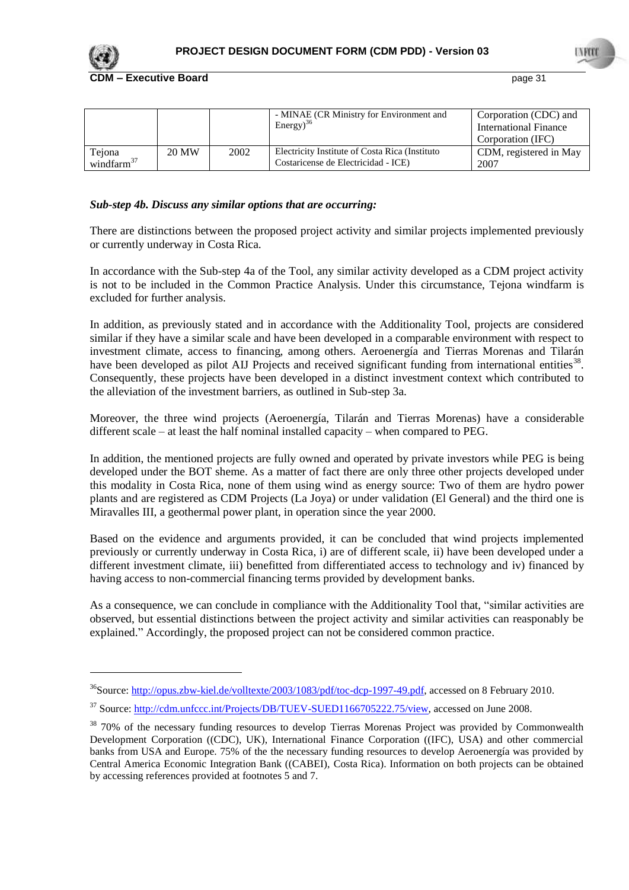| | | | - MINAE (CR Ministry for Environment and Energy)[36] | Corporation (CDC) and International Finance Corporation (IFC) |
|---|---|---|---|---|
| Tejona windfarm[37] | 20 MW | 2002 | Electricity Institute of Costa Rica (Instituto Costaricense de Electricidad - ICE) | CDM, registered in May 2007 |

***Sub-step 4b. Discuss any similar options that are occurring:***

There are distinctions between the proposed project activity and similar projects implemented previously or currently underway in Costa Rica.

In accordance with the Sub-step 4a of the Tool, any similar activity developed as a CDM project activity is not to be included in the Common Practice Analysis. Under this circumstance, Tejona windfarm is excluded for further analysis.

In addition, as previously stated and in accordance with the Additionality Tool, projects are considered similar if they have a similar scale and have been developed in a comparable environment with respect to investment climate, access to financing, among others. Aeroenergía and Tierras Morenas and Tilarán have been developed as pilot AIJ Projects and received significant funding from international entities[38]. Consequently, these projects have been developed in a distinct investment context which contributed to the alleviation of the investment barriers, as outlined in Sub-step 3a.

Moreover, the three wind projects (Aeroenergía, Tilarán and Tierras Morenas) have a considerable different scale – at least the half nominal installed capacity – when compared to PEG.

In addition, the mentioned projects are fully owned and operated by private investors while PEG is being developed under the BOT sheme. As a matter of fact there are only three other projects developed under this modality in Costa Rica, none of them using wind as energy source: Two of them are hydro power plants and are registered as CDM Projects (La Joya) or under validation (El General) and the third one is Miravalles III, a geothermal power plant, in operation since the year 2000.

Based on the evidence and arguments provided, it can be concluded that wind projects implemented previously or currently underway in Costa Rica, i) are of different scale, ii) have been developed under a different investment climate, iii) benefitted from differentiated access to technology and iv) financed by having access to non-commercial financing terms provided by development banks.

As a consequence, we can conclude in compliance with the Additionality Tool that, "similar activities are observed, but essential distinctions between the project activity and similar activities can reasponably be explained." Accordingly, the proposed project can not be considered common practice.

---

[36]Source: http://opus.zbw-kiel.de/volltexte/2003/1083/pdf/toc-dcp-1997-49.pdf, accessed on 8 February 2010.

[37] Source: http://cdm.unfccc.int/Projects/DB/TUEV-SUED1166705222.75/view, accessed on June 2008.

[38] 70% of the necessary funding resources to develop Tierras Morenas Project was provided by Commonwealth Development Corporation ((CDC), UK), International Finance Corporation ((IFC), USA) and other commercial banks from USA and Europe. 75% of the the necessary funding resources to develop Aeroenergía was provided by Central America Economic Integration Bank ((CABEI), Costa Rica). Information on both projects can be obtained by accessing references provided at footnotes 5 and 7.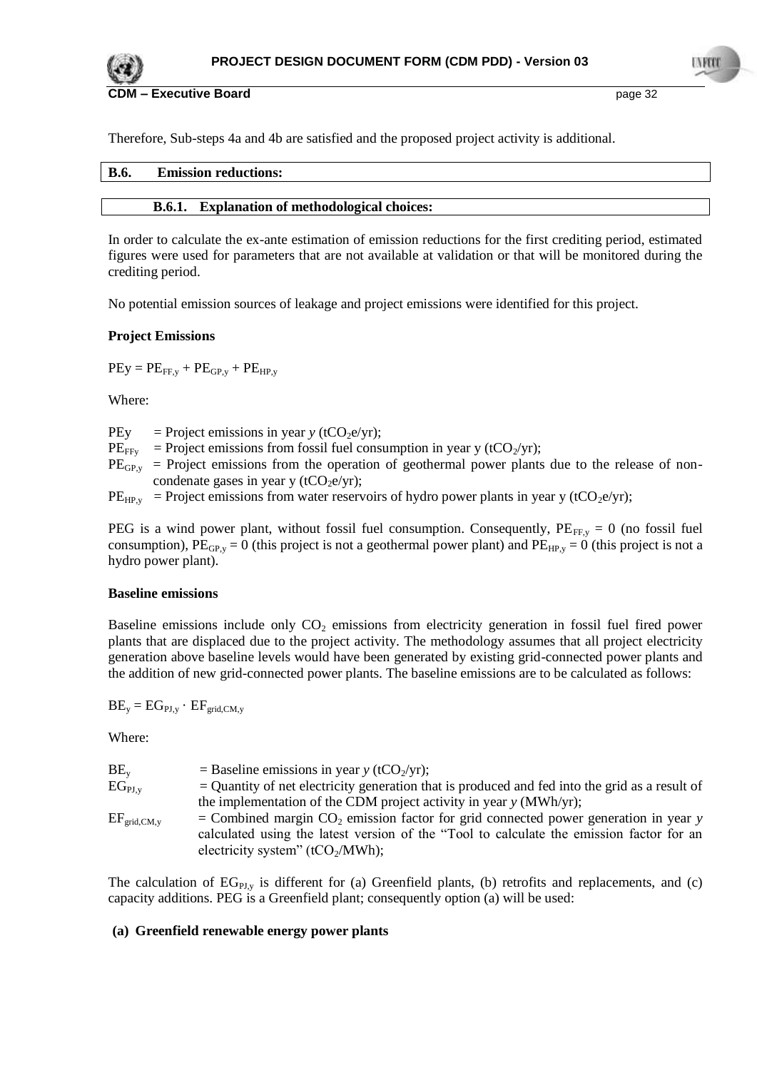Therefore, Sub-steps 4a and 4b are satisfied and the proposed project activity is additional.

## B.6. Emission reductions:

### B.6.1. Explanation of methodological choices:

In order to calculate the ex-ante estimation of emission reductions for the first crediting period, estimated figures were used for parameters that are not available at validation or that will be monitored during the crediting period.

No potential emission sources of leakage and project emissions were identified for this project.

**Project Emissions**

$PEy = PE_{FF,y} + PE_{GP,y} + PE_{HP,y}$

Where:

$PEy$ = Project emissions in year *y* ($tCO_2e/yr$);
$PE_{FFy}$ = Project emissions from fossil fuel consumption in year y ($tCO_2/yr$);
$PE_{GP,y}$ = Project emissions from the operation of geothermal power plants due to the release of non-condenate gases in year y ($tCO_2e/yr$);
$PE_{HP,y}$ = Project emissions from water reservoirs of hydro power plants in year y ($tCO_2e/yr$);

PEG is a wind power plant, without fossil fuel consumption. Consequently, $PE_{FF,y} = 0$ (no fossil fuel consumption), $PE_{GP,y} = 0$ (this project is not a geothermal power plant) and $PE_{HP,y} = 0$ (this project is not a hydro power plant).

**Baseline emissions**

Baseline emissions include only $CO_2$ emissions from electricity generation in fossil fuel fired power plants that are displaced due to the project activity. The methodology assumes that all project electricity generation above baseline levels would have been generated by existing grid-connected power plants and the addition of new grid-connected power plants. The baseline emissions are to be calculated as follows:

$BE_y = EG_{PJ,y} \cdot EF_{grid,CM,y}$

Where:

$BE_y$ = Baseline emissions in year *y* ($tCO_2/yr$);
$EG_{PJ,y}$ = Quantity of net electricity generation that is produced and fed into the grid as a result of the implementation of the CDM project activity in year *y* (MWh/yr);
$EF_{grid,CM,y}$ = Combined margin $CO_2$ emission factor for grid connected power generation in year *y* calculated using the latest version of the "Tool to calculate the emission factor for an electricity system" ($tCO_2/MWh$);

The calculation of $EG_{PJ,y}$ is different for (a) Greenfield plants, (b) retrofits and replacements, and (c) capacity additions. PEG is a Greenfield plant; consequently option (a) will be used:

**(a) Greenfield renewable energy power plants**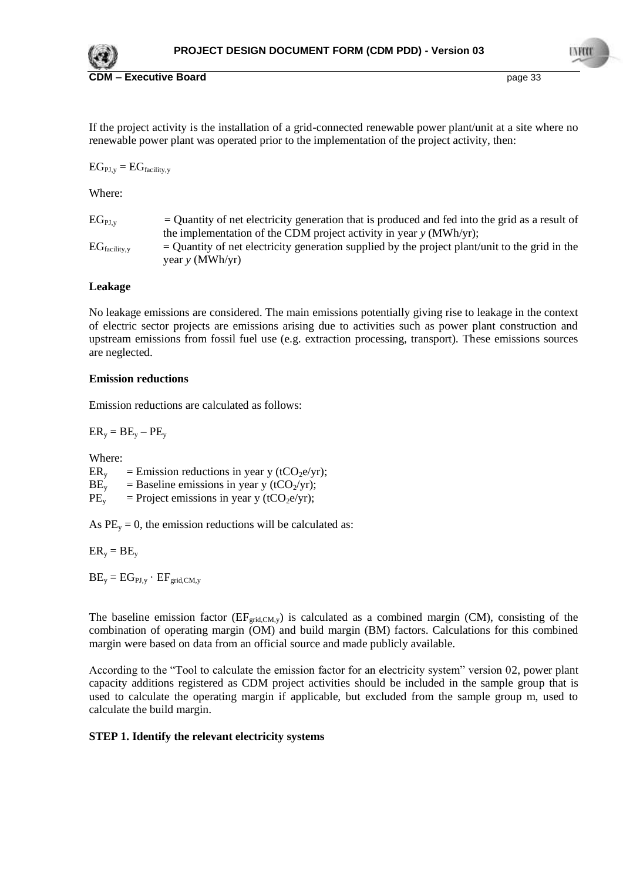If the project activity is the installation of a grid-connected renewable power plant/unit at a site where no renewable power plant was operated prior to the implementation of the project activity, then:

$EG_{PJ,y} = EG_{facility,y}$

Where:

$EG_{PJ,y}$ = Quantity of net electricity generation that is produced and fed into the grid as a result of the implementation of the CDM project activity in year *y* (MWh/yr);

$EG_{facility,y}$ = Quantity of net electricity generation supplied by the project plant/unit to the grid in the year *y* (MWh/yr)

**Leakage**

No leakage emissions are considered. The main emissions potentially giving rise to leakage in the context of electric sector projects are emissions arising due to activities such as power plant construction and upstream emissions from fossil fuel use (e.g. extraction processing, transport). These emissions sources are neglected.

**Emission reductions**

Emission reductions are calculated as follows:

$ER_y = BE_y - PE_y$

Where:

$ER_y$ = Emission reductions in year y ($tCO_2e/yr$);
$BE_y$ = Baseline emissions in year y ($tCO_2/yr$);
$PE_y$ = Project emissions in year y ($tCO_2e/yr$);

As $PE_y = 0$, the emission reductions will be calculated as:

$ER_y = BE_y$

$BE_y = EG_{PJ,y} \cdot EF_{grid,CM,y}$

The baseline emission factor ($EF_{grid,CM,y}$) is calculated as a combined margin (CM), consisting of the combination of operating margin (OM) and build margin (BM) factors. Calculations for this combined margin were based on data from an official source and made publicly available.

According to the "Tool to calculate the emission factor for an electricity system" version 02, power plant capacity additions registered as CDM project activities should be included in the sample group that is used to calculate the operating margin if applicable, but excluded from the sample group m, used to calculate the build margin.

**STEP 1. Identify the relevant electricity systems**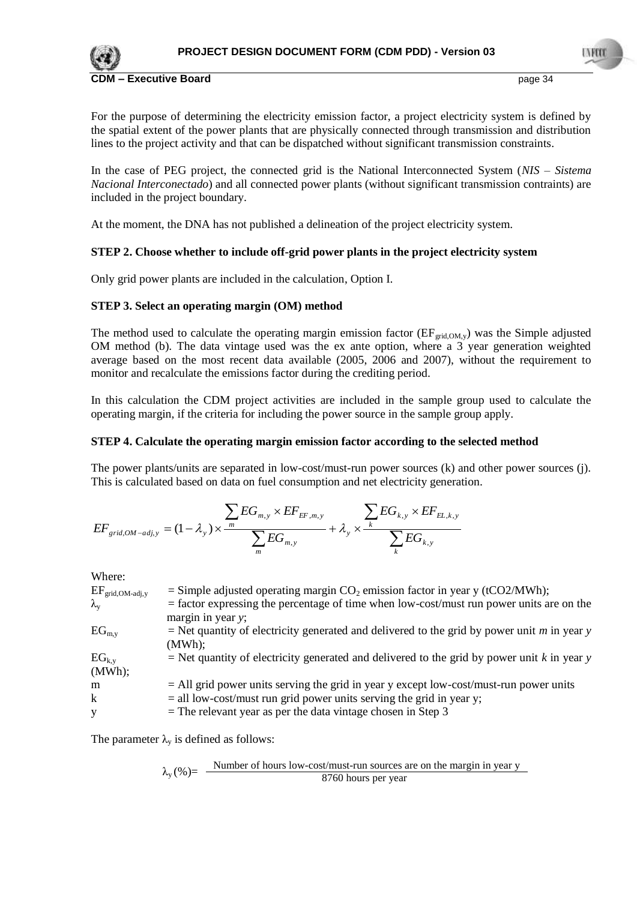For the purpose of determining the electricity emission factor, a project electricity system is defined by the spatial extent of the power plants that are physically connected through transmission and distribution lines to the project activity and that can be dispatched without significant transmission constraints.

In the case of PEG project, the connected grid is the National Interconnected System (*NIS – Sistema Nacional Interconectado*) and all connected power plants (without significant transmission contraints) are included in the project boundary.

At the moment, the DNA has not published a delineation of the project electricity system.

**STEP 2. Choose whether to include off-grid power plants in the project electricity system**

Only grid power plants are included in the calculation, Option I.

**STEP 3. Select an operating margin (OM) method**

The method used to calculate the operating margin emission factor ($EF_{grid,OM,y}$) was the Simple adjusted OM method (b). The data vintage used was the ex ante option, where a 3 year generation weighted average based on the most recent data available (2005, 2006 and 2007), without the requirement to monitor and recalculate the emissions factor during the crediting period.

In this calculation the CDM project activities are included in the sample group used to calculate the operating margin, if the criteria for including the power source in the sample group apply.

**STEP 4. Calculate the operating margin emission factor according to the selected method**

The power plants/units are separated in low-cost/must-run power sources (k) and other power sources (j). This is calculated based on data on fuel consumption and net electricity generation.

$$EF_{grid,OM-adj,y} = (1-\lambda_y) \times \frac{\sum_m EG_{m,y} \times EF_{EF,m,y}}{\sum_m EG_{m,y}} + \lambda_y \times \frac{\sum_k EG_{k,y} \times EF_{EL,k,y}}{\sum_k EG_{k,y}}$$

Where:

$EF_{grid,OM-adj,y}$ = Simple adjusted operating margin $CO_2$ emission factor in year y (tCO2/MWh);
$\lambda_y$ = factor expressing the percentage of time when low-cost/must run power units are on the margin in year *y*;
$EG_{m,y}$ = Net quantity of electricity generated and delivered to the grid by power unit *m* in year *y* (MWh);
$EG_{k,y}$ = Net quantity of electricity generated and delivered to the grid by power unit *k* in year *y* (MWh);
m = All grid power units serving the grid in year y except low-cost/must-run power units
k = all low-cost/must run grid power units serving the grid in year y;
y = The relevant year as per the data vintage chosen in Step 3

The parameter $\lambda_y$ is defined as follows:

$$\lambda_y (\%) = \frac{\text{Number of hours low-cost/must-run sources are on the margin in year y}}{\text{8760 hours per year}}$$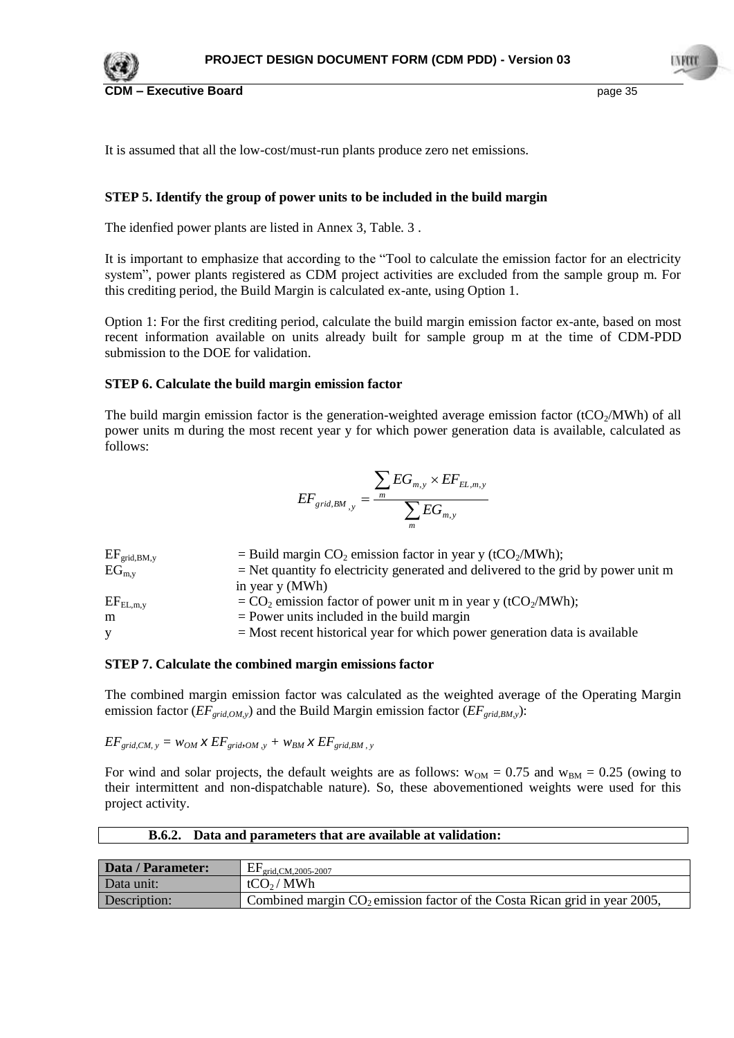It is assumed that all the low-cost/must-run plants produce zero net emissions.

**STEP 5. Identify the group of power units to be included in the build margin**

The idenfied power plants are listed in Annex 3, Table. 3 .

It is important to emphasize that according to the "Tool to calculate the emission factor for an electricity system", power plants registered as CDM project activities are excluded from the sample group m. For this crediting period, the Build Margin is calculated ex-ante, using Option 1.

Option 1: For the first crediting period, calculate the build margin emission factor ex-ante, based on most recent information available on units already built for sample group m at the time of CDM-PDD submission to the DOE for validation.

**STEP 6. Calculate the build margin emission factor**

The build margin emission factor is the generation-weighted average emission factor ($tCO_2$/MWh) of all power units m during the most recent year y for which power generation data is available, calculated as follows:

$$EF_{grid,BM,y} = \frac{\sum_{m} EG_{m,y} \times EF_{EL,m,y}}{\sum_{m} EG_{m,y}}$$

| | |
|---|---|
| $EF_{grid,BM,y}$ | = Build margin $CO_2$ emission factor in year y ($tCO_2$/MWh); |
| $EG_{m,y}$ | = Net quantity fo electricity generated and delivered to the grid by power unit m in year y (MWh) |
| $EF_{EL,m,y}$ | = $CO_2$ emission factor of power unit m in year y ($tCO_2$/MWh); |
| m | = Power units included in the build margin |
| y | = Most recent historical year for which power generation data is available |

**STEP 7. Calculate the combined margin emissions factor**

The combined margin emission factor was calculated as the weighted average of the Operating Margin emission factor ($EF_{grid,OM,y}$) and the Build Margin emission factor ($EF_{grid,BM,y}$):

$EF_{grid,CM,y} = w_{OM} \times EF_{grid,OM,y} + w_{BM} \times EF_{grid,BM,y}$

For wind and solar projects, the default weights are as follows: $w_{OM} = 0.75$ and $w_{BM} = 0.25$ (owing to their intermittent and non-dispatchable nature). So, these abovementioned weights were used for this project activity.

| **B.6.2. Data and parameters that are available at validation:** |
|---|

| **Data / Parameter:** | $EF_{grid,CM,2005-2007}$ |
|---|---|
| Data unit: | $tCO_2$ / MWh |
| Description: | Combined margin $CO_2$ emission factor of the Costa Rican grid in year 2005, |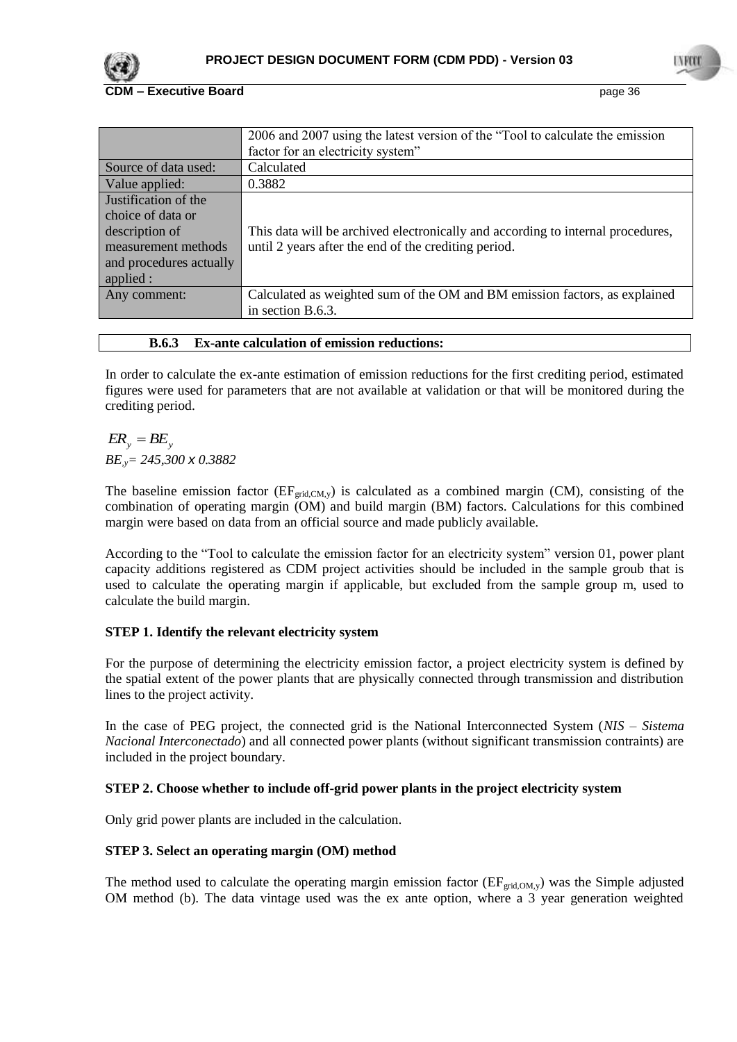| | |
|---|---|
| | 2006 and 2007 using the latest version of the "Tool to calculate the emission factor for an electricity system" |
| Source of data used: | Calculated |
| Value applied: | 0.3882 |
| Justification of the choice of data or description of measurement methods and procedures actually applied : | This data will be archived electronically and according to internal procedures, until 2 years after the end of the crediting period. |
| Any comment: | Calculated as weighted sum of the OM and BM emission factors, as explained in section B.6.3. |

### B.6.3 Ex-ante calculation of emission reductions:

In order to calculate the ex-ante estimation of emission reductions for the first crediting period, estimated figures were used for parameters that are not available at validation or that will be monitored during the crediting period.

$$ER_y = BE_y$$

$BE_y$= *245,300 x 0.3882*

The baseline emission factor ($EF_{grid,CM,y}$) is calculated as a combined margin (CM), consisting of the combination of operating margin (OM) and build margin (BM) factors. Calculations for this combined margin were based on data from an official source and made publicly available.

According to the "Tool to calculate the emission factor for an electricity system" version 01, power plant capacity additions registered as CDM project activities should be included in the sample groub that is used to calculate the operating margin if applicable, but excluded from the sample group m, used to calculate the build margin.

**STEP 1. Identify the relevant electricity system**

For the purpose of determining the electricity emission factor, a project electricity system is defined by the spatial extent of the power plants that are physically connected through transmission and distribution lines to the project activity.

In the case of PEG project, the connected grid is the National Interconnected System (*NIS – Sistema Nacional Interconectado*) and all connected power plants (without significant transmission contraints) are included in the project boundary.

**STEP 2. Choose whether to include off-grid power plants in the project electricity system**

Only grid power plants are included in the calculation.

**STEP 3. Select an operating margin (OM) method**

The method used to calculate the operating margin emission factor ($EF_{grid,OM,y}$) was the Simple adjusted OM method (b). The data vintage used was the ex ante option, where a 3 year generation weighted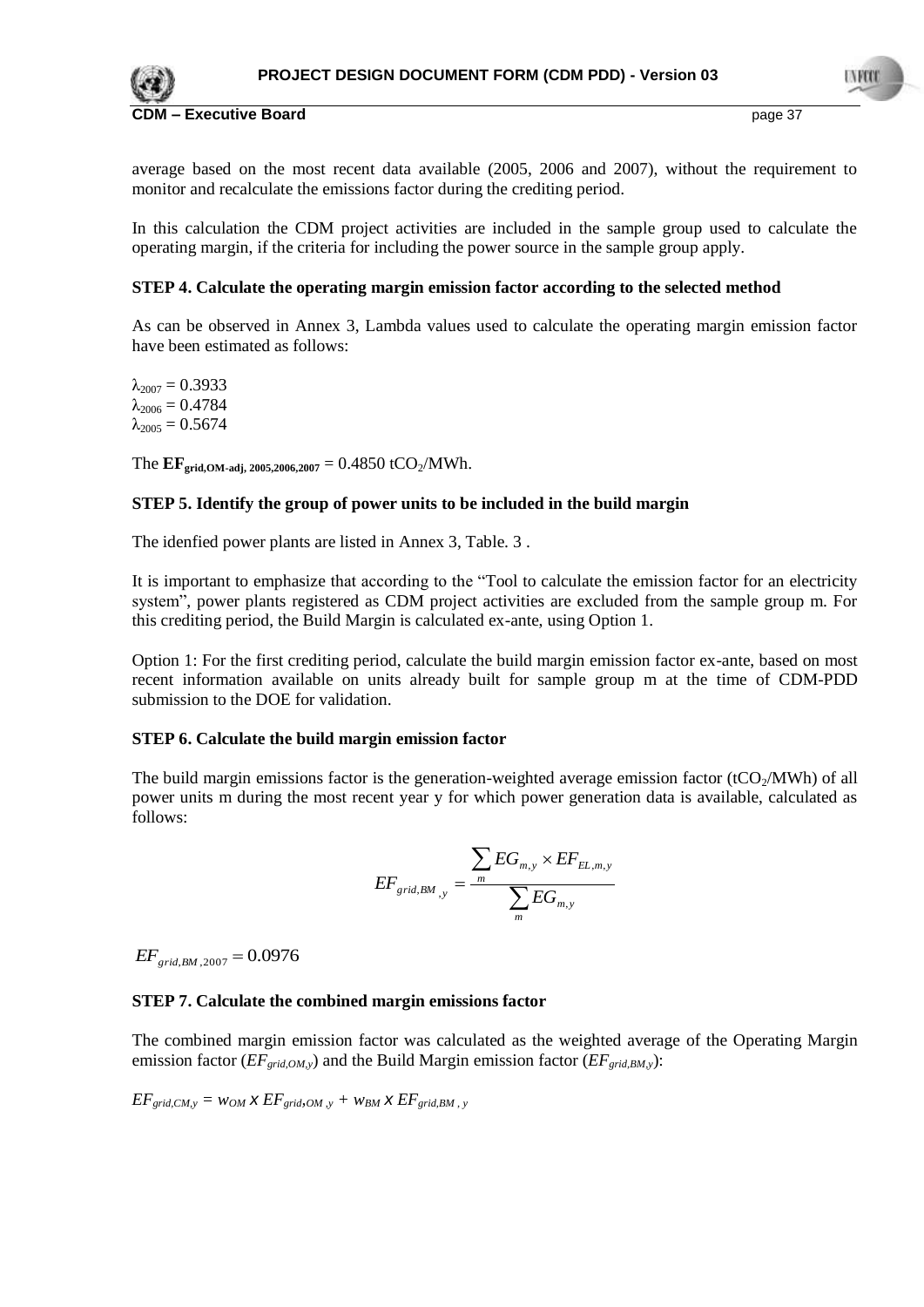average based on the most recent data available (2005, 2006 and 2007), without the requirement to monitor and recalculate the emissions factor during the crediting period.

In this calculation the CDM project activities are included in the sample group used to calculate the operating margin, if the criteria for including the power source in the sample group apply.

**STEP 4. Calculate the operating margin emission factor according to the selected method**

As can be observed in Annex 3, Lambda values used to calculate the operating margin emission factor have been estimated as follows:

$\lambda_{2007} = 0.3933$
$\lambda_{2006} = 0.4784$
$\lambda_{2005} = 0.5674$

The $\mathbf{EF_{grid,OM\text{-}adj,\ 2005,2006,2007}} = 0.4850\ tCO_2/MWh$.

**STEP 5. Identify the group of power units to be included in the build margin**

The idenfied power plants are listed in Annex 3, Table. 3 .

It is important to emphasize that according to the "Tool to calculate the emission factor for an electricity system", power plants registered as CDM project activities are excluded from the sample group m. For this crediting period, the Build Margin is calculated ex-ante, using Option 1.

Option 1: For the first crediting period, calculate the build margin emission factor ex-ante, based on most recent information available on units already built for sample group m at the time of CDM-PDD submission to the DOE for validation.

**STEP 6. Calculate the build margin emission factor**

The build margin emissions factor is the generation-weighted average emission factor ($tCO_2/MWh$) of all power units m during the most recent year y for which power generation data is available, calculated as follows:

$$EF_{grid,BM,y} = \frac{\sum_m EG_{m,y} \times EF_{EL,m,y}}{\sum_m EG_{m,y}}$$

$EF_{grid,BM,2007} = 0.0976$

**STEP 7. Calculate the combined margin emissions factor**

The combined margin emission factor was calculated as the weighted average of the Operating Margin emission factor ($EF_{grid,OM,y}$) and the Build Margin emission factor ($EF_{grid,BM,y}$):

$EF_{grid,CM,y} = w_{OM} \times EF_{grid,OM,y} + w_{BM} \times EF_{grid,BM,y}$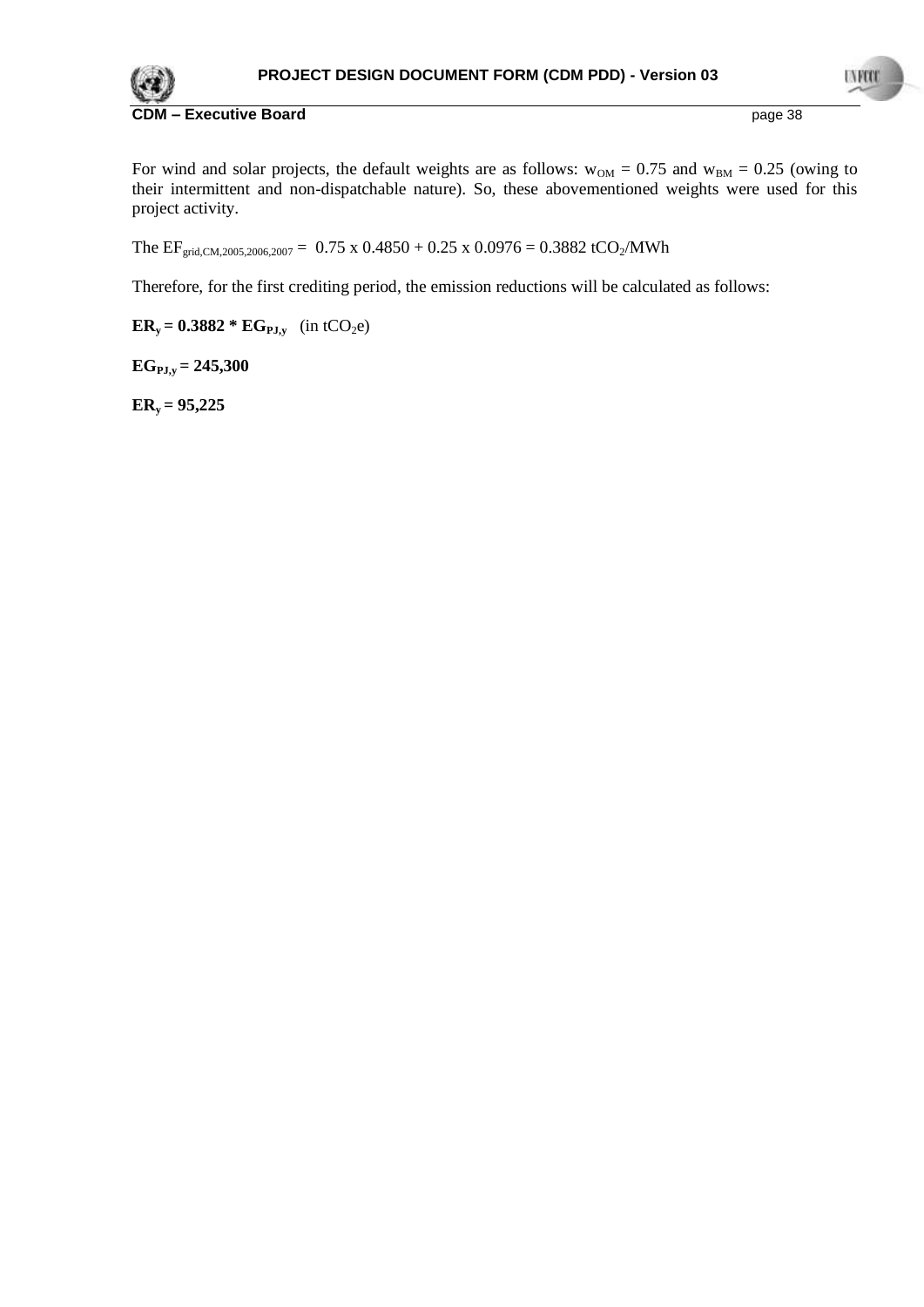For wind and solar projects, the default weights are as follows: $w_{OM} = 0.75$ and $w_{BM} = 0.25$ (owing to their intermittent and non-dispatchable nature). So, these abovementioned weights were used for this project activity.

The $EF_{grid,CM,2005,2006,2007} = 0.75 \times 0.4850 + 0.25 \times 0.0976 = 0.3882$ $tCO_2/MWh$

Therefore, for the first crediting period, the emission reductions will be calculated as follows:

$\mathbf{ER_y = 0.3882 * EG_{PJ,y}}$ (in $tCO_2e$)

$\mathbf{EG_{PJ,y} = 245{,}300}$

$\mathbf{ER_y = 95{,}225}$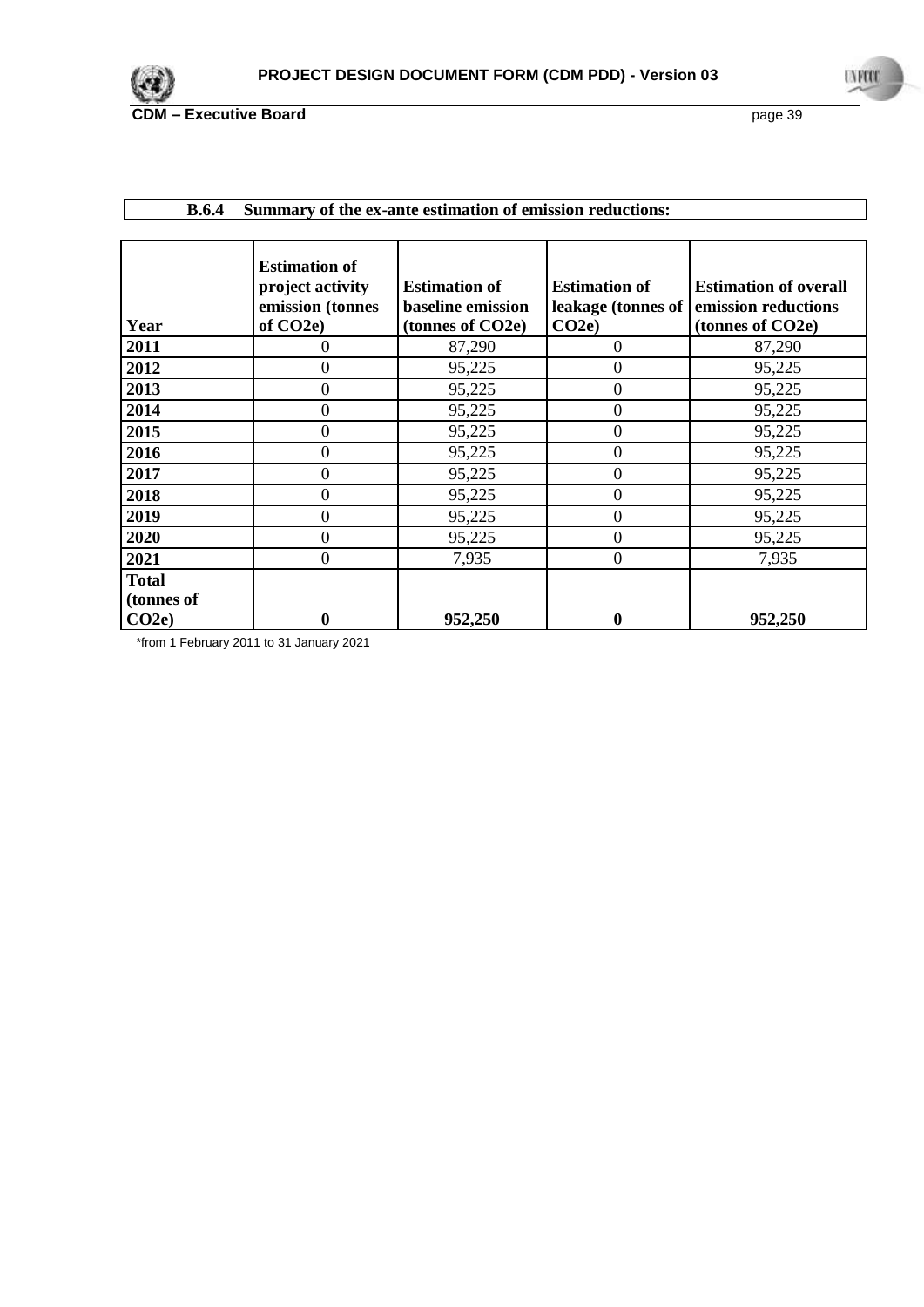### B.6.4 Summary of the ex-ante estimation of emission reductions:

| Year | Estimation of project activity emission (tonnes of CO2e) | Estimation of baseline emission (tonnes of CO2e) | Estimation of leakage (tonnes of CO2e) | Estimation of overall emission reductions (tonnes of CO2e) |
|---|---|---|---|---|
| 2011 | 0 | 87,290 | 0 | 87,290 |
| 2012 | 0 | 95,225 | 0 | 95,225 |
| 2013 | 0 | 95,225 | 0 | 95,225 |
| 2014 | 0 | 95,225 | 0 | 95,225 |
| 2015 | 0 | 95,225 | 0 | 95,225 |
| 2016 | 0 | 95,225 | 0 | 95,225 |
| 2017 | 0 | 95,225 | 0 | 95,225 |
| 2018 | 0 | 95,225 | 0 | 95,225 |
| 2019 | 0 | 95,225 | 0 | 95,225 |
| 2020 | 0 | 95,225 | 0 | 95,225 |
| 2021 | 0 | 7,935 | 0 | 7,935 |
| **Total (tonnes of CO2e)** | **0** | **952,250** | **0** | **952,250** |

*from 1 February 2011 to 31 January 2021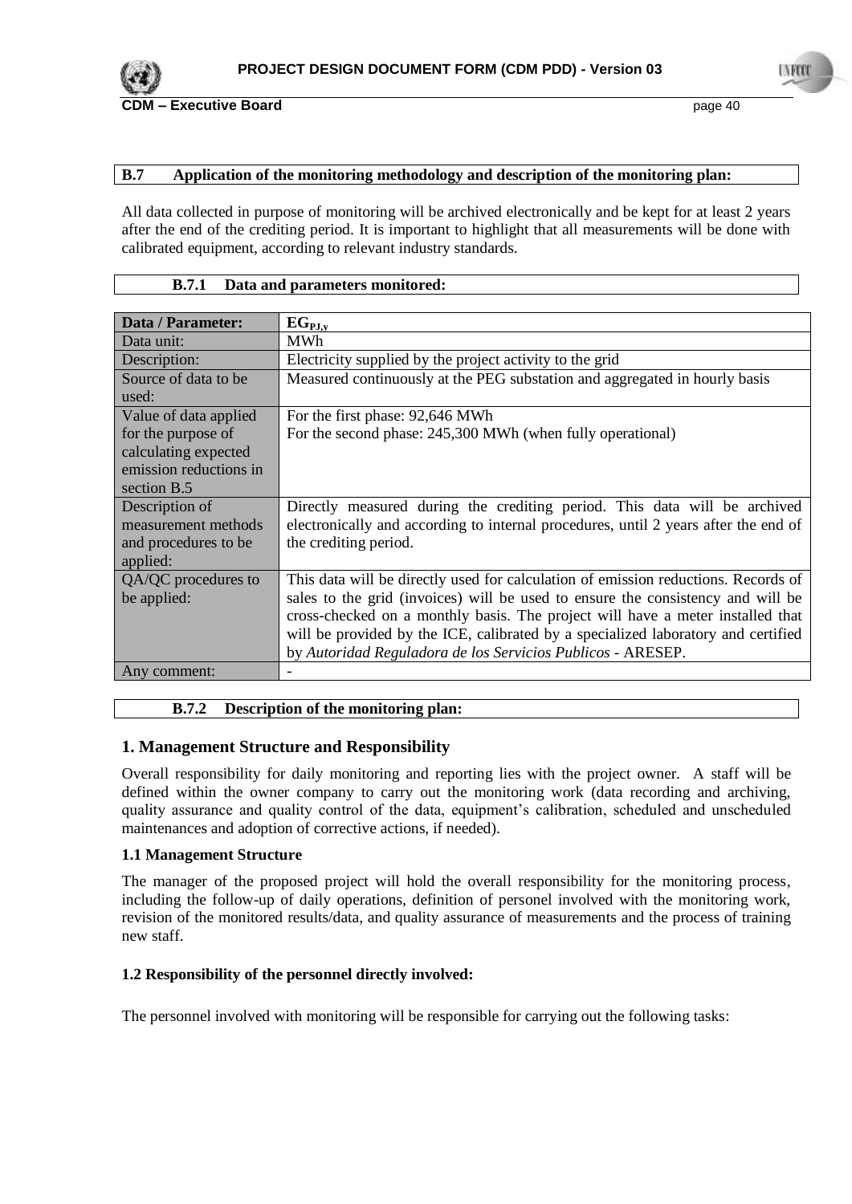### B.7 Application of the monitoring methodology and description of the monitoring plan:

All data collected in purpose of monitoring will be archived electronically and be kept for at least 2 years after the end of the crediting period. It is important to highlight that all measurements will be done with calibrated equipment, according to relevant industry standards.

#### B.7.1 Data and parameters monitored:

| Data / Parameter: | $EG_{PJ,y}$ |
|---|---|
| Data unit: | MWh |
| Description: | Electricity supplied by the project activity to the grid |
| Source of data to be used: | Measured continuously at the PEG substation and aggregated in hourly basis |
| Value of data applied for the purpose of calculating expected emission reductions in section B.5 | For the first phase: 92,646 MWh<br>For the second phase: 245,300 MWh (when fully operational) |
| Description of measurement methods and procedures to be applied: | Directly measured during the crediting period. This data will be archived electronically and according to internal procedures, until 2 years after the end of the crediting period. |
| QA/QC procedures to be applied: | This data will be directly used for calculation of emission reductions. Records of sales to the grid (invoices) will be used to ensure the consistency and will be cross-checked on a monthly basis. The project will have a meter installed that will be provided by the ICE, calibrated by a specialized laboratory and certified by *Autoridad Reguladora de los Servicios Publicos* - ARESEP. |
| Any comment: | - |

#### B.7.2 Description of the monitoring plan:

## 1. Management Structure and Responsibility

Overall responsibility for daily monitoring and reporting lies with the project owner. A staff will be defined within the owner company to carry out the monitoring work (data recording and archiving, quality assurance and quality control of the data, equipment's calibration, scheduled and unscheduled maintenances and adoption of corrective actions, if needed).

### 1.1 Management Structure

The manager of the proposed project will hold the overall responsibility for the monitoring process, including the follow-up of daily operations, definition of personel involved with the monitoring work, revision of the monitored results/data, and quality assurance of measurements and the process of training new staff.

### 1.2 Responsibility of the personnel directly involved:

The personnel involved with monitoring will be responsible for carrying out the following tasks: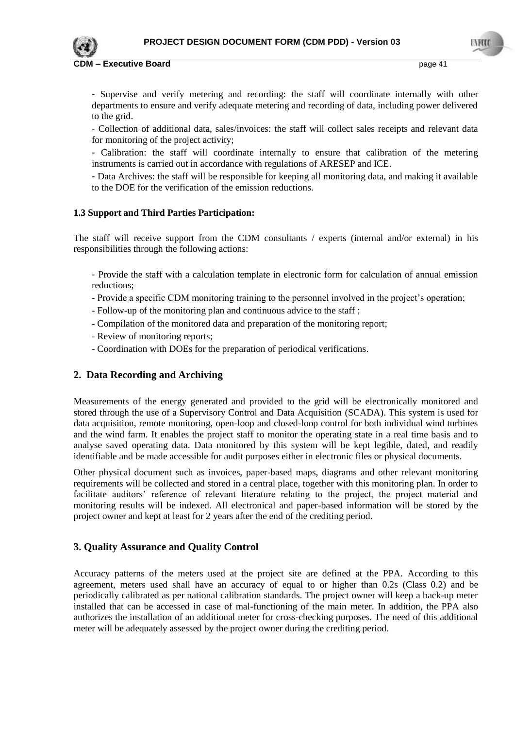- Supervise and verify metering and recording: the staff will coordinate internally with other departments to ensure and verify adequate metering and recording of data, including power delivered to the grid.

- Collection of additional data, sales/invoices: the staff will collect sales receipts and relevant data for monitoring of the project activity;

- Calibration: the staff will coordinate internally to ensure that calibration of the metering instruments is carried out in accordance with regulations of ARESEP and ICE.

- Data Archives: the staff will be responsible for keeping all monitoring data, and making it available to the DOE for the verification of the emission reductions.

**1.3 Support and Third Parties Participation:**

The staff will receive support from the CDM consultants / experts (internal and/or external) in his responsibilities through the following actions:

- Provide the staff with a calculation template in electronic form for calculation of annual emission reductions;
- Provide a specific CDM monitoring training to the personnel involved in the project's operation;
- Follow-up of the monitoring plan and continuous advice to the staff ;
- Compilation of the monitored data and preparation of the monitoring report;
- Review of monitoring reports;
- Coordination with DOEs for the preparation of periodical verifications.

## 2. Data Recording and Archiving

Measurements of the energy generated and provided to the grid will be electronically monitored and stored through the use of a Supervisory Control and Data Acquisition (SCADA). This system is used for data acquisition, remote monitoring, open-loop and closed-loop control for both individual wind turbines and the wind farm. It enables the project staff to monitor the operating state in a real time basis and to analyse saved operating data. Data monitored by this system will be kept legible, dated, and readily identifiable and be made accessible for audit purposes either in electronic files or physical documents.

Other physical document such as invoices, paper-based maps, diagrams and other relevant monitoring requirements will be collected and stored in a central place, together with this monitoring plan. In order to facilitate auditors' reference of relevant literature relating to the project, the project material and monitoring results will be indexed. All electronical and paper-based information will be stored by the project owner and kept at least for 2 years after the end of the crediting period.

## 3. Quality Assurance and Quality Control

Accuracy patterns of the meters used at the project site are defined at the PPA. According to this agreement, meters used shall have an accuracy of equal to or higher than 0.2s (Class 0.2) and be periodically calibrated as per national calibration standards. The project owner will keep a back-up meter installed that can be accessed in case of mal-functioning of the main meter. In addition, the PPA also authorizes the installation of an additional meter for cross-checking purposes. The need of this additional meter will be adequately assessed by the project owner during the crediting period.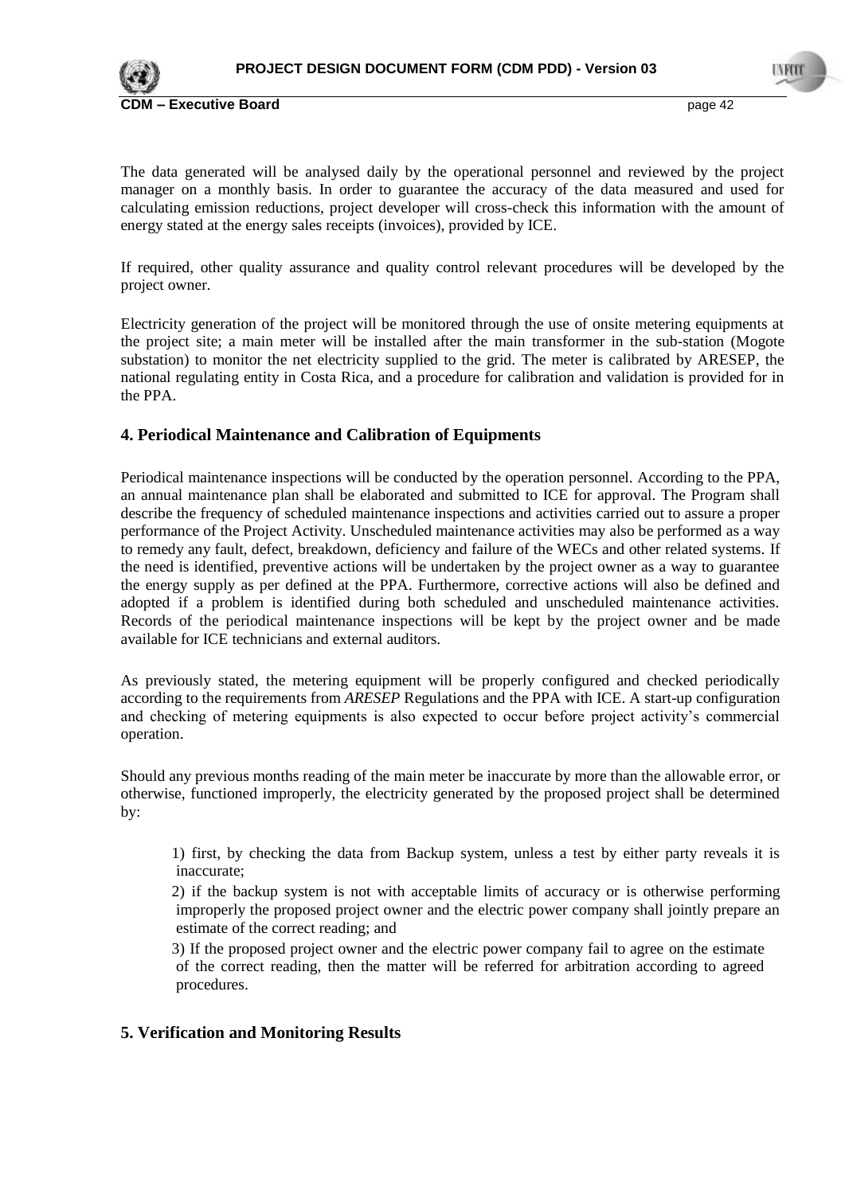The data generated will be analysed daily by the operational personnel and reviewed by the project manager on a monthly basis. In order to guarantee the accuracy of the data measured and used for calculating emission reductions, project developer will cross-check this information with the amount of energy stated at the energy sales receipts (invoices), provided by ICE.

If required, other quality assurance and quality control relevant procedures will be developed by the project owner.

Electricity generation of the project will be monitored through the use of onsite metering equipments at the project site; a main meter will be installed after the main transformer in the sub-station (Mogote substation) to monitor the net electricity supplied to the grid. The meter is calibrated by ARESEP, the national regulating entity in Costa Rica, and a procedure for calibration and validation is provided for in the PPA.

## 4. Periodical Maintenance and Calibration of Equipments

Periodical maintenance inspections will be conducted by the operation personnel. According to the PPA, an annual maintenance plan shall be elaborated and submitted to ICE for approval. The Program shall describe the frequency of scheduled maintenance inspections and activities carried out to assure a proper performance of the Project Activity. Unscheduled maintenance activities may also be performed as a way to remedy any fault, defect, breakdown, deficiency and failure of the WECs and other related systems. If the need is identified, preventive actions will be undertaken by the project owner as a way to guarantee the energy supply as per defined at the PPA. Furthermore, corrective actions will also be defined and adopted if a problem is identified during both scheduled and unscheduled maintenance activities. Records of the periodical maintenance inspections will be kept by the project owner and be made available for ICE technicians and external auditors.

As previously stated, the metering equipment will be properly configured and checked periodically according to the requirements from *ARESEP* Regulations and the PPA with ICE. A start-up configuration and checking of metering equipments is also expected to occur before project activity's commercial operation.

Should any previous months reading of the main meter be inaccurate by more than the allowable error, or otherwise, functioned improperly, the electricity generated by the proposed project shall be determined by:

1) first, by checking the data from Backup system, unless a test by either party reveals it is inaccurate;
2) if the backup system is not with acceptable limits of accuracy or is otherwise performing improperly the proposed project owner and the electric power company shall jointly prepare an estimate of the correct reading; and
3) If the proposed project owner and the electric power company fail to agree on the estimate of the correct reading, then the matter will be referred for arbitration according to agreed procedures.

## 5. Verification and Monitoring Results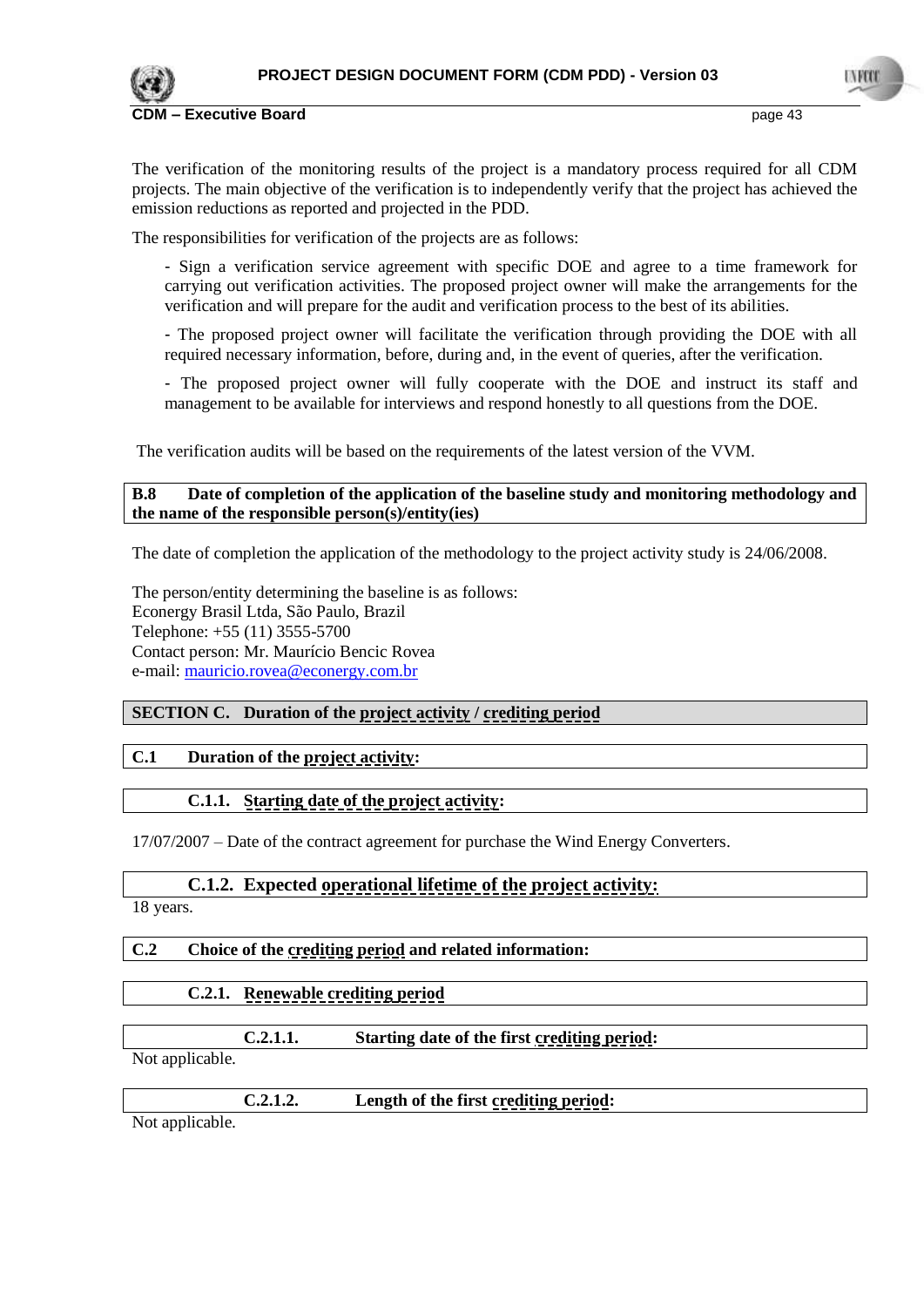The verification of the monitoring results of the project is a mandatory process required for all CDM projects. The main objective of the verification is to independently verify that the project has achieved the emission reductions as reported and projected in the PDD.

The responsibilities for verification of the projects are as follows:

- Sign a verification service agreement with specific DOE and agree to a time framework for carrying out verification activities. The proposed project owner will make the arrangements for the verification and will prepare for the audit and verification process to the best of its abilities.

- The proposed project owner will facilitate the verification through providing the DOE with all required necessary information, before, during and, in the event of queries, after the verification.

- The proposed project owner will fully cooperate with the DOE and instruct its staff and management to be available for interviews and respond honestly to all questions from the DOE.

The verification audits will be based on the requirements of the latest version of the VVM.

**B.8 Date of completion of the application of the baseline study and monitoring methodology and the name of the responsible person(s)/entity(ies)**

The date of completion the application of the methodology to the project activity study is 24/06/2008.

The person/entity determining the baseline is as follows:
Econergy Brasil Ltda, São Paulo, Brazil
Telephone: +55 (11) 3555-5700
Contact person: Mr. Maurício Bencic Rovea
e-mail: mauricio.rovea@econergy.com.br

## SECTION C. Duration of the project activity / crediting period

### C.1 Duration of the project activity:

#### C.1.1. Starting date of the project activity:

17/07/2007 – Date of the contract agreement for purchase the Wind Energy Converters.

#### C.1.2. Expected operational lifetime of the project activity:

18 years.

### C.2 Choice of the crediting period and related information:

#### C.2.1. Renewable crediting period

##### C.2.1.1. Starting date of the first crediting period:

Not applicable.

##### C.2.1.2. Length of the first crediting period:

Not applicable.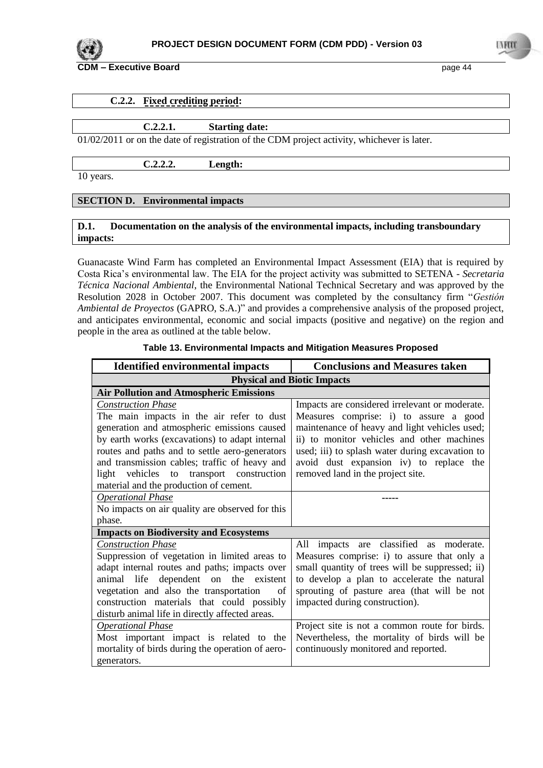### C.2.2. Fixed crediting period:

#### C.2.2.1. Starting date:

01/02/2011 or on the date of registration of the CDM project activity, whichever is later.

#### C.2.2.2. Length:

10 years.

## SECTION D. Environmental impacts

### D.1. Documentation on the analysis of the environmental impacts, including transboundary impacts:

Guanacaste Wind Farm has completed an Environmental Impact Assessment (EIA) that is required by Costa Rica's environmental law. The EIA for the project activity was submitted to SETENA - *Secretaria Técnica Nacional Ambiental,* the Environmental National Technical Secretary and was approved by the Resolution 2028 in October 2007. This document was completed by the consultancy firm "*Gestión Ambiental de Proyectos* (GAPRO, S.A.)" and provides a comprehensive analysis of the proposed project, and anticipates environmental, economic and social impacts (positive and negative) on the region and people in the area as outlined at the table below.

**Table 13. Environmental Impacts and Mitigation Measures Proposed**

| Identified environmental impacts | Conclusions and Measures taken |
|---|---|
| **Physical and Biotic Impacts** | |
| **Air Pollution and Atmospheric Emissions** | |
| *Construction Phase*<br>The main impacts in the air refer to dust generation and atmospheric emissions caused by earth works (excavations) to adapt internal routes and paths and to settle aero-generators and transmission cables; traffic of heavy and light vehicles to transport construction material and the production of cement. | Impacts are considered irrelevant or moderate. Measures comprise: i) to assure a good maintenance of heavy and light vehicles used; ii) to monitor vehicles and other machines used; iii) to splash water during excavation to avoid dust expansion iv) to replace the removed land in the project site. |
| *Operational Phase*<br>No impacts on air quality are observed for this phase. | ----- |
| **Impacts on Biodiversity and Ecosystems** | |
| *Construction Phase*<br>Suppression of vegetation in limited areas to adapt internal routes and paths; impacts over animal life dependent on the existent vegetation and also the transportation of construction materials that could possibly disturb animal life in directly affected areas. | All impacts are classified as moderate. Measures comprise: i) to assure that only a small quantity of trees will be suppressed; ii) to develop a plan to accelerate the natural sprouting of pasture area (that will be not impacted during construction). |
| *Operational Phase*<br>Most important impact is related to the mortality of birds during the operation of aero-generators. | Project site is not a common route for birds. Nevertheless, the mortality of birds will be continuously monitored and reported. |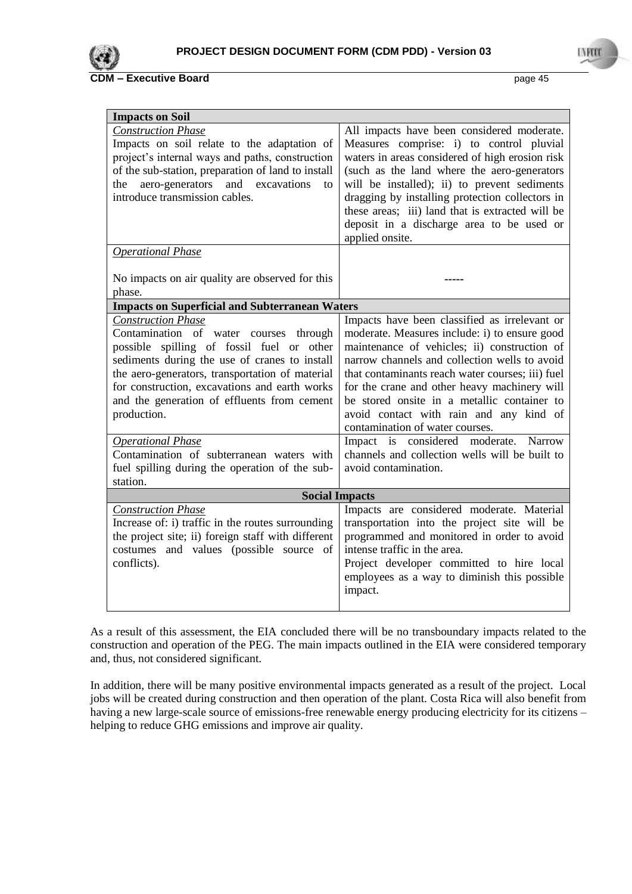| Impacts on Soil | |
|---|---|
| *Construction Phase* Impacts on soil relate to the adaptation of project's internal ways and paths, construction of the sub-station, preparation of land to install the aero-generators and excavations to introduce transmission cables. | All impacts have been considered moderate. Measures comprise: i) to control pluvial waters in areas considered of high erosion risk (such as the land where the aero-generators will be installed); ii) to prevent sediments dragging by installing protection collectors in these areas; iii) land that is extracted will be deposit in a discharge area to be used or applied onsite. |
| *Operational Phase* No impacts on air quality are observed for this phase. | ----- |
| **Impacts on Superficial and Subterranean Waters** | |
| *Construction Phase* Contamination of water courses through possible spilling of fossil fuel or other sediments during the use of cranes to install the aero-generators, transportation of material for construction, excavations and earth works and the generation of effluents from cement production. | Impacts have been classified as irrelevant or moderate. Measures include: i) to ensure good maintenance of vehicles; ii) construction of narrow channels and collection wells to avoid that contaminants reach water courses; iii) fuel for the crane and other heavy machinery will be stored onsite in a metallic container to avoid contact with rain and any kind of contamination of water courses. |
| *Operational Phase* Contamination of subterranean waters with fuel spilling during the operation of the sub-station. | Impact is considered moderate. Narrow channels and collection wells will be built to avoid contamination. |
| **Social Impacts** | |
| *Construction Phase* Increase of: i) traffic in the routes surrounding the project site; ii) foreign staff with different costumes and values (possible source of conflicts). | Impacts are considered moderate. Material transportation into the project site will be programmed and monitored in order to avoid intense traffic in the area. Project developer committed to hire local employees as a way to diminish this possible impact. |

As a result of this assessment, the EIA concluded there will be no transboundary impacts related to the construction and operation of the PEG. The main impacts outlined in the EIA were considered temporary and, thus, not considered significant.

In addition, there will be many positive environmental impacts generated as a result of the project. Local jobs will be created during construction and then operation of the plant. Costa Rica will also benefit from having a new large-scale source of emissions-free renewable energy producing electricity for its citizens – helping to reduce GHG emissions and improve air quality.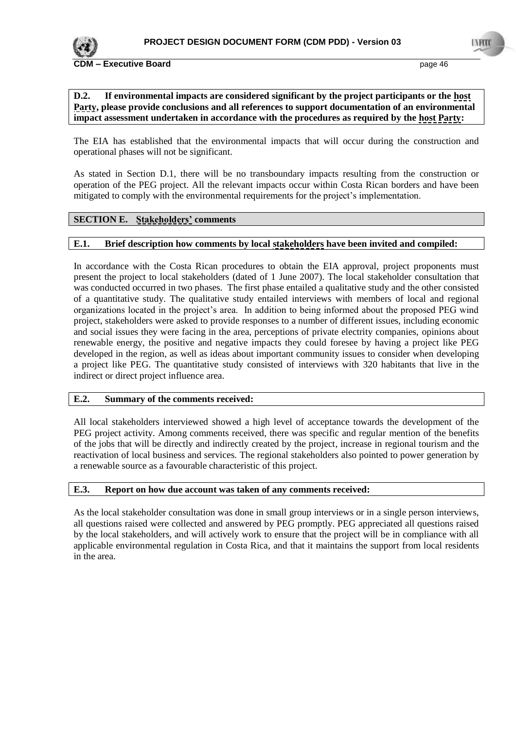**D.2. If environmental impacts are considered significant by the project participants or the host Party, please provide conclusions and all references to support documentation of an environmental impact assessment undertaken in accordance with the procedures as required by the host Party:**

The EIA has established that the environmental impacts that will occur during the construction and operational phases will not be significant.

As stated in Section D.1, there will be no transboundary impacts resulting from the construction or operation of the PEG project. All the relevant impacts occur within Costa Rican borders and have been mitigated to comply with the environmental requirements for the project's implementation.

## SECTION E. Stakeholders' comments

### E.1. Brief description how comments by local stakeholders have been invited and compiled:

In accordance with the Costa Rican procedures to obtain the EIA approval, project proponents must present the project to local stakeholders (dated of 1 June 2007). The local stakeholder consultation that was conducted occurred in two phases. The first phase entailed a qualitative study and the other consisted of a quantitative study. The qualitative study entailed interviews with members of local and regional organizations located in the project's area. In addition to being informed about the proposed PEG wind project, stakeholders were asked to provide responses to a number of different issues, including economic and social issues they were facing in the area, perceptions of private electrity companies, opinions about renewable energy, the positive and negative impacts they could foresee by having a project like PEG developed in the region, as well as ideas about important community issues to consider when developing a project like PEG. The quantitative study consisted of interviews with 320 habitants that live in the indirect or direct project influence area.

### E.2. Summary of the comments received:

All local stakeholders interviewed showed a high level of acceptance towards the development of the PEG project activity. Among comments received, there was specific and regular mention of the benefits of the jobs that will be directly and indirectly created by the project, increase in regional tourism and the reactivation of local business and services. The regional stakeholders also pointed to power generation by a renewable source as a favourable characteristic of this project.

### E.3. Report on how due account was taken of any comments received:

As the local stakeholder consultation was done in small group interviews or in a single person interviews, all questions raised were collected and answered by PEG promptly. PEG appreciated all questions raised by the local stakeholders, and will actively work to ensure that the project will be in compliance with all applicable environmental regulation in Costa Rica, and that it maintains the support from local residents in the area.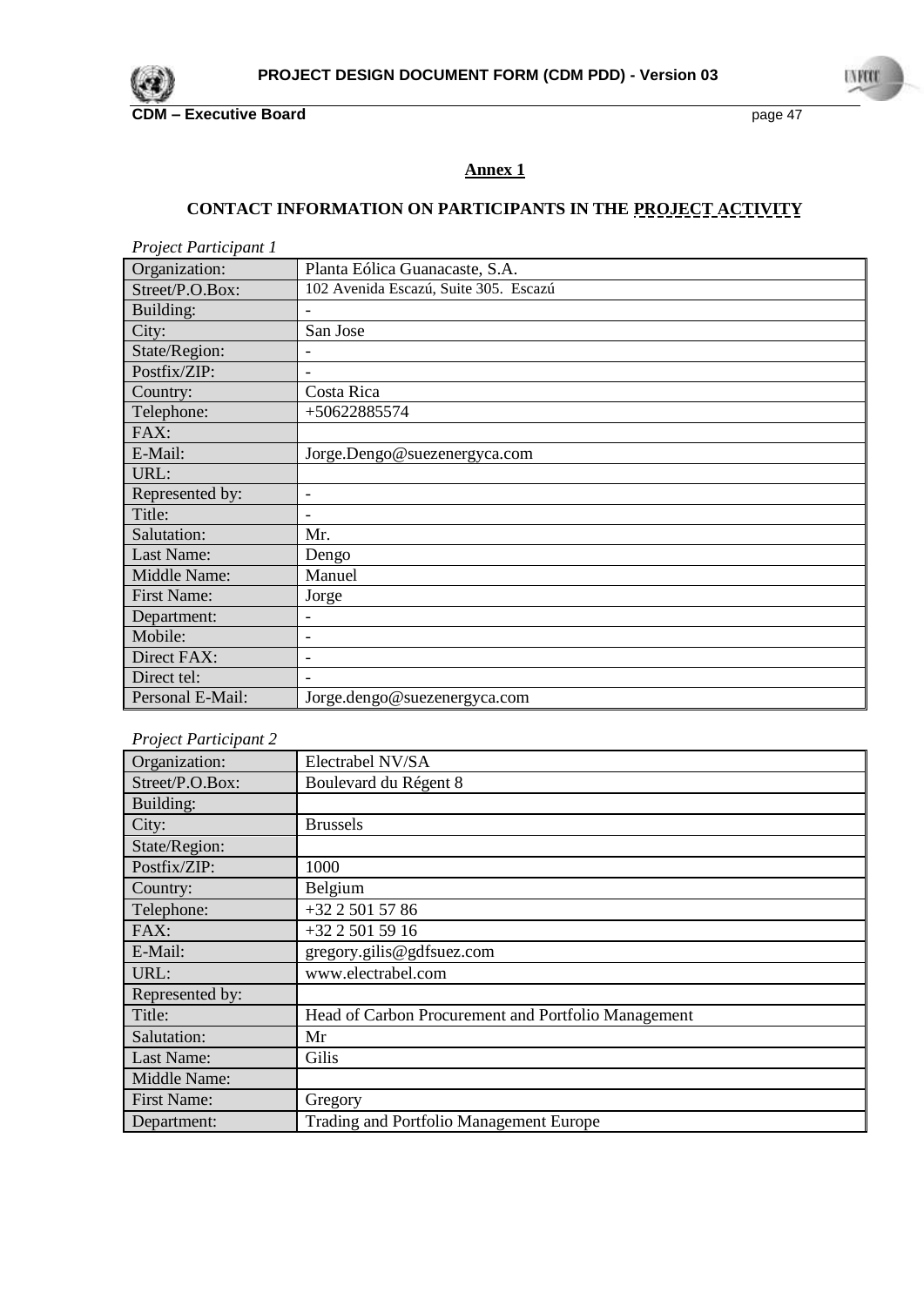# Annex 1

## CONTACT INFORMATION ON PARTICIPANTS IN THE PROJECT ACTIVITY

*Project Participant 1*

| | |
|---|---|
| Organization: | Planta Eólica Guanacaste, S.A. |
| Street/P.O.Box: | 102 Avenida Escazú, Suite 305. Escazú |
| Building: | - |
| City: | San Jose |
| State/Region: | - |
| Postfix/ZIP: | - |
| Country: | Costa Rica |
| Telephone: | +50622885574 |
| FAX: | |
| E-Mail: | Jorge.Dengo@suezenergyca.com |
| URL: | |
| Represented by: | - |
| Title: | - |
| Salutation: | Mr. |
| Last Name: | Dengo |
| Middle Name: | Manuel |
| First Name: | Jorge |
| Department: | - |
| Mobile: | - |
| Direct FAX: | - |
| Direct tel: | - |
| Personal E-Mail: | Jorge.dengo@suezenergyca.com |

*Project Participant 2*

| | |
|---|---|
| Organization: | Electrabel NV/SA |
| Street/P.O.Box: | Boulevard du Régent 8 |
| Building: | |
| City: | Brussels |
| State/Region: | |
| Postfix/ZIP: | 1000 |
| Country: | Belgium |
| Telephone: | +32 2 501 57 86 |
| FAX: | +32 2 501 59 16 |
| E-Mail: | gregory.gilis@gdfsuez.com |
| URL: | www.electrabel.com |
| Represented by: | |
| Title: | Head of Carbon Procurement and Portfolio Management |
| Salutation: | Mr |
| Last Name: | Gilis |
| Middle Name: | |
| First Name: | Gregory |
| Department: | Trading and Portfolio Management Europe |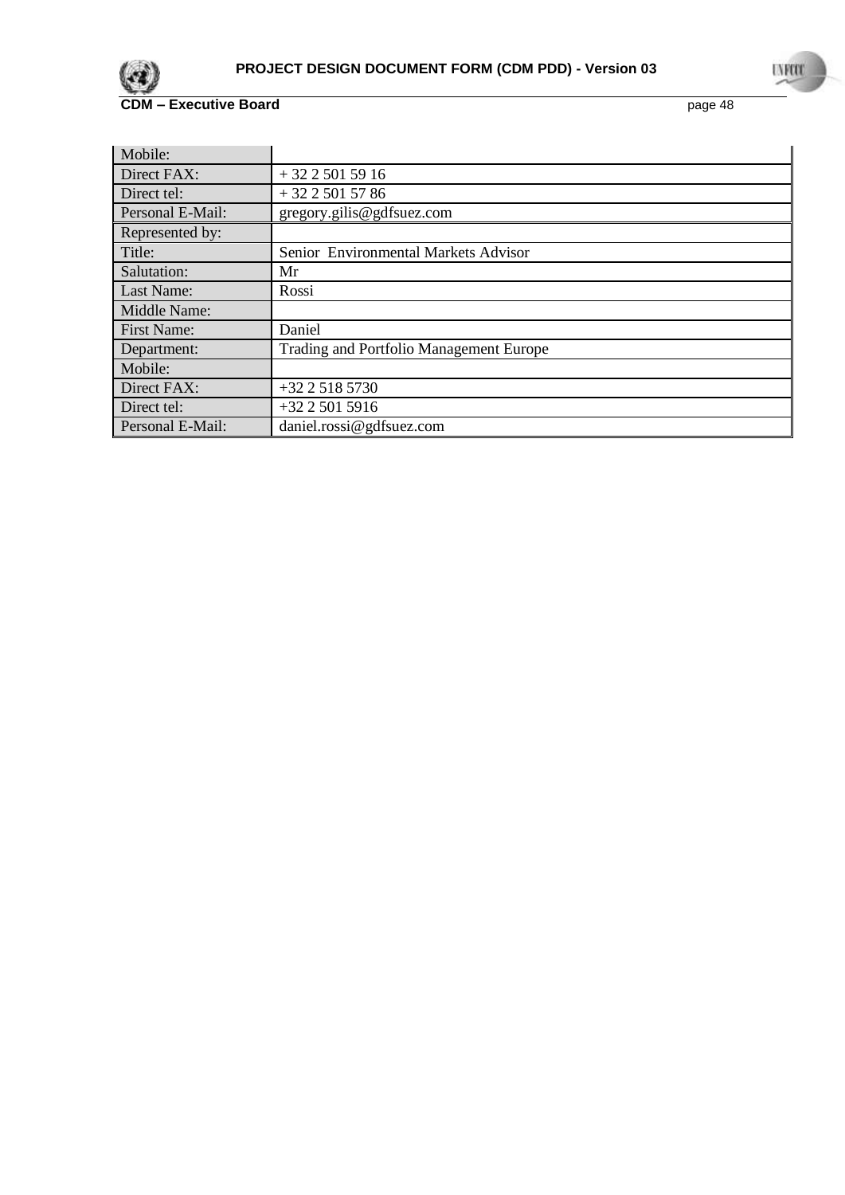| | |
|---|---|
| Mobile: | |
| Direct FAX: | + 32 2 501 59 16 |
| Direct tel: | + 32 2 501 57 86 |
| Personal E-Mail: | gregory.gilis@gdfsuez.com |
| Represented by: | |
| Title: | Senior Environmental Markets Advisor |
| Salutation: | Mr |
| Last Name: | Rossi |
| Middle Name: | |
| First Name: | Daniel |
| Department: | Trading and Portfolio Management Europe |
| Mobile: | |
| Direct FAX: | +32 2 518 5730 |
| Direct tel: | +32 2 501 5916 |
| Personal E-Mail: | daniel.rossi@gdfsuez.com |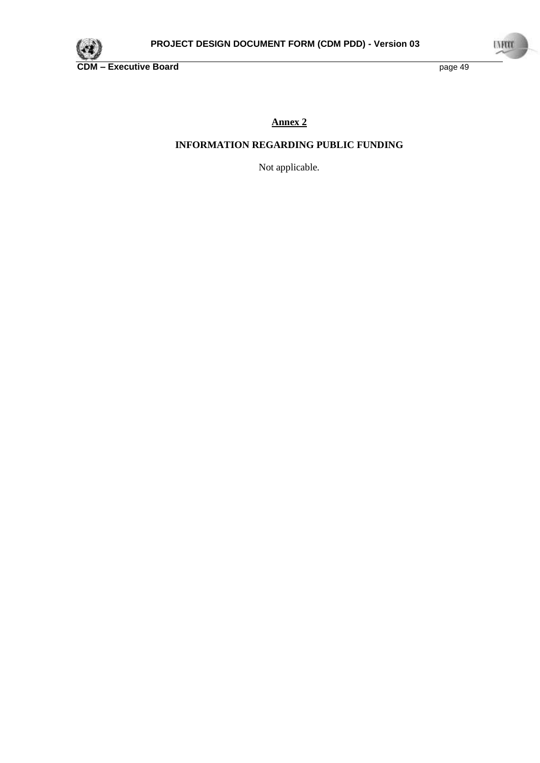## Annex 2

### INFORMATION REGARDING PUBLIC FUNDING

Not applicable.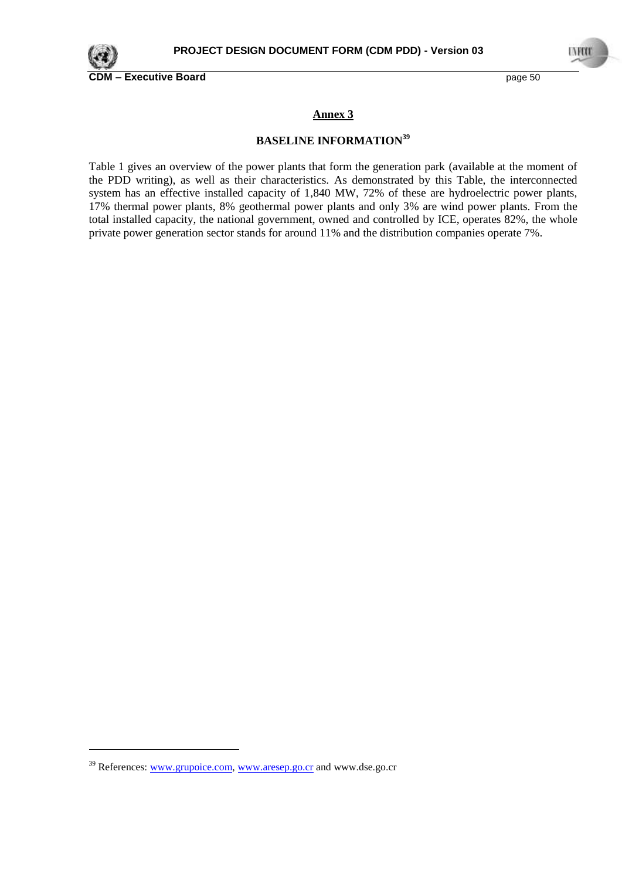## Annex 3

### BASELINE INFORMATION[39]

Table 1 gives an overview of the power plants that form the generation park (available at the moment of the PDD writing), as well as their characteristics. As demonstrated by this Table, the interconnected system has an effective installed capacity of 1,840 MW, 72% of these are hydroelectric power plants, 17% thermal power plants, 8% geothermal power plants and only 3% are wind power plants. From the total installed capacity, the national government, owned and controlled by ICE, operates 82%, the whole private power generation sector stands for around 11% and the distribution companies operate 7%.

---

[39] References: www.grupoice.com, www.aresep.go.cr and www.dse.go.cr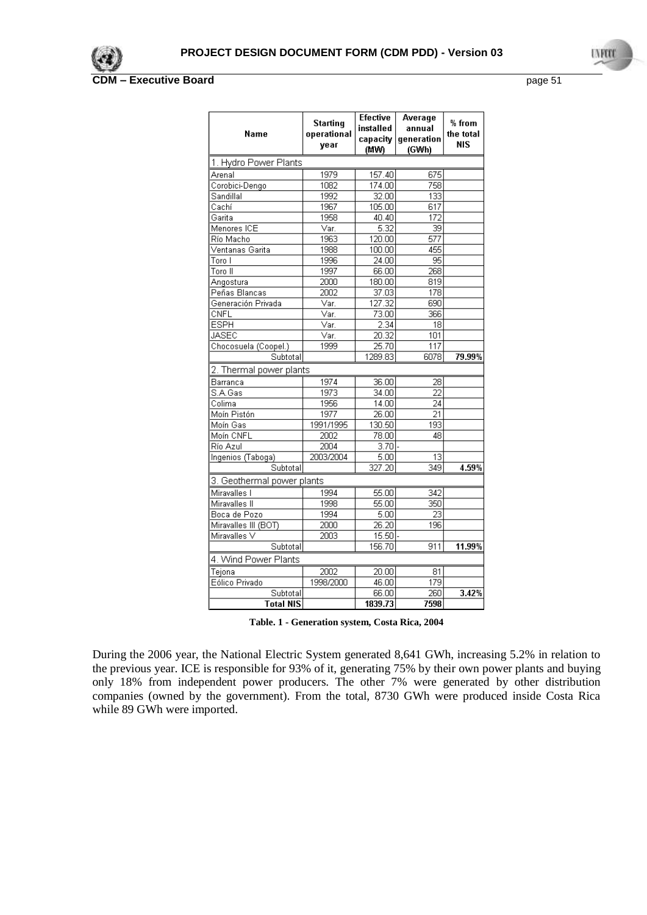| Name | Starting operational year | Efective installed capacity (MW) | Average annual generation (GWh) | % from the total NIS |
|---|---|---|---|---|
| 1. Hydro Power Plants | | | | |
| Arenal | 1979 | 157.40 | 675 | |
| Corobici-Dengo | 1082 | 174.00 | 758 | |
| Sandillal | 1992 | 32.00 | 133 | |
| Cachí | 1967 | 105.00 | 617 | |
| Garita | 1958 | 40.40 | 172 | |
| Menores ICE | Var. | 5.32 | 39 | |
| Río Macho | 1963 | 120.00 | 577 | |
| Ventanas Garita | 1988 | 100.00 | 455 | |
| Toro I | 1996 | 24.00 | 95 | |
| Toro II | 1997 | 66.00 | 268 | |
| Angostura | 2000 | 180.00 | 819 | |
| Peñas Blancas | 2002 | 37.03 | 178 | |
| Generación Privada | Var. | 127.32 | 690 | |
| CNFL | Var. | 73.00 | 366 | |
| ESPH | Var. | 2.34 | 18 | |
| JASEC | Var. | 20.32 | 101 | |
| Chocosuela (Coopel.) | 1999 | 25.70 | 117 | |
| Subtotal | | 1289.83 | 6078 | **79.99%** |
| 2. Thermal power plants | | | | |
| Barranca | 1974 | 36.00 | 28 | |
| S.A.Gas | 1973 | 34.00 | 22 | |
| Colima | 1956 | 14.00 | 24 | |
| Moín Pistón | 1977 | 26.00 | 21 | |
| Moín Gas | 1991/1995 | 130.50 | 193 | |
| Moín CNFL | 2002 | 78.00 | 48 | |
| Río Azul | 2004 | 3.70 | - | |
| Ingenios (Taboga) | 2003/2004 | 5.00 | 13 | |
| Subtotal | | 327.20 | 349 | **4.59%** |
| 3. Geothermal power plants | | | | |
| Miravalles I | 1994 | 55.00 | 342 | |
| Miravalles II | 1998 | 55.00 | 350 | |
| Boca de Pozo | 1994 | 5.00 | 23 | |
| Miravalles III (BOT) | 2000 | 26.20 | 196 | |
| Miravalles V | 2003 | 15.50 | - | |
| Subtotal | | 156.70 | 911 | **11.99%** |
| 4. Wind Power Plants | | | | |
| Tejona | 2002 | 20.00 | 81 | |
| Eólico Privado | 1998/2000 | 46.00 | 179 | |
| Subtotal | | 66.00 | 260 | **3.42%** |
| **Total NIS** | | **1839.73** | **7598** | |

**Table. 1 - Generation system, Costa Rica, 2004**

During the 2006 year, the National Electric System generated 8,641 GWh, increasing 5.2% in relation to the previous year. ICE is responsible for 93% of it, generating 75% by their own power plants and buying only 18% from independent power producers. The other 7% were generated by other distribution companies (owned by the government). From the total, 8730 GWh were produced inside Costa Rica while 89 GWh were imported.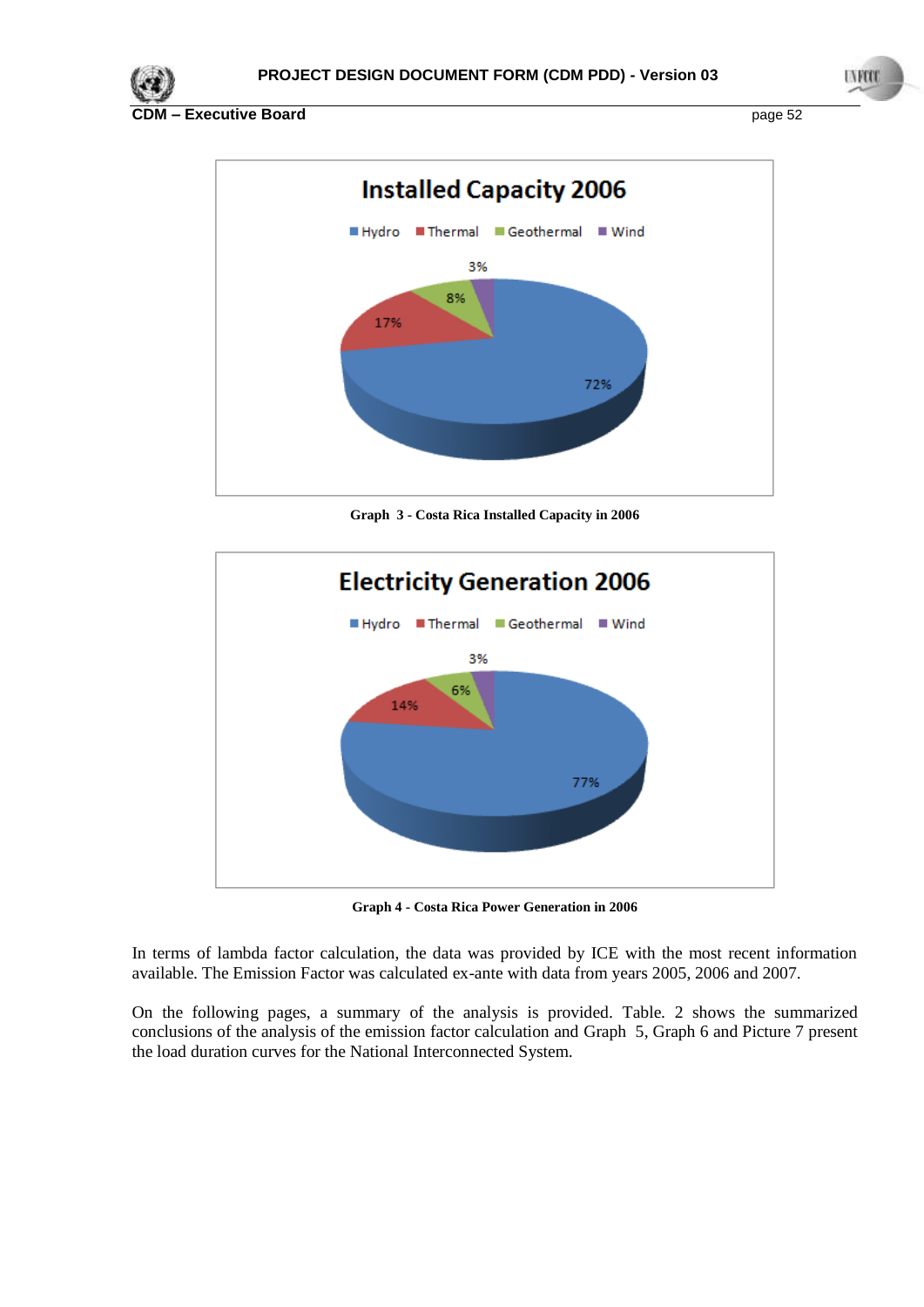**Installed Capacity 2006**

Hydro | Thermal | Geothermal | Wind

72% | 17% | 8% | 3%

**Graph 3 - Costa Rica Installed Capacity in 2006**

**Electricity Generation 2006**

Hydro | Thermal | Geothermal | Wind

77% | 14% | 6% | 3%

**Graph 4 - Costa Rica Power Generation in 2006**

In terms of lambda factor calculation, the data was provided by ICE with the most recent information available. The Emission Factor was calculated ex-ante with data from years 2005, 2006 and 2007.

On the following pages, a summary of the analysis is provided. Table. 2 shows the summarized conclusions of the analysis of the emission factor calculation and Graph 5, Graph 6 and Picture 7 present the load duration curves for the National Interconnected System.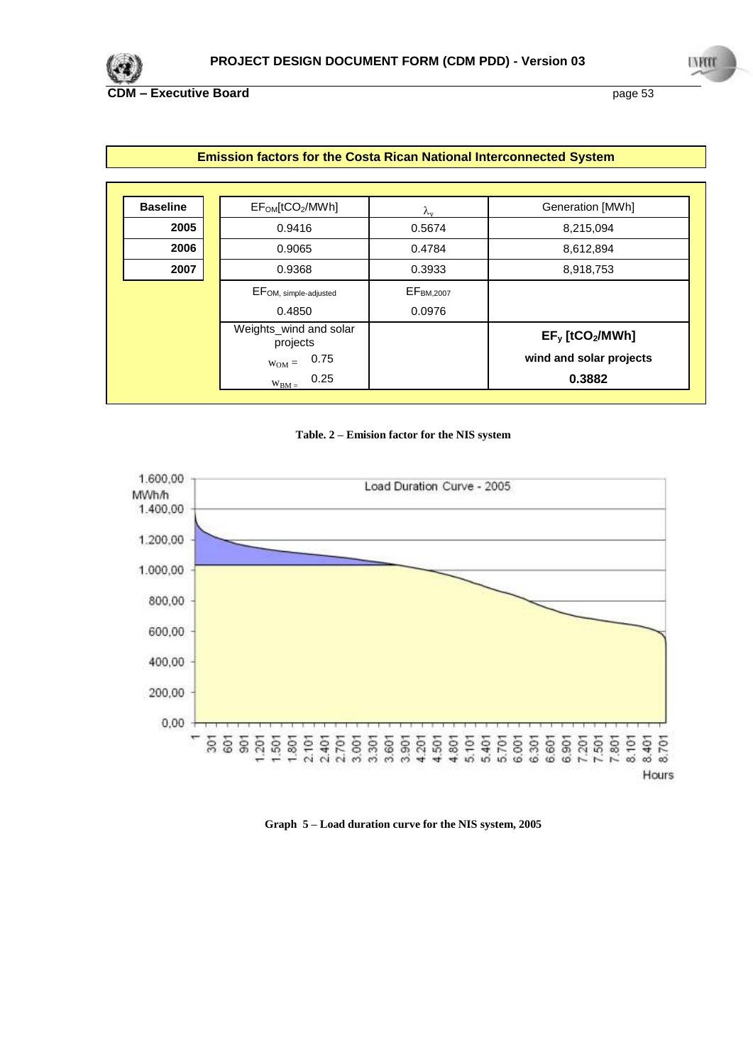**Emission factors for the Costa Rican National Interconnected System**

| Baseline | $EF_{OM}$[$tCO_2$/MWh] | $\lambda_y$ | Generation [MWh] |
|---|---|---|---|
| 2005 | 0.9416 | 0.5674 | 8,215,094 |
| 2006 | 0.9065 | 0.4784 | 8,612,894 |
| 2007 | 0.9368 | 0.3933 | 8,918,753 |
| | $EF_{OM,\ simple\text{-}adjusted}$ | $EF_{BM,2007}$ | |
| | 0.4850 | 0.0976 | |
| | Weights_wind and solar projects | | **$EF_y$ [$tCO_2$/MWh]** |
| | $w_{OM}$ = 0.75 | | **wind and solar projects** |
| | $w_{BM}$ = 0.25 | | **0.3882** |

**Table. 2 – Emision factor for the NIS system**

**Graph 5 – Load duration curve for the NIS system, 2005**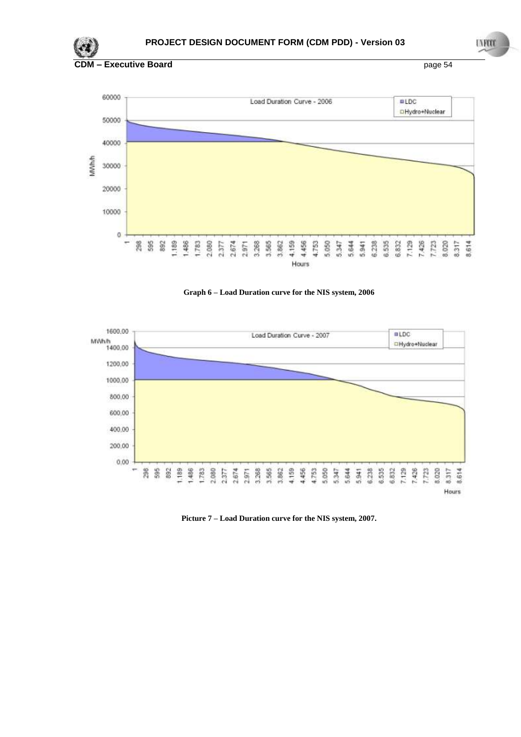Graph 6 – Load Duration curve for the NIS system, 2006

Picture 7 – Load Duration curve for the NIS system, 2007.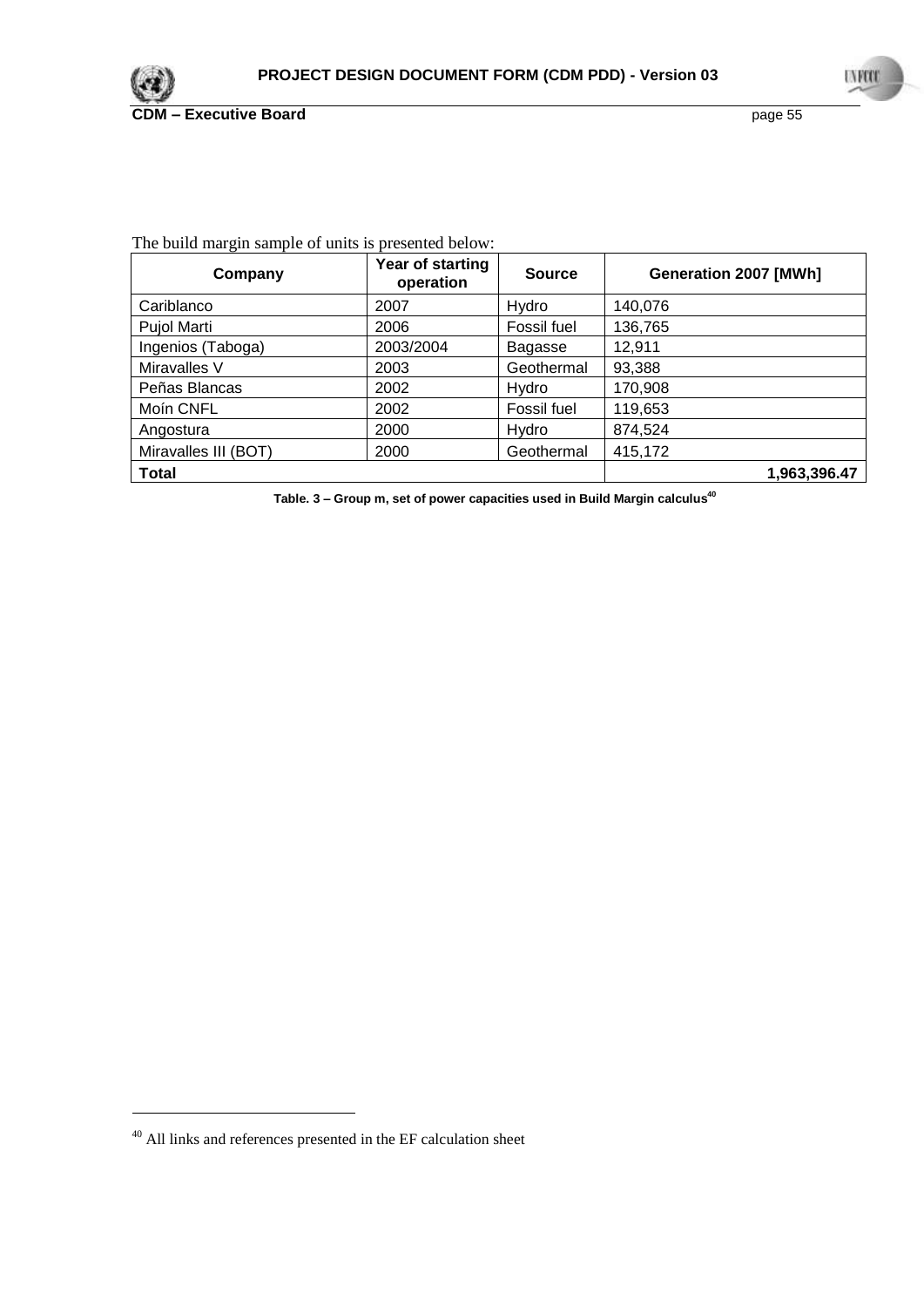The build margin sample of units is presented below:

| Company | Year of starting operation | Source | Generation 2007 [MWh] |
|---|---|---|---|
| Cariblanco | 2007 | Hydro | 140,076 |
| Pujol Marti | 2006 | Fossil fuel | 136,765 |
| Ingenios (Taboga) | 2003/2004 | Bagasse | 12,911 |
| Miravalles V | 2003 | Geothermal | 93,388 |
| Peñas Blancas | 2002 | Hydro | 170,908 |
| Moín CNFL | 2002 | Fossil fuel | 119,653 |
| Angostura | 2000 | Hydro | 874,524 |
| Miravalles III (BOT) | 2000 | Geothermal | 415,172 |
| **Total** | | | **1,963,396.47** |

**Table. 3 – Group m, set of power capacities used in Build Margin calculus[40]**

[40] All links and references presented in the EF calculation sheet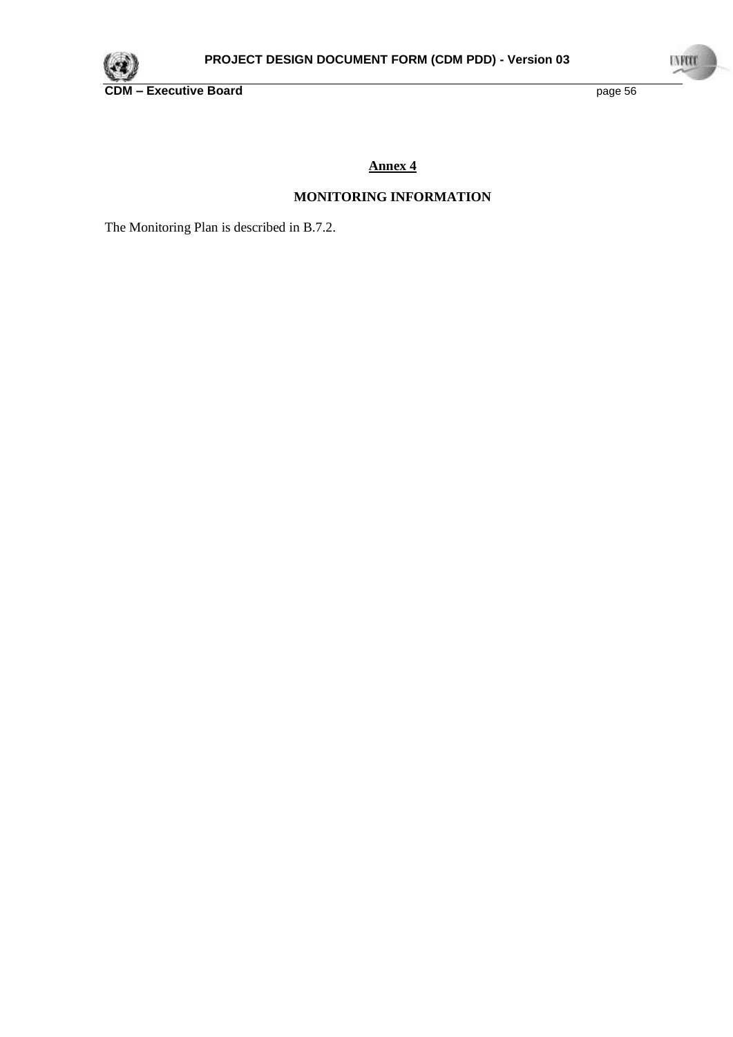## Annex 4

## MONITORING INFORMATION

The Monitoring Plan is described in B.7.2.